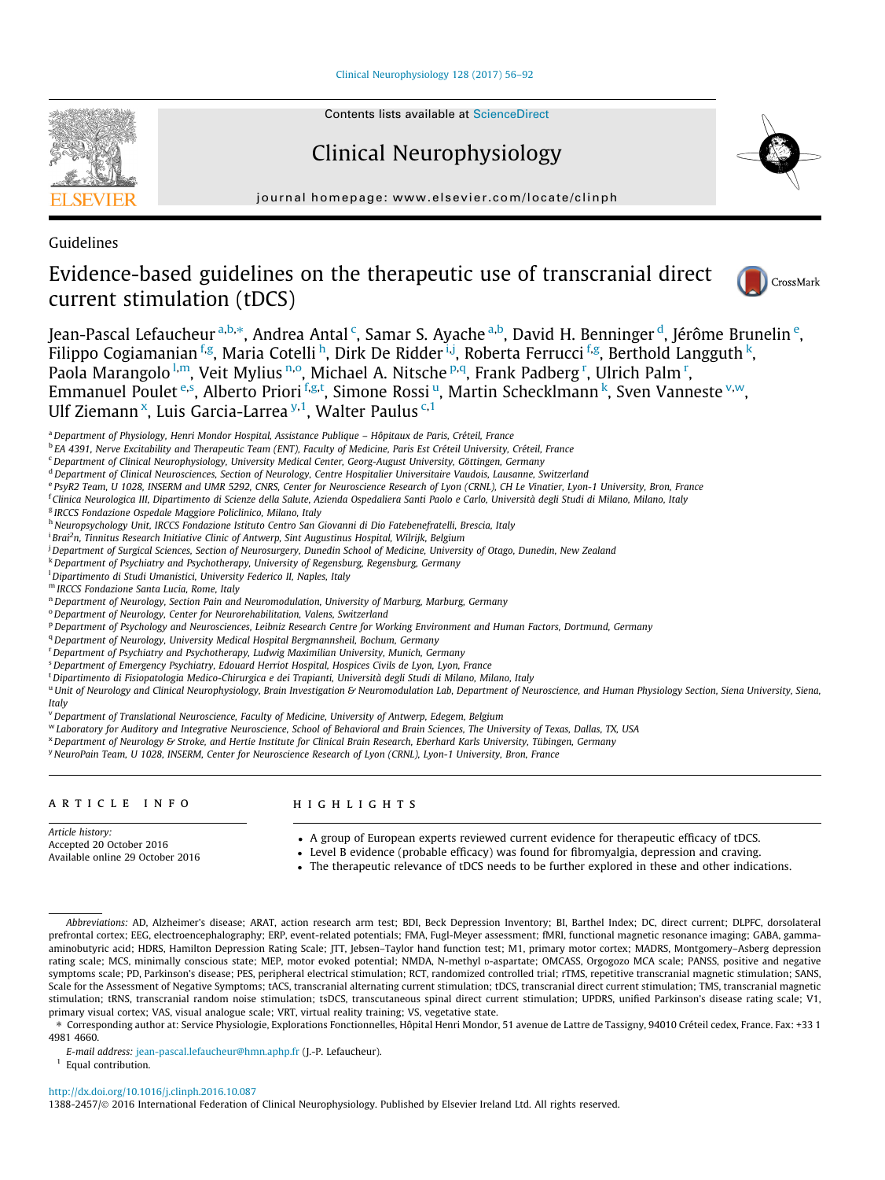Guidelines

# Evidence-based guidelines on the therapeutic use of transcranial direct current stimulation (tDCS)

Jean-Pascal Lefaucheur[a,b,*], Andrea Antal[c], Samar S. Ayache[a,b], David H. Benninger[d], Jérôme Brunelin[e], Filippo Cogiamanian[f,g], Maria Cotelli[h], Dirk De Ridder[i,j], Roberta Ferrucci[f,g], Berthold Langguth[k], Paola Marangolo[l,m], Veit Mylius[n,o], Michael A. Nitsche[p,q], Frank Padberg[r], Ulrich Palm[r], Emmanuel Poulet[e,s], Alberto Priori[f,g,t], Simone Rossi[u], Martin Schecklmann[k], Sven Vanneste[v,w], Ulf Ziemann[x], Luis Garcia-Larrea[y,1], Walter Paulus[c,1]

[a] Department of Physiology, Henri Mondor Hospital, Assistance Publique – Hôpitaux de Paris, Créteil, France
[b] EA 4391, Nerve Excitability and Therapeutic Team (ENT), Faculty of Medicine, Paris Est Créteil University, Créteil, France
[c] Department of Clinical Neurophysiology, University Medical Center, Georg-August University, Göttingen, Germany
[d] Department of Clinical Neurosciences, Section of Neurology, Centre Hospitalier Universitaire Vaudois, Lausanne, Switzerland
[e] PsyR2 Team, U 1028, INSERM and UMR 5292, CNRS, Center for Neuroscience Research of Lyon (CRNL), CH Le Vinatier, Lyon-1 University, Bron, France
[f] Clinica Neurologica III, Dipartimento di Scienze della Salute, Azienda Ospedaliera Santi Paolo e Carlo, Università degli Studi di Milano, Milano, Italy
[g] IRCCS Fondazione Ospedale Maggiore Policlinico, Milano, Italy
[h] Neuropsychology Unit, IRCCS Fondazione Istituto Centro San Giovanni di Dio Fatebenefratelli, Brescia, Italy
[i] Brai²n, Tinnitus Research Initiative Clinic of Antwerp, Sint Augustinus Hospital, Wilrijk, Belgium
[j] Department of Surgical Sciences, Section of Neurosurgery, Dunedin School of Medicine, University of Otago, Dunedin, New Zealand
[k] Department of Psychiatry and Psychotherapy, University of Regensburg, Regensburg, Germany
[l] Dipartimento di Studi Umanistici, University Federico II, Naples, Italy
[m] IRCCS Fondazione Santa Lucia, Rome, Italy
[n] Department of Neurology, Section Pain and Neuromodulation, University of Marburg, Marburg, Germany
[o] Department of Neurology, Center for Neurorehabilitation, Valens, Switzerland
[p] Department of Psychology and Neurosciences, Leibniz Research Centre for Working Environment and Human Factors, Dortmund, Germany
[q] Department of Neurology, University Medical Hospital Bergmannsheil, Bochum, Germany
[r] Department of Psychiatry and Psychotherapy, Ludwig Maximilian University, Munich, Germany
[s] Department of Emergency Psychiatry, Edouard Herriot Hospital, Hospices Civils de Lyon, Lyon, France
[t] Dipartimento di Fisiopatologia Medico-Chirurgica e dei Trapianti, Università degli Studi di Milano, Milano, Italy
[u] Unit of Neurology and Clinical Neurophysiology, Brain Investigation & Neuromodulation Lab, Department of Neuroscience, and Human Physiology Section, Siena University, Siena, Italy
[v] Department of Translational Neuroscience, Faculty of Medicine, University of Antwerp, Edegem, Belgium
[w] Laboratory for Auditory and Integrative Neuroscience, School of Behavioral and Brain Sciences, The University of Texas, Dallas, TX, USA
[x] Department of Neurology & Stroke, and Hertie Institute for Clinical Brain Research, Eberhard Karls University, Tübingen, Germany
[y] NeuroPain Team, U 1028, INSERM, Center for Neuroscience Research of Lyon (CRNL), Lyon-1 University, Bron, France

## ARTICLE INFO

*Article history:*
Accepted 20 October 2016
Available online 29 October 2016

## HIGHLIGHTS

- A group of European experts reviewed current evidence for therapeutic efficacy of tDCS.
- Level B evidence (probable efficacy) was found for fibromyalgia, depression and craving.
- The therapeutic relevance of tDCS needs to be further explored in these and other indications.

*Abbreviations:* AD, Alzheimer's disease; ARAT, action research arm test; BDI, Beck Depression Inventory; BI, Barthel Index; DC, direct current; DLPFC, dorsolateral prefrontal cortex; EEG, electroencephalography; ERP, event-related potentials; FMA, Fugl-Meyer assessment; fMRI, functional magnetic resonance imaging; GABA, gamma-aminobutyric acid; HDRS, Hamilton Depression Rating Scale; JTT, Jebsen–Taylor hand function test; M1, primary motor cortex; MADRS, Montgomery–Asberg depression rating scale; MCS, minimally conscious state; MEP, motor evoked potential; NMDA, N-methyl D-aspartate; OMCASS, Orgogozo MCA scale; PANSS, positive and negative symptoms scale; PD, Parkinson's disease; PES, peripheral electrical stimulation; RCT, randomized controlled trial; rTMS, repetitive transcranial magnetic stimulation; SANS, Scale for the Assessment of Negative Symptoms; tACS, transcranial alternating current stimulation; tDCS, transcranial direct current stimulation; TMS, transcranial magnetic stimulation; tRNS, transcranial random noise stimulation; tsDCS, transcutaneous spinal direct current stimulation; UPDRS, unified Parkinson's disease rating scale; V1, primary visual cortex; VAS, visual analogue scale; VRT, virtual reality training; VS, vegetative state.

\* Corresponding author at: Service Physiologie, Explorations Fonctionnelles, Hôpital Henri Mondor, 51 avenue de Lattre de Tassigny, 94010 Créteil cedex, France. Fax: +33 1 4981 4660.

*E-mail address:* jean-pascal.lefaucheur@hmn.aphp.fr (J.-P. Lefaucheur).

[1] Equal contribution.

http://dx.doi.org/10.1016/j.clinph.2016.10.087
1388-2457/© 2016 International Federation of Clinical Neurophysiology. Published by Elsevier Ireland Ltd. All rights reserved.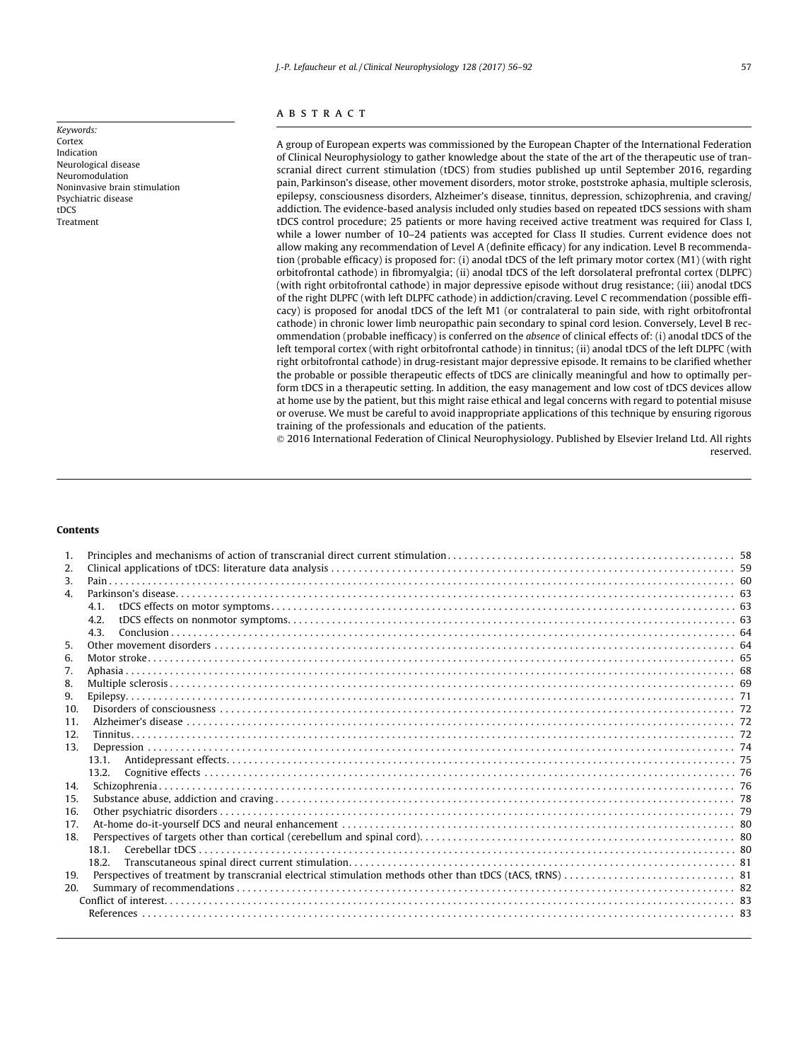Keywords:
Cortex
Indication
Neurological disease
Neuromodulation
Noninvasive brain stimulation
Psychiatric disease
tDCS
Treatment

## ABSTRACT

A group of European experts was commissioned by the European Chapter of the International Federation of Clinical Neurophysiology to gather knowledge about the state of the art of the therapeutic use of transcranial direct current stimulation (tDCS) from studies published up until September 2016, regarding pain, Parkinson's disease, other movement disorders, motor stroke, poststroke aphasia, multiple sclerosis, epilepsy, consciousness disorders, Alzheimer's disease, tinnitus, depression, schizophrenia, and craving/addiction. The evidence-based analysis included only studies based on repeated tDCS sessions with sham tDCS control procedure; 25 patients or more having received active treatment was required for Class I, while a lower number of 10–24 patients was accepted for Class II studies. Current evidence does not allow making any recommendation of Level A (definite efficacy) for any indication. Level B recommendation (probable efficacy) is proposed for: (i) anodal tDCS of the left primary motor cortex (M1) (with right orbitofrontal cathode) in fibromyalgia; (ii) anodal tDCS of the left dorsolateral prefrontal cortex (DLPFC) (with right orbitofrontal cathode) in major depressive episode without drug resistance; (iii) anodal tDCS of the right DLPFC (with left DLPFC cathode) in addiction/craving. Level C recommendation (possible efficacy) is proposed for anodal tDCS of the left M1 (or contralateral to pain side, with right orbitofrontal cathode) in chronic lower limb neuropathic pain secondary to spinal cord lesion. Conversely, Level B recommendation (probable inefficacy) is conferred on the *absence* of clinical effects of: (i) anodal tDCS of the left temporal cortex (with right orbitofrontal cathode) in tinnitus; (ii) anodal tDCS of the left DLPFC (with right orbitofrontal cathode) in drug-resistant major depressive episode. It remains to be clarified whether the probable or possible therapeutic effects of tDCS are clinically meaningful and how to optimally perform tDCS in a therapeutic setting. In addition, the easy management and low cost of tDCS devices allow at home use by the patient, but this might raise ethical and legal concerns with regard to potential misuse or overuse. We must be careful to avoid inappropriate applications of this technique by ensuring rigorous training of the professionals and education of the patients.

© 2016 International Federation of Clinical Neurophysiology. Published by Elsevier Ireland Ltd. All rights reserved.

## Contents

1. Principles and mechanisms of action of transcranial direct current stimulation . . . 58
2. Clinical applications of tDCS: literature data analysis . . . 59
3. Pain . . . 60
4. Parkinson's disease . . . 63
   - 4.1. tDCS effects on motor symptoms . . . 63
   - 4.2. tDCS effects on nonmotor symptoms . . . 63
   - 4.3. Conclusion . . . 64
5. Other movement disorders . . . 64
6. Motor stroke . . . 65
7. Aphasia . . . 68
8. Multiple sclerosis . . . 69
9. Epilepsy . . . 71
10. Disorders of consciousness . . . 72
11. Alzheimer's disease . . . 72
12. Tinnitus . . . 72
13. Depression . . . 74
    - 13.1. Antidepressant effects . . . 75
    - 13.2. Cognitive effects . . . 76
14. Schizophrenia . . . 76
15. Substance abuse, addiction and craving . . . 78
16. Other psychiatric disorders . . . 79
17. At-home do-it-yourself DCS and neural enhancement . . . 80
18. Perspectives of targets other than cortical (cerebellum and spinal cord) . . . 80
    - 18.1. Cerebellar tDCS . . . 80
    - 18.2. Transcutaneous spinal direct current stimulation . . . 81
19. Perspectives of treatment by transcranial electrical stimulation methods other than tDCS (tACS, tRNS) . . . 81
20. Summary of recommendations . . . 82

Conflict of interest . . . 83

References . . . 83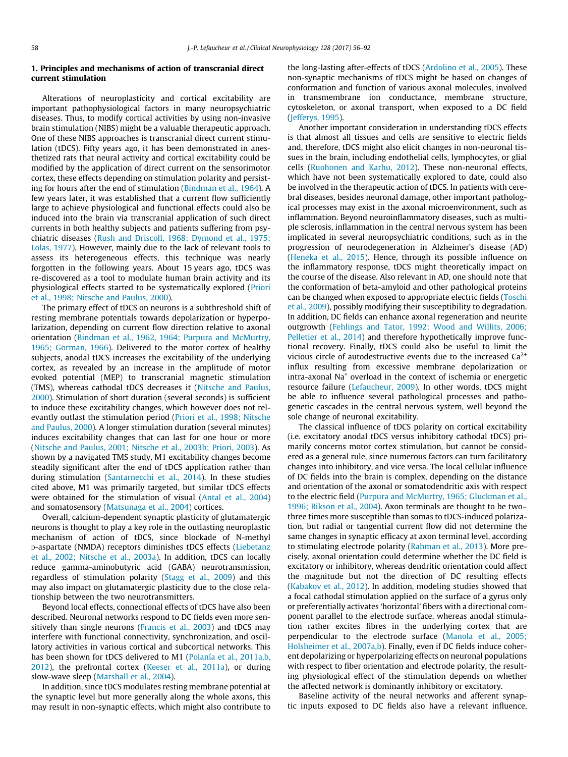## 1. Principles and mechanisms of action of transcranial direct current stimulation

Alterations of neuroplasticity and cortical excitability are important pathophysiological factors in many neuropsychiatric diseases. Thus, to modify cortical activities by using non-invasive brain stimulation (NIBS) might be a valuable therapeutic approach. One of these NIBS approaches is transcranial direct current stimulation (tDCS). Fifty years ago, it has been demonstrated in anesthetized rats that neural activity and cortical excitability could be modified by the application of direct current on the sensorimotor cortex, these effects depending on stimulation polarity and persisting for hours after the end of stimulation (Bindman et al., 1964). A few years later, it was established that a current flow sufficiently large to achieve physiological and functional effects could also be induced into the brain via transcranial application of such direct currents in both healthy subjects and patients suffering from psychiatric diseases (Rush and Driscoll, 1968; Dymond et al., 1975; Lolas, 1977). However, mainly due to the lack of relevant tools to assess its heterogeneous effects, this technique was nearly forgotten in the following years. About 15 years ago, tDCS was re-discovered as a tool to modulate human brain activity and its physiological effects started to be systematically explored (Priori et al., 1998; Nitsche and Paulus, 2000).

The primary effect of tDCS on neurons is a subthreshold shift of resting membrane potentials towards depolarization or hyperpolarization, depending on current flow direction relative to axonal orientation (Bindman et al., 1962, 1964; Purpura and McMurtry, 1965; Gorman, 1966). Delivered to the motor cortex of healthy subjects, anodal tDCS increases the excitability of the underlying cortex, as revealed by an increase in the amplitude of motor evoked potential (MEP) to transcranial magnetic stimulation (TMS), whereas cathodal tDCS decreases it (Nitsche and Paulus, 2000). Stimulation of short duration (several seconds) is sufficient to induce these excitability changes, which however does not relevantly outlast the stimulation period (Priori et al., 1998; Nitsche and Paulus, 2000). A longer stimulation duration (several minutes) induces excitability changes that can last for one hour or more (Nitsche and Paulus, 2001; Nitsche et al., 2003b; Priori, 2003). As shown by a navigated TMS study, M1 excitability changes become steadily significant after the end of tDCS application rather than during stimulation (Santarnecchi et al., 2014). In these studies cited above, M1 was primarily targeted, but similar tDCS effects were obtained for the stimulation of visual (Antal et al., 2004) and somatosensory (Matsunaga et al., 2004) cortices.

Overall, calcium-dependent synaptic plasticity of glutamatergic neurons is thought to play a key role in the outlasting neuroplastic mechanism of action of tDCS, since blockade of N-methyl D-aspartate (NMDA) receptors diminishes tDCS effects (Liebetanz et al., 2002; Nitsche et al., 2003a). In addition, tDCS can locally reduce gamma-aminobutyric acid (GABA) neurotransmission, regardless of stimulation polarity (Stagg et al., 2009) and this may also impact on glutamatergic plasticity due to the close relationship between the two neurotransmitters.

Beyond local effects, connectional effects of tDCS have also been described. Neuronal networks respond to DC fields even more sensitively than single neurons (Francis et al., 2003) and tDCS may interfere with functional connectivity, synchronization, and oscillatory activities in various cortical and subcortical networks. This has been shown for tDCS delivered to M1 (Polanía et al., 2011a,b, 2012), the prefrontal cortex (Keeser et al., 2011a), or during slow-wave sleep (Marshall et al., 2004).

In addition, since tDCS modulates resting membrane potential at the synaptic level but more generally along the whole axons, this may result in non-synaptic effects, which might also contribute to the long-lasting after-effects of tDCS (Ardolino et al., 2005). These non-synaptic mechanisms of tDCS might be based on changes of conformation and function of various axonal molecules, involved in transmembrane ion conductance, membrane structure, cytoskeleton, or axonal transport, when exposed to a DC field (Jefferys, 1995).

Another important consideration in understanding tDCS effects is that almost all tissues and cells are sensitive to electric fields and, therefore, tDCS might also elicit changes in non-neuronal tissues in the brain, including endothelial cells, lymphocytes, or glial cells (Ruohonen and Karhu, 2012). These non-neuronal effects, which have not been systematically explored to date, could also be involved in the therapeutic action of tDCS. In patients with cerebral diseases, besides neuronal damage, other important pathological processes may exist in the axonal microenvironment, such as inflammation. Beyond neuroinflammatory diseases, such as multiple sclerosis, inflammation in the central nervous system has been implicated in several neuropsychiatric conditions, such as in the progression of neurodegeneration in Alzheimer's disease (AD) (Heneka et al., 2015). Hence, through its possible influence on the inflammatory response, tDCS might theoretically impact on the course of the disease. Also relevant in AD, one should note that the conformation of beta-amyloid and other pathological proteins can be changed when exposed to appropriate electric fields (Toschi et al., 2009), possibly modifying their susceptibility to degradation. In addition, DC fields can enhance axonal regeneration and neurite outgrowth (Fehlings and Tator, 1992; Wood and Willits, 2006; Pelletier et al., 2014) and therefore hypothetically improve functional recovery. Finally, tDCS could also be useful to limit the vicious circle of autodestructive events due to the increased $Ca^{2+}$ influx resulting from excessive membrane depolarization or intra-axonal $Na^{+}$ overload in the context of ischemia or energetic resource failure (Lefaucheur, 2009). In other words, tDCS might be able to influence several pathological processes and pathogenetic cascades in the central nervous system, well beyond the sole change of neuronal excitability.

The classical influence of tDCS polarity on cortical excitability (i.e. excitatory anodal tDCS versus inhibitory cathodal tDCS) primarily concerns motor cortex stimulation, but cannot be considered as a general rule, since numerous factors can turn facilitatory changes into inhibitory, and vice versa. The local cellular influence of DC fields into the brain is complex, depending on the distance and orientation of the axonal or somatodendritic axis with respect to the electric field (Purpura and McMurtry, 1965; Gluckman et al., 1996; Bikson et al., 2004). Axon terminals are thought to be two–three times more susceptible than somas to tDCS-induced polarization, but radial or tangential current flow did not determine the same changes in synaptic efficacy at axon terminal level, according to stimulating electrode polarity (Rahman et al., 2013). More precisely, axonal orientation could determine whether the DC field is excitatory or inhibitory, whereas dendritic orientation could affect the magnitude but not the direction of DC resulting effects (Kabakov et al., 2012). In addition, modeling studies showed that a focal cathodal stimulation applied on the surface of a gyrus only or preferentially activates 'horizontal' fibers with a directional component parallel to the electrode surface, whereas anodal stimulation rather excites fibres in the underlying cortex that are perpendicular to the electrode surface (Manola et al., 2005; Holsheimer et al., 2007a,b). Finally, even if DC fields induce coherent depolarizing or hyperpolarizing effects on neuronal populations with respect to fiber orientation and electrode polarity, the resulting physiological effect of the stimulation depends on whether the affected network is dominantly inhibitory or excitatory.

Baseline activity of the neural networks and afferent synaptic inputs exposed to DC fields also have a relevant influence,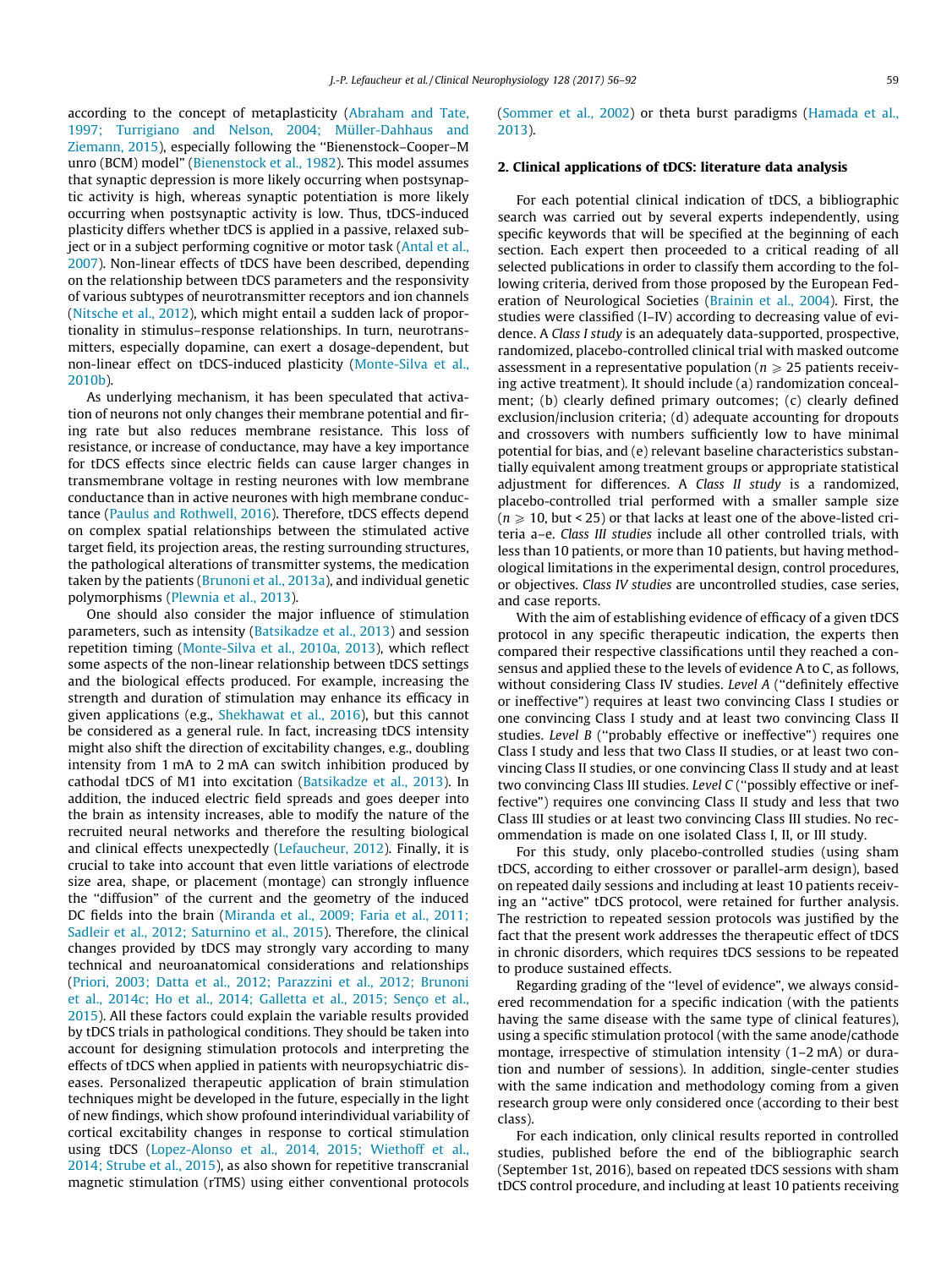according to the concept of metaplasticity (Abraham and Tate, 1997; Turrigiano and Nelson, 2004; Müller-Dahhaus and Ziemann, 2015), especially following the "Bienenstock–Cooper–Munro (BCM) model" (Bienenstock et al., 1982). This model assumes that synaptic depression is more likely occurring when postsynaptic activity is high, whereas synaptic potentiation is more likely occurring when postsynaptic activity is low. Thus, tDCS-induced plasticity differs whether tDCS is applied in a passive, relaxed subject or in a subject performing cognitive or motor task (Antal et al., 2007). Non-linear effects of tDCS have been described, depending on the relationship between tDCS parameters and the responsivity of various subtypes of neurotransmitter receptors and ion channels (Nitsche et al., 2012), which might entail a sudden lack of proportionality in stimulus–response relationships. In turn, neurotransmitters, especially dopamine, can exert a dosage-dependent, but non-linear effect on tDCS-induced plasticity (Monte-Silva et al., 2010b).

As underlying mechanism, it has been speculated that activation of neurons not only changes their membrane potential and firing rate but also reduces membrane resistance. This loss of resistance, or increase of conductance, may have a key importance for tDCS effects since electric fields can cause larger changes in transmembrane voltage in resting neurones with low membrane conductance than in active neurones with high membrane conductance (Paulus and Rothwell, 2016). Therefore, tDCS effects depend on complex spatial relationships between the stimulated active target field, its projection areas, the resting surrounding structures, the pathological alterations of transmitter systems, the medication taken by the patients (Brunoni et al., 2013a), and individual genetic polymorphisms (Plewnia et al., 2013).

One should also consider the major influence of stimulation parameters, such as intensity (Batsikadze et al., 2013) and session repetition timing (Monte-Silva et al., 2010a, 2013), which reflect some aspects of the non-linear relationship between tDCS settings and the biological effects produced. For example, increasing the strength and duration of stimulation may enhance its efficacy in given applications (e.g., Shekhawat et al., 2016), but this cannot be considered as a general rule. In fact, increasing tDCS intensity might also shift the direction of excitability changes, e.g., doubling intensity from 1 mA to 2 mA can switch inhibition produced by cathodal tDCS of M1 into excitation (Batsikadze et al., 2013). In addition, the induced electric field spreads and goes deeper into the brain as intensity increases, able to modify the nature of the recruited neural networks and therefore the resulting biological and clinical effects unexpectedly (Lefaucheur, 2012). Finally, it is crucial to take into account that even little variations of electrode size area, shape, or placement (montage) can strongly influence the "diffusion" of the current and the geometry of the induced DC fields into the brain (Miranda et al., 2009; Faria et al., 2011; Sadleir et al., 2012; Saturnino et al., 2015). Therefore, the clinical changes provided by tDCS may strongly vary according to many technical and neuroanatomical considerations and relationships (Priori, 2003; Datta et al., 2012; Parazzini et al., 2012; Brunoni et al., 2014c; Ho et al., 2014; Galletta et al., 2015; Senço et al., 2015). All these factors could explain the variable results provided by tDCS trials in pathological conditions. They should be taken into account for designing stimulation protocols and interpreting the effects of tDCS when applied in patients with neuropsychiatric diseases. Personalized therapeutic application of brain stimulation techniques might be developed in the future, especially in the light of new findings, which show profound interindividual variability of cortical excitability changes in response to cortical stimulation using tDCS (Lopez-Alonso et al., 2014, 2015; Wiethoff et al., 2014; Strube et al., 2015), as also shown for repetitive transcranial magnetic stimulation (rTMS) using either conventional protocols (Sommer et al., 2002) or theta burst paradigms (Hamada et al., 2013).

## 2. Clinical applications of tDCS: literature data analysis

For each potential clinical indication of tDCS, a bibliographic search was carried out by several experts independently, using specific keywords that will be specified at the beginning of each section. Each expert then proceeded to a critical reading of all selected publications in order to classify them according to the following criteria, derived from those proposed by the European Federation of Neurological Societies (Brainin et al., 2004). First, the studies were classified (I–IV) according to decreasing value of evidence. A *Class I study* is an adequately data-supported, prospective, randomized, placebo-controlled clinical trial with masked outcome assessment in a representative population ($n \geqslant 25$ patients receiving active treatment). It should include (a) randomization concealment; (b) clearly defined primary outcomes; (c) clearly defined exclusion/inclusion criteria; (d) adequate accounting for dropouts and crossovers with numbers sufficiently low to have minimal potential for bias, and (e) relevant baseline characteristics substantially equivalent among treatment groups or appropriate statistical adjustment for differences. A *Class II study* is a randomized, placebo-controlled trial performed with a smaller sample size ($n \geqslant 10$, but $< 25$) or that lacks at least one of the above-listed criteria a–e. *Class III studies* include all other controlled trials, with less than 10 patients, or more than 10 patients, but having methodological limitations in the experimental design, control procedures, or objectives. *Class IV studies* are uncontrolled studies, case series, and case reports.

With the aim of establishing evidence of efficacy of a given tDCS protocol in any specific therapeutic indication, the experts then compared their respective classifications until they reached a consensus and applied these to the levels of evidence A to C, as follows, without considering Class IV studies. *Level A* ("definitely effective or ineffective") requires at least two convincing Class I studies or one convincing Class I study and at least two convincing Class II studies. *Level B* ("probably effective or ineffective") requires one Class I study and less that two Class II studies, or at least two convincing Class II studies, or one convincing Class II study and at least two convincing Class III studies. *Level C* ("possibly effective or ineffective") requires one convincing Class II study and less that two Class III studies or at least two convincing Class III studies. No recommendation is made on one isolated Class I, II, or III study.

For this study, only placebo-controlled studies (using sham tDCS, according to either crossover or parallel-arm design), based on repeated daily sessions and including at least 10 patients receiving an "active" tDCS protocol, were retained for further analysis. The restriction to repeated session protocols was justified by the fact that the present work addresses the therapeutic effect of tDCS in chronic disorders, which requires tDCS sessions to be repeated to produce sustained effects.

Regarding grading of the "level of evidence", we always considered recommendation for a specific indication (with the patients having the same disease with the same type of clinical features), using a specific stimulation protocol (with the same anode/cathode montage, irrespective of stimulation intensity (1–2 mA) or duration and number of sessions). In addition, single-center studies with the same indication and methodology coming from a given research group were only considered once (according to their best class).

For each indication, only clinical results reported in controlled studies, published before the end of the bibliographic search (September 1st, 2016), based on repeated tDCS sessions with sham tDCS control procedure, and including at least 10 patients receiving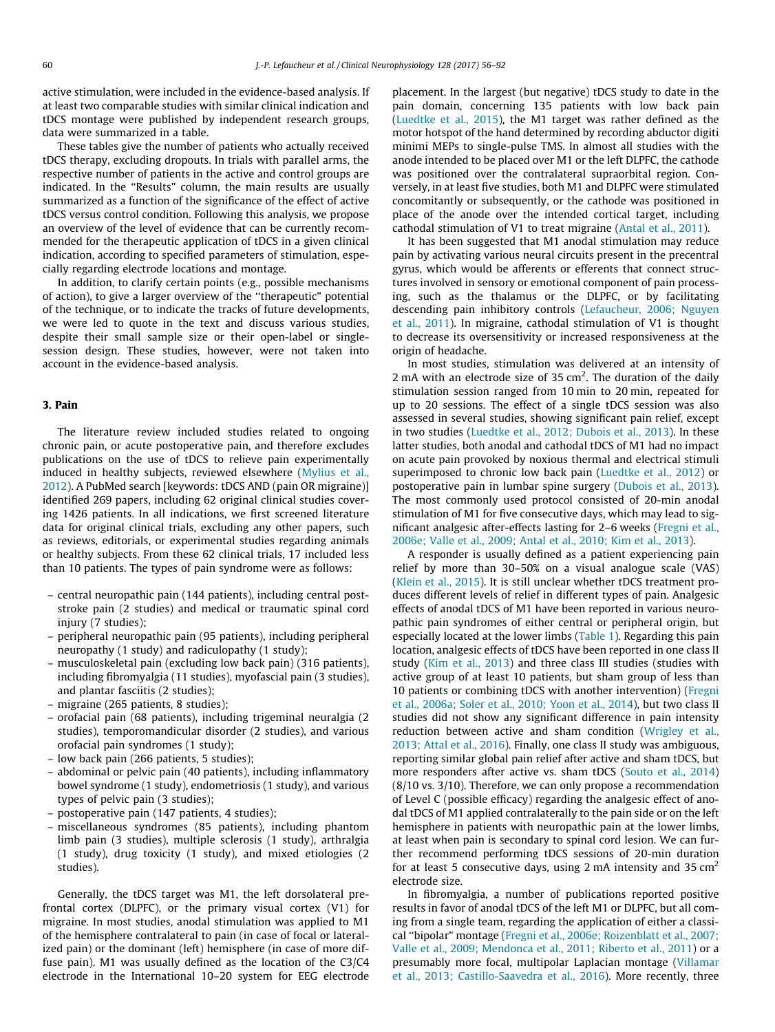active stimulation, were included in the evidence-based analysis. If at least two comparable studies with similar clinical indication and tDCS montage were published by independent research groups, data were summarized in a table.

These tables give the number of patients who actually received tDCS therapy, excluding dropouts. In trials with parallel arms, the respective number of patients in the active and control groups are indicated. In the "Results" column, the main results are usually summarized as a function of the significance of the effect of active tDCS versus control condition. Following this analysis, we propose an overview of the level of evidence that can be currently recommended for the therapeutic application of tDCS in a given clinical indication, according to specified parameters of stimulation, especially regarding electrode locations and montage.

In addition, to clarify certain points (e.g., possible mechanisms of action), to give a larger overview of the "therapeutic" potential of the technique, or to indicate the tracks of future developments, we were led to quote in the text and discuss various studies, despite their small sample size or their open-label or single-session design. These studies, however, were not taken into account in the evidence-based analysis.

## 3. Pain

The literature review included studies related to ongoing chronic pain, or acute postoperative pain, and therefore excludes publications on the use of tDCS to relieve pain experimentally induced in healthy subjects, reviewed elsewhere (Mylius et al., 2012). A PubMed search [keywords: tDCS AND (pain OR migraine)] identified 269 papers, including 62 original clinical studies covering 1426 patients. In all indications, we first screened literature data for original clinical trials, excluding any other papers, such as reviews, editorials, or experimental studies regarding animals or healthy subjects. From these 62 clinical trials, 17 included less than 10 patients. The types of pain syndrome were as follows:

- central neuropathic pain (144 patients), including central post-stroke pain (2 studies) and medical or traumatic spinal cord injury (7 studies);
- peripheral neuropathic pain (95 patients), including peripheral neuropathy (1 study) and radiculopathy (1 study);
- musculoskeletal pain (excluding low back pain) (316 patients), including fibromyalgia (11 studies), myofascial pain (3 studies), and plantar fasciitis (2 studies);
- migraine (265 patients, 8 studies);
- orofacial pain (68 patients), including trigeminal neuralgia (2 studies), temporomandicular disorder (2 studies), and various orofacial pain syndromes (1 study);
- low back pain (266 patients, 5 studies);
- abdominal or pelvic pain (40 patients), including inflammatory bowel syndrome (1 study), endometriosis (1 study), and various types of pelvic pain (3 studies);
- postoperative pain (147 patients, 4 studies);
- miscellaneous syndromes (85 patients), including phantom limb pain (3 studies), multiple sclerosis (1 study), arthralgia (1 study), drug toxicity (1 study), and mixed etiologies (2 studies).

Generally, the tDCS target was M1, the left dorsolateral prefrontal cortex (DLPFC), or the primary visual cortex (V1) for migraine. In most studies, anodal stimulation was applied to M1 of the hemisphere contralateral to pain (in case of focal or lateralized pain) or the dominant (left) hemisphere (in case of more diffuse pain). M1 was usually defined as the location of the C3/C4 electrode in the International 10–20 system for EEG electrode placement. In the largest (but negative) tDCS study to date in the pain domain, concerning 135 patients with low back pain (Luedtke et al., 2015), the M1 target was rather defined as the motor hotspot of the hand determined by recording abductor digiti minimi MEPs to single-pulse TMS. In almost all studies with the anode intended to be placed over M1 or the left DLPFC, the cathode was positioned over the contralateral supraorbital region. Conversely, in at least five studies, both M1 and DLPFC were stimulated concomitantly or subsequently, or the cathode was positioned in place of the anode over the intended cortical target, including cathodal stimulation of V1 to treat migraine (Antal et al., 2011).

It has been suggested that M1 anodal stimulation may reduce pain by activating various neural circuits present in the precentral gyrus, which would be afferents or efferents that connect structures involved in sensory or emotional component of pain processing, such as the thalamus or the DLPFC, or by facilitating descending pain inhibitory controls (Lefaucheur, 2006; Nguyen et al., 2011). In migraine, cathodal stimulation of V1 is thought to decrease its oversensitivity or increased responsiveness at the origin of headache.

In most studies, stimulation was delivered at an intensity of 2 mA with an electrode size of 35 $cm^2$. The duration of the daily stimulation session ranged from 10 min to 20 min, repeated for up to 20 sessions. The effect of a single tDCS session was also assessed in several studies, showing significant pain relief, except in two studies (Luedtke et al., 2012; Dubois et al., 2013). In these latter studies, both anodal and cathodal tDCS of M1 had no impact on acute pain provoked by noxious thermal and electrical stimuli superimposed to chronic low back pain (Luedtke et al., 2012) or postoperative pain in lumbar spine surgery (Dubois et al., 2013). The most commonly used protocol consisted of 20-min anodal stimulation of M1 for five consecutive days, which may lead to significant analgesic after-effects lasting for 2–6 weeks (Fregni et al., 2006e; Valle et al., 2009; Antal et al., 2010; Kim et al., 2013).

A responder is usually defined as a patient experiencing pain relief by more than 30–50% on a visual analogue scale (VAS) (Klein et al., 2015). It is still unclear whether tDCS treatment produces different levels of relief in different types of pain. Analgesic effects of anodal tDCS of M1 have been reported in various neuropathic pain syndromes of either central or peripheral origin, but especially located at the lower limbs (Table 1). Regarding this pain location, analgesic effects of tDCS have been reported in one class II study (Kim et al., 2013) and three class III studies (studies with active group of at least 10 patients, but sham group of less than 10 patients or combining tDCS with another intervention) (Fregni et al., 2006a; Soler et al., 2010; Yoon et al., 2014), but two class II studies did not show any significant difference in pain intensity reduction between active and sham condition (Wrigley et al., 2013; Attal et al., 2016). Finally, one class II study was ambiguous, reporting similar global pain relief after active and sham tDCS, but more responders after active vs. sham tDCS (Souto et al., 2014) (8/10 vs. 3/10). Therefore, we can only propose a recommendation of Level C (possible efficacy) regarding the analgesic effect of anodal tDCS of M1 applied contralaterally to the pain side or on the left hemisphere in patients with neuropathic pain at the lower limbs, at least when pain is secondary to spinal cord lesion. We can further recommend performing tDCS sessions of 20-min duration for at least 5 consecutive days, using 2 mA intensity and 35 $cm^2$ electrode size.

In fibromyalgia, a number of publications reported positive results in favor of anodal tDCS of the left M1 or DLPFC, but all coming from a single team, regarding the application of either a classical "bipolar" montage (Fregni et al., 2006e; Roizenblatt et al., 2007; Valle et al., 2009; Mendonca et al., 2011; Riberto et al., 2011) or a presumably more focal, multipolar Laplacian montage (Villamar et al., 2013; Castillo-Saavedra et al., 2016). More recently, three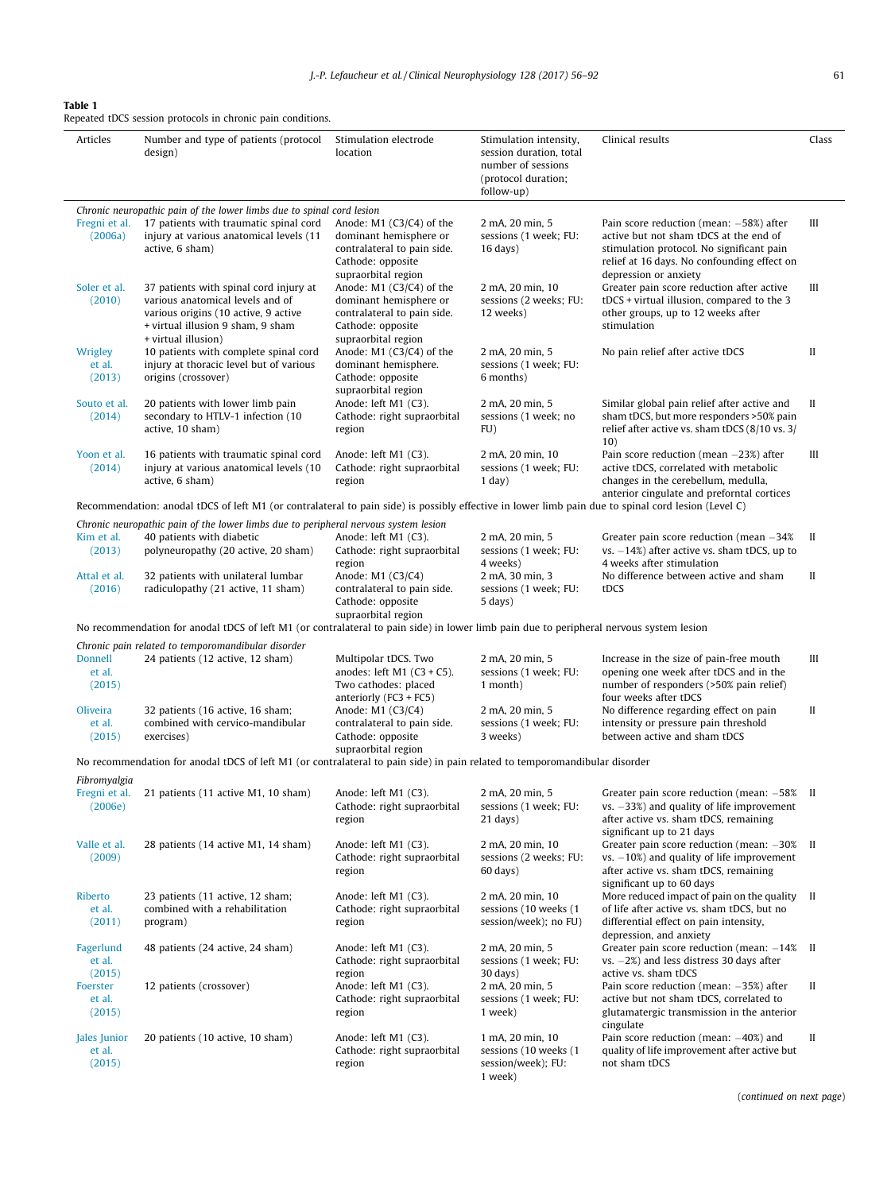**Table 1**
Repeated tDCS session protocols in chronic pain conditions.

| Articles | Number and type of patients (protocol design) | Stimulation electrode location | Stimulation intensity, session duration, total number of sessions (protocol duration; follow-up) | Clinical results | Class |
|---|---|---|---|---|---|
| *Chronic neuropathic pain of the lower limbs due to spinal cord lesion* | | | | | |
| Fregni et al. (2006a) | 17 patients with traumatic spinal cord injury at various anatomical levels (11 active, 6 sham) | Anode: M1 (C3/C4) of the dominant hemisphere or contralateral to pain side. Cathode: opposite supraorbital region | 2 mA, 20 min, 5 sessions (1 week; FU: 16 days) | Pain score reduction (mean: −58%) after active but not sham tDCS at the end of stimulation protocol. No significant pain relief at 16 days. No confounding effect on depression or anxiety | III |
| Soler et al. (2010) | 37 patients with spinal cord injury at various anatomical levels and of various origins (10 active, 9 active + virtual illusion 9 sham, 9 sham + virtual illusion) | Anode: M1 (C3/C4) of the dominant hemisphere or contralateral to pain side. Cathode: opposite supraorbital region | 2 mA, 20 min, 10 sessions (2 weeks; FU: 12 weeks) | Greater pain score reduction after active tDCS + virtual illusion, compared to the 3 other groups, up to 12 weeks after stimulation | III |
| Wrigley et al. (2013) | 10 patients with complete spinal cord injury at thoracic level but of various origins (crossover) | Anode: M1 (C3/C4) of the dominant hemisphere. Cathode: opposite supraorbital region | 2 mA, 20 min, 5 sessions (1 week; FU: 6 months) | No pain relief after active tDCS | II |
| Souto et al. (2014) | 20 patients with lower limb pain secondary to HTLV-1 infection (10 active, 10 sham) | Anode: left M1 (C3). Cathode: right supraorbital region | 2 mA, 20 min, 5 sessions (1 week; no FU) | Similar global pain relief after active and sham tDCS, but more responders >50% pain relief after active vs. sham tDCS (8/10 vs. 3/10) | II |
| Yoon et al. (2014) | 16 patients with traumatic spinal cord injury at various anatomical levels (10 active, 6 sham) | Anode: left M1 (C3). Cathode: right supraorbital region | 2 mA, 20 min, 10 sessions (1 week; FU: 1 day) | Pain score reduction (mean −23%) after active tDCS, correlated with metabolic changes in the cerebellum, medulla, anterior cingulate and prefrontal cortices | III |
| Recommendation: anodal tDCS of left M1 (or contralateral to pain side) is possibly effective in lower limb pain due to spinal cord lesion (Level C) | | | | | |
| *Chronic neuropathic pain of the lower limbs due to peripheral nervous system lesion* | | | | | |
| Kim et al. (2013) | 40 patients with diabetic polyneuropathy (20 active, 20 sham) | Anode: left M1 (C3). Cathode: right supraorbital region | 2 mA, 20 min, 5 sessions (1 week; FU: 4 weeks) | Greater pain score reduction (mean −34% vs. −14%) after active vs. sham tDCS, up to 4 weeks after stimulation | II |
| Attal et al. (2016) | 32 patients with unilateral lumbar radiculopathy (21 active, 11 sham) | Anode: M1 (C3/C4) contralateral to pain side. Cathode: opposite supraorbital region | 2 mA, 30 min, 3 sessions (1 week; FU: 5 days) | No difference between active and sham tDCS | II |
| No recommendation for anodal tDCS of left M1 (or contralateral to pain side) in lower limb pain due to peripheral nervous system lesion | | | | | |
| *Chronic pain related to temporomandibular disorder* | | | | | |
| Donnell et al. (2015) | 24 patients (12 active, 12 sham) | Multipolar tDCS. Two anodes: left M1 (C3 + C5). Two cathodes: placed anteriorly (FC3 + FC5) | 2 mA, 20 min, 5 sessions (1 week; FU: 1 month) | Increase in the size of pain-free mouth opening one week after tDCS and in the number of responders (>50% pain relief) four weeks after tDCS | III |
| Oliveira et al. (2015) | 32 patients (16 active, 16 sham; combined with cervico-mandibular exercises) | Anode: M1 (C3/C4) contralateral to pain side. Cathode: opposite supraorbital region | 2 mA, 20 min, 5 sessions (1 week; FU: 3 weeks) | No difference regarding effect on pain intensity or pressure pain threshold between active and sham tDCS | II |
| No recommendation for anodal tDCS of left M1 (or contralateral to pain side) in pain related to temporomandibular disorder | | | | | |
| *Fibromyalgia* | | | | | |
| Fregni et al. (2006e) | 21 patients (11 active M1, 10 sham) | Anode: left M1 (C3). Cathode: right supraorbital region | 2 mA, 20 min, 5 sessions (1 week; FU: 21 days) | Greater pain score reduction (mean: −58% vs. −33%) and quality of life improvement after active vs. sham tDCS, remaining significant up to 21 days | II |
| Valle et al. (2009) | 28 patients (14 active M1, 14 sham) | Anode: left M1 (C3). Cathode: right supraorbital region | 2 mA, 20 min, 10 sessions (2 weeks; FU: 60 days) | Greater pain score reduction (mean: −30% vs. −10%) and quality of life improvement after active vs. sham tDCS, remaining significant up to 60 days | II |
| Riberto et al. (2011) | 23 patients (11 active, 12 sham; combined with a rehabilitation program) | Anode: left M1 (C3). Cathode: right supraorbital region | 2 mA, 20 min, 10 sessions (10 weeks (1 session/week); no FU) | More reduced impact of pain on the quality of life after active vs. sham tDCS, but no differential effect on pain intensity, depression, and anxiety | II |
| Fagerlund et al. (2015) | 48 patients (24 active, 24 sham) | Anode: left M1 (C3). Cathode: right supraorbital region | 2 mA, 20 min, 5 sessions (1 week; FU: 30 days) | Greater pain score reduction (mean: −14% vs. −2%) and less distress 30 days after active vs. sham tDCS | II |
| Foerster et al. (2015) | 12 patients (crossover) | Anode: left M1 (C3). Cathode: right supraorbital region | 2 mA, 20 min, 5 sessions (1 week; FU: 1 week) | Pain score reduction (mean: −35%) after active but not sham tDCS, correlated to glutamatergic transmission in the anterior cingulate | II |
| Jales Junior et al. (2015) | 20 patients (10 active, 10 sham) | Anode: left M1 (C3). Cathode: right supraorbital region | 1 mA, 20 min, 10 sessions (10 weeks (1 session/week); FU: 1 week) | Pain score reduction (mean: −40%) and quality of life improvement after active but not sham tDCS | II |

(*continued on next page*)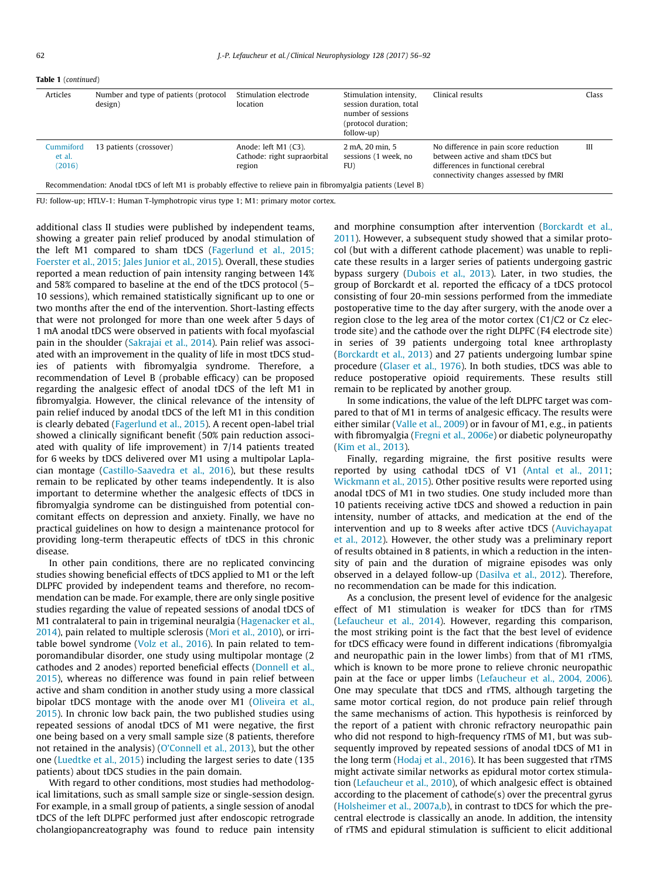**Table 1** (*continued*)

| Articles | Number and type of patients (protocol design) | Stimulation electrode location | Stimulation intensity, session duration, total number of sessions (protocol duration; follow-up) | Clinical results | Class |
|---|---|---|---|---|---|
| Cummiford et al. (2016) | 13 patients (crossover) | Anode: left M1 (C3). Cathode: right supraorbital region | 2 mA, 20 min, 5 sessions (1 week, no FU) | No difference in pain score reduction between active and sham tDCS but differences in functional cerebral connectivity changes assessed by fMRI | III |
| Recommendation: Anodal tDCS of left M1 is probably effective to relieve pain in fibromyalgia patients (Level B) | | | | | |

FU: follow-up; HTLV-1: Human T-lymphotropic virus type 1; M1: primary motor cortex.

additional class II studies were published by independent teams, showing a greater pain relief produced by anodal stimulation of the left M1 compared to sham tDCS (Fagerlund et al., 2015; Foerster et al., 2015; Jales Junior et al., 2015). Overall, these studies reported a mean reduction of pain intensity ranging between 14% and 58% compared to baseline at the end of the tDCS protocol (5–10 sessions), which remained statistically significant up to one or two months after the end of the intervention. Short-lasting effects that were not prolonged for more than one week after 5 days of 1 mA anodal tDCS were observed in patients with focal myofascial pain in the shoulder (Sakrajai et al., 2014). Pain relief was associated with an improvement in the quality of life in most tDCS studies of patients with fibromyalgia syndrome. Therefore, a recommendation of Level B (probable efficacy) can be proposed regarding the analgesic effect of anodal tDCS of the left M1 in fibromyalgia. However, the clinical relevance of the intensity of pain relief induced by anodal tDCS of the left M1 in this condition is clearly debated (Fagerlund et al., 2015). A recent open-label trial showed a clinically significant benefit (50% pain reduction associated with quality of life improvement) in 7/14 patients treated for 6 weeks by tDCS delivered over M1 using a multipolar Laplacian montage (Castillo-Saavedra et al., 2016), but these results remain to be replicated by other teams independently. It is also important to determine whether the analgesic effects of tDCS in fibromyalgia syndrome can be distinguished from potential concomitant effects on depression and anxiety. Finally, we have no practical guidelines on how to design a maintenance protocol for providing long-term therapeutic effects of tDCS in this chronic disease.

In other pain conditions, there are no replicated convincing studies showing beneficial effects of tDCS applied to M1 or the left DLPFC provided by independent teams and therefore, no recommendation can be made. For example, there are only single positive studies regarding the value of repeated sessions of anodal tDCS of M1 contralateral to pain in trigeminal neuralgia (Hagenacker et al., 2014), pain related to multiple sclerosis (Mori et al., 2010), or irritable bowel syndrome (Volz et al., 2016). In pain related to temporomandibular disorder, one study using multipolar montage (2 cathodes and 2 anodes) reported beneficial effects (Donnell et al., 2015), whereas no difference was found in pain relief between active and sham condition in another study using a more classical bipolar tDCS montage with the anode over M1 (Oliveira et al., 2015). In chronic low back pain, the two published studies using repeated sessions of anodal tDCS of M1 were negative, the first one being based on a very small sample size (8 patients, therefore not retained in the analysis) (O'Connell et al., 2013), but the other one (Luedtke et al., 2015) including the largest series to date (135 patients) about tDCS studies in the pain domain.

With regard to other conditions, most studies had methodological limitations, such as small sample size or single-session design. For example, in a small group of patients, a single session of anodal tDCS of the left DLPFC performed just after endoscopic retrograde cholangiopancreatography was found to reduce pain intensity and morphine consumption after intervention (Borckardt et al., 2011). However, a subsequent study showed that a similar protocol (but with a different cathode placement) was unable to replicate these results in a larger series of patients undergoing gastric bypass surgery (Dubois et al., 2013). Later, in two studies, the group of Borckardt et al. reported the efficacy of a tDCS protocol consisting of four 20-min sessions performed from the immediate postoperative time to the day after surgery, with the anode over a region close to the leg area of the motor cortex (C1/C2 or Cz electrode site) and the cathode over the right DLPFC (F4 electrode site) in series of 39 patients undergoing total knee arthroplasty (Borckardt et al., 2013) and 27 patients undergoing lumbar spine procedure (Glaser et al., 1976). In both studies, tDCS was able to reduce postoperative opioid requirements. These results still remain to be replicated by another group.

In some indications, the value of the left DLPFC target was compared to that of M1 in terms of analgesic efficacy. The results were either similar (Valle et al., 2009) or in favour of M1, e.g., in patients with fibromyalgia (Fregni et al., 2006e) or diabetic polyneuropathy (Kim et al., 2013).

Finally, regarding migraine, the first positive results were reported by using cathodal tDCS of V1 (Antal et al., 2011; Wickmann et al., 2015). Other positive results were reported using anodal tDCS of M1 in two studies. One study included more than 10 patients receiving active tDCS and showed a reduction in pain intensity, number of attacks, and medication at the end of the intervention and up to 8 weeks after active tDCS (Auvichayapat et al., 2012). However, the other study was a preliminary report of results obtained in 8 patients, in which a reduction in the intensity of pain and the duration of migraine episodes was only observed in a delayed follow-up (Dasilva et al., 2012). Therefore, no recommendation can be made for this indication.

As a conclusion, the present level of evidence for the analgesic effect of M1 stimulation is weaker for tDCS than for rTMS (Lefaucheur et al., 2014). However, regarding this comparison, the most striking point is the fact that the best level of evidence for tDCS efficacy were found in different indications (fibromyalgia and neuropathic pain in the lower limbs) from that of M1 rTMS, which is known to be more prone to relieve chronic neuropathic pain at the face or upper limbs (Lefaucheur et al., 2004, 2006). One may speculate that tDCS and rTMS, although targeting the same motor cortical region, do not produce pain relief through the same mechanisms of action. This hypothesis is reinforced by the report of a patient with chronic refractory neuropathic pain who did not respond to high-frequency rTMS of M1, but was subsequently improved by repeated sessions of anodal tDCS of M1 in the long term (Hodaj et al., 2016). It has been suggested that rTMS might activate similar networks as epidural motor cortex stimulation (Lefaucheur et al., 2010), of which analgesic effect is obtained according to the placement of cathode(s) over the precentral gyrus (Holsheimer et al., 2007a,b), in contrast to tDCS for which the precentral electrode is classically an anode. In addition, the intensity of rTMS and epidural stimulation is sufficient to elicit additional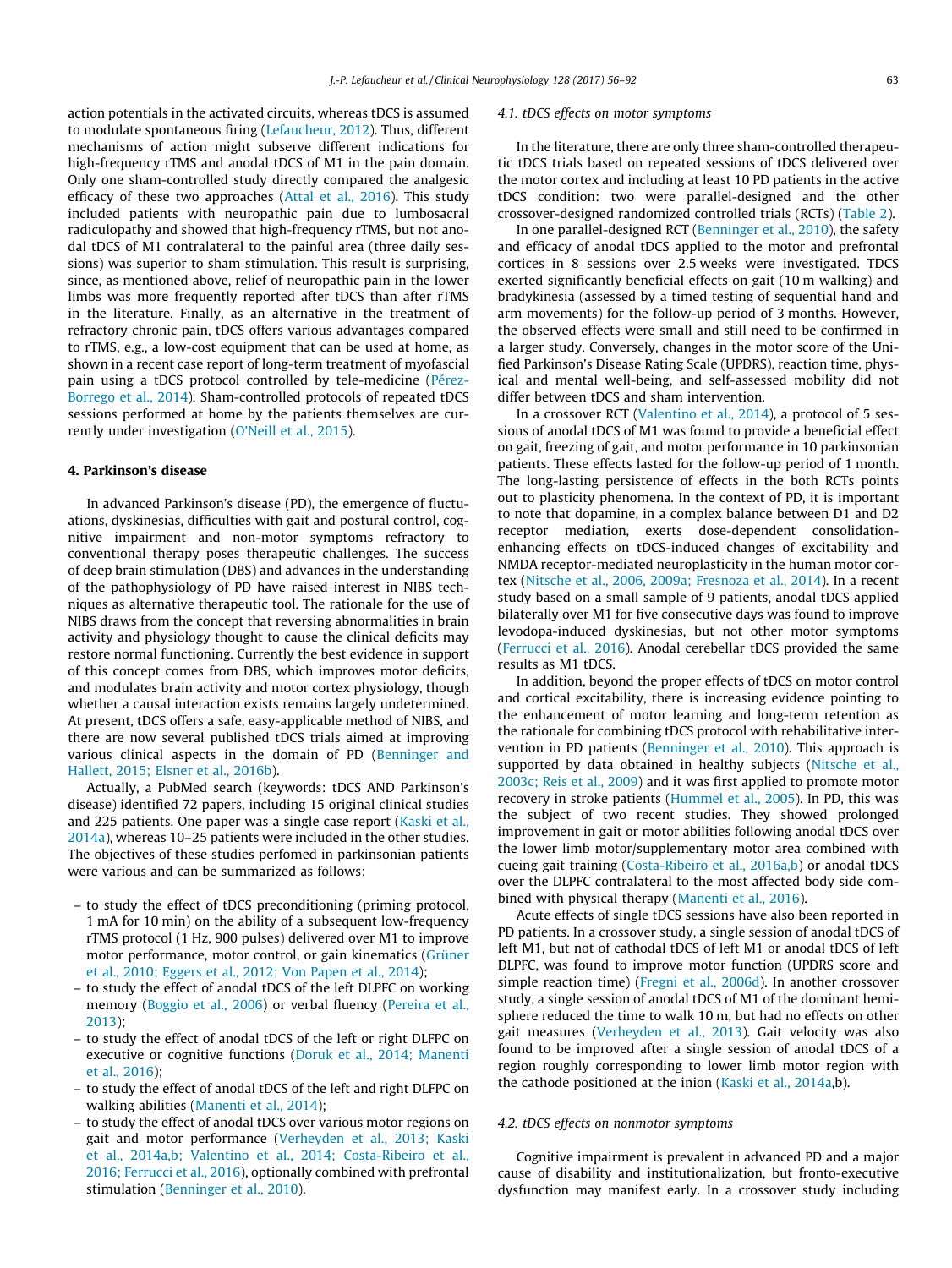action potentials in the activated circuits, whereas tDCS is assumed to modulate spontaneous firing (Lefaucheur, 2012). Thus, different mechanisms of action might subserve different indications for high-frequency rTMS and anodal tDCS of M1 in the pain domain. Only one sham-controlled study directly compared the analgesic efficacy of these two approaches (Attal et al., 2016). This study included patients with neuropathic pain due to lumbosacral radiculopathy and showed that high-frequency rTMS, but not anodal tDCS of M1 contralateral to the painful area (three daily sessions) was superior to sham stimulation. This result is surprising, since, as mentioned above, relief of neuropathic pain in the lower limbs was more frequently reported after tDCS than after rTMS in the literature. Finally, as an alternative in the treatment of refractory chronic pain, tDCS offers various advantages compared to rTMS, e.g., a low-cost equipment that can be used at home, as shown in a recent case report of long-term treatment of myofascial pain using a tDCS protocol controlled by tele-medicine (Pérez-Borrego et al., 2014). Sham-controlled protocols of repeated tDCS sessions performed at home by the patients themselves are currently under investigation (O'Neill et al., 2015).

## 4. Parkinson's disease

In advanced Parkinson's disease (PD), the emergence of fluctuations, dyskinesias, difficulties with gait and postural control, cognitive impairment and non-motor symptoms refractory to conventional therapy poses therapeutic challenges. The success of deep brain stimulation (DBS) and advances in the understanding of the pathophysiology of PD have raised interest in NIBS techniques as alternative therapeutic tool. The rationale for the use of NIBS draws from the concept that reversing abnormalities in brain activity and physiology thought to cause the clinical deficits may restore normal functioning. Currently the best evidence in support of this concept comes from DBS, which improves motor deficits, and modulates brain activity and motor cortex physiology, though whether a causal interaction exists remains largely undetermined. At present, tDCS offers a safe, easy-applicable method of NIBS, and there are now several published tDCS trials aimed at improving various clinical aspects in the domain of PD (Benninger and Hallett, 2015; Elsner et al., 2016b).

Actually, a PubMed search (keywords: tDCS AND Parkinson's disease) identified 72 papers, including 15 original clinical studies and 225 patients. One paper was a single case report (Kaski et al., 2014a), whereas 10–25 patients were included in the other studies. The objectives of these studies perfomed in parkinsonian patients were various and can be summarized as follows:

- to study the effect of tDCS preconditioning (priming protocol, 1 mA for 10 min) on the ability of a subsequent low-frequency rTMS protocol (1 Hz, 900 pulses) delivered over M1 to improve motor performance, motor control, or gain kinematics (Grüner et al., 2010; Eggers et al., 2012; Von Papen et al., 2014);
- to study the effect of anodal tDCS of the left DLPFC on working memory (Boggio et al., 2006) or verbal fluency (Pereira et al., 2013);
- to study the effect of anodal tDCS of the left or right DLPFC on executive or cognitive functions (Doruk et al., 2014; Manenti et al., 2016);
- to study the effect of anodal tDCS of the left and right DLPFC on walking abilities (Manenti et al., 2014);
- to study the effect of anodal tDCS over various motor regions on gait and motor performance (Verheyden et al., 2013; Kaski et al., 2014a,b; Valentino et al., 2014; Costa-Ribeiro et al., 2016; Ferrucci et al., 2016), optionally combined with prefrontal stimulation (Benninger et al., 2010).

### 4.1. tDCS effects on motor symptoms

In the literature, there are only three sham-controlled therapeutic tDCS trials based on repeated sessions of tDCS delivered over the motor cortex and including at least 10 PD patients in the active tDCS condition: two were parallel-designed and the other crossover-designed randomized controlled trials (RCTs) (Table 2).

In one parallel-designed RCT (Benninger et al., 2010), the safety and efficacy of anodal tDCS applied to the motor and prefrontal cortices in 8 sessions over 2.5 weeks were investigated. TDCS exerted significantly beneficial effects on gait (10 m walking) and bradykinesia (assessed by a timed testing of sequential hand and arm movements) for the follow-up period of 3 months. However, the observed effects were small and still need to be confirmed in a larger study. Conversely, changes in the motor score of the Unified Parkinson's Disease Rating Scale (UPDRS), reaction time, physical and mental well-being, and self-assessed mobility did not differ between tDCS and sham intervention.

In a crossover RCT (Valentino et al., 2014), a protocol of 5 sessions of anodal tDCS of M1 was found to provide a beneficial effect on gait, freezing of gait, and motor performance in 10 parkinsonian patients. These effects lasted for the follow-up period of 1 month. The long-lasting persistence of effects in the both RCTs points out to plasticity phenomena. In the context of PD, it is important to note that dopamine, in a complex balance between D1 and D2 receptor mediation, exerts dose-dependent consolidation-enhancing effects on tDCS-induced changes of excitability and NMDA receptor-mediated neuroplasticity in the human motor cortex (Nitsche et al., 2006, 2009a; Fresnoza et al., 2014). In a recent study based on a small sample of 9 patients, anodal tDCS applied bilaterally over M1 for five consecutive days was found to improve levodopa-induced dyskinesias, but not other motor symptoms (Ferrucci et al., 2016). Anodal cerebellar tDCS provided the same results as M1 tDCS.

In addition, beyond the proper effects of tDCS on motor control and cortical excitability, there is increasing evidence pointing to the enhancement of motor learning and long-term retention as the rationale for combining tDCS protocol with rehabilitative intervention in PD patients (Benninger et al., 2010). This approach is supported by data obtained in healthy subjects (Nitsche et al., 2003c; Reis et al., 2009) and it was first applied to promote motor recovery in stroke patients (Hummel et al., 2005). In PD, this was the subject of two recent studies. They showed prolonged improvement in gait or motor abilities following anodal tDCS over the lower limb motor/supplementary motor area combined with cueing gait training (Costa-Ribeiro et al., 2016a,b) or anodal tDCS over the DLPFC contralateral to the most affected body side combined with physical therapy (Manenti et al., 2016).

Acute effects of single tDCS sessions have also been reported in PD patients. In a crossover study, a single session of anodal tDCS of left M1, but not of cathodal tDCS of left M1 or anodal tDCS of left DLPFC, was found to improve motor function (UPDRS score and simple reaction time) (Fregni et al., 2006d). In another crossover study, a single session of anodal tDCS of M1 of the dominant hemisphere reduced the time to walk 10 m, but had no effects on other gait measures (Verheyden et al., 2013). Gait velocity was also found to be improved after a single session of anodal tDCS of a region roughly corresponding to lower limb motor region with the cathode positioned at the inion (Kaski et al., 2014a,b).

### 4.2. tDCS effects on nonmotor symptoms

Cognitive impairment is prevalent in advanced PD and a major cause of disability and institutionalization, but fronto-executive dysfunction may manifest early. In a crossover study including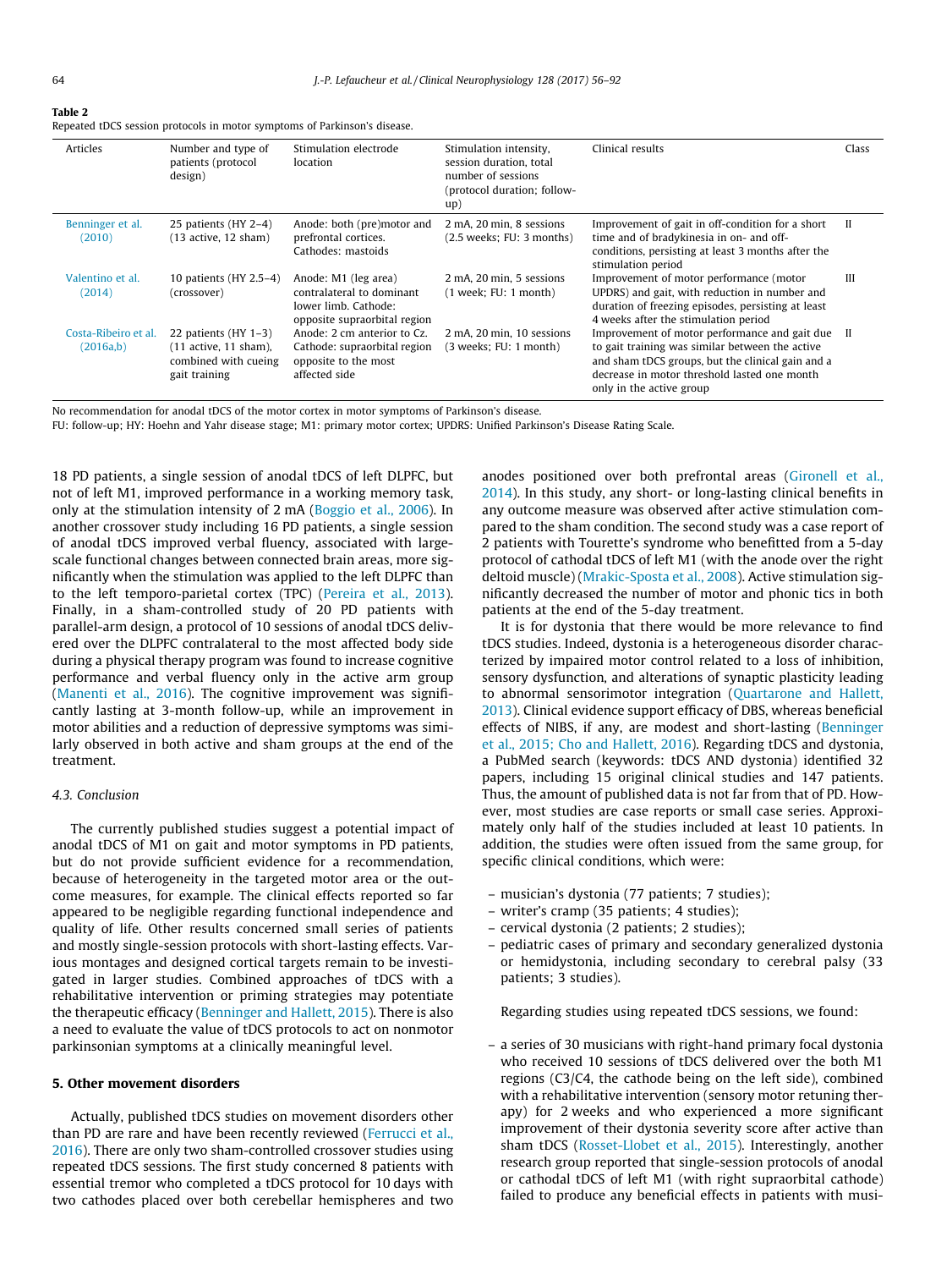**Table 2**
Repeated tDCS session protocols in motor symptoms of Parkinson's disease.

| Articles | Number and type of patients (protocol design) | Stimulation electrode location | Stimulation intensity, session duration, total number of sessions (protocol duration; follow-up) | Clinical results | Class |
|---|---|---|---|---|---|
| Benninger et al. (2010) | 25 patients (HY 2–4) (13 active, 12 sham) | Anode: both (pre)motor and prefrontal cortices. Cathodes: mastoids | 2 mA, 20 min, 8 sessions (2.5 weeks; FU: 3 months) | Improvement of gait in off-condition for a short time and of bradykinesia in on- and off-conditions, persisting at least 3 months after the stimulation period | II |
| Valentino et al. (2014) | 10 patients (HY 2.5–4) (crossover) | Anode: M1 (leg area) contralateral to dominant lower limb. Cathode: opposite supraorbital region | 2 mA, 20 min, 5 sessions (1 week; FU: 1 month) | Improvement of motor performance (motor UPDRS) and gait, with reduction in number and duration of freezing episodes, persisting at least 4 weeks after the stimulation period | III |
| Costa-Ribeiro et al. (2016a,b) | 22 patients (HY 1–3) (11 active, 11 sham), combined with cueing gait training | Anode: 2 cm anterior to Cz. Cathode: supraorbital region opposite to the most affected side | 2 mA, 20 min, 10 sessions (3 weeks; FU: 1 month) | Improvement of motor performance and gait due to gait training was similar between the active and sham tDCS groups, but the clinical gain and a decrease in motor threshold lasted one month only in the active group | II |

No recommendation for anodal tDCS of the motor cortex in motor symptoms of Parkinson's disease.
FU: follow-up; HY: Hoehn and Yahr disease stage; M1: primary motor cortex; UPDRS: Unified Parkinson's Disease Rating Scale.

18 PD patients, a single session of anodal tDCS of left DLPFC, but not of left M1, improved performance in a working memory task, only at the stimulation intensity of 2 mA (Boggio et al., 2006). In another crossover study including 16 PD patients, a single session of anodal tDCS improved verbal fluency, associated with large-scale functional changes between connected brain areas, more significantly when the stimulation was applied to the left DLPFC than to the left temporo-parietal cortex (TPC) (Pereira et al., 2013). Finally, in a sham-controlled study of 20 PD patients with parallel-arm design, a protocol of 10 sessions of anodal tDCS delivered over the DLPFC contralateral to the most affected body side during a physical therapy program was found to increase cognitive performance and verbal fluency only in the active arm group (Manenti et al., 2016). The cognitive improvement was significantly lasting at 3-month follow-up, while an improvement in motor abilities and a reduction of depressive symptoms was similarly observed in both active and sham groups at the end of the treatment.

### 4.3. Conclusion

The currently published studies suggest a potential impact of anodal tDCS of M1 on gait and motor symptoms in PD patients, but do not provide sufficient evidence for a recommendation, because of heterogeneity in the targeted motor area or the outcome measures, for example. The clinical effects reported so far appeared to be negligible regarding functional independence and quality of life. Other results concerned small series of patients and mostly single-session protocols with short-lasting effects. Various montages and designed cortical targets remain to be investigated in larger studies. Combined approaches of tDCS with a rehabilitative intervention or priming strategies may potentiate the therapeutic efficacy (Benninger and Hallett, 2015). There is also a need to evaluate the value of tDCS protocols to act on nonmotor parkinsonian symptoms at a clinically meaningful level.

## 5. Other movement disorders

Actually, published tDCS studies on movement disorders other than PD are rare and have been recently reviewed (Ferrucci et al., 2016). There are only two sham-controlled crossover studies using repeated tDCS sessions. The first study concerned 8 patients with essential tremor who completed a tDCS protocol for 10 days with two cathodes placed over both cerebellar hemispheres and two anodes positioned over both prefrontal areas (Gironell et al., 2014). In this study, any short- or long-lasting clinical benefits in any outcome measure was observed after active stimulation compared to the sham condition. The second study was a case report of 2 patients with Tourette's syndrome who benefitted from a 5-day protocol of cathodal tDCS of left M1 (with the anode over the right deltoid muscle) (Mrakic-Sposta et al., 2008). Active stimulation significantly decreased the number of motor and phonic tics in both patients at the end of the 5-day treatment.

It is for dystonia that there would be more relevance to find tDCS studies. Indeed, dystonia is a heterogeneous disorder characterized by impaired motor control related to a loss of inhibition, sensory dysfunction, and alterations of synaptic plasticity leading to abnormal sensorimotor integration (Quartarone and Hallett, 2013). Clinical evidence support efficacy of DBS, whereas beneficial effects of NIBS, if any, are modest and short-lasting (Benninger et al., 2015; Cho and Hallett, 2016). Regarding tDCS and dystonia, a PubMed search (keywords: tDCS AND dystonia) identified 32 papers, including 15 original clinical studies and 147 patients. Thus, the amount of published data is not far from that of PD. However, most studies are case reports or small case series. Approximately only half of the studies included at least 10 patients. In addition, the studies were often issued from the same group, for specific clinical conditions, which were:

- musician's dystonia (77 patients; 7 studies);
- writer's cramp (35 patients; 4 studies);
- cervical dystonia (2 patients; 2 studies);
- pediatric cases of primary and secondary generalized dystonia or hemidystonia, including secondary to cerebral palsy (33 patients; 3 studies).

Regarding studies using repeated tDCS sessions, we found:

- a series of 30 musicians with right-hand primary focal dystonia who received 10 sessions of tDCS delivered over the both M1 regions (C3/C4, the cathode being on the left side), combined with a rehabilitative intervention (sensory motor retuning therapy) for 2 weeks and who experienced a more significant improvement of their dystonia severity score after active than sham tDCS (Rosset-Llobet et al., 2015). Interestingly, another research group reported that single-session protocols of anodal or cathodal tDCS of left M1 (with right supraorbital cathode) failed to produce any beneficial effects in patients with musi-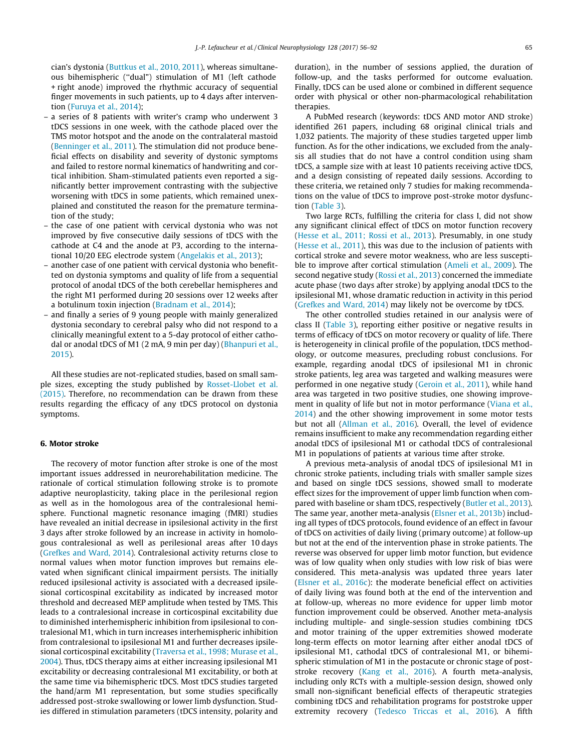cian's dystonia (Buttkus et al., 2010, 2011), whereas simultaneous bihemispheric ("dual") stimulation of M1 (left cathode + right anode) improved the rhythmic accuracy of sequential finger movements in such patients, up to 4 days after intervention (Furuya et al., 2014);

- a series of 8 patients with writer's cramp who underwent 3 tDCS sessions in one week, with the cathode placed over the TMS motor hotspot and the anode on the contralateral mastoid (Benninger et al., 2011). The stimulation did not produce beneficial effects on disability and severity of dystonic symptoms and failed to restore normal kinematics of handwriting and cortical inhibition. Sham-stimulated patients even reported a significantly better improvement contrasting with the subjective worsening with tDCS in some patients, which remained unexplained and constituted the reason for the premature termination of the study;
- the case of one patient with cervical dystonia who was not improved by five consecutive daily sessions of tDCS with the cathode at C4 and the anode at P3, according to the international 10/20 EEG electrode system (Angelakis et al., 2013);
- another case of one patient with cervical dystonia who benefitted on dystonia symptoms and quality of life from a sequential protocol of anodal tDCS of the both cerebellar hemispheres and the right M1 performed during 20 sessions over 12 weeks after a botulinum toxin injection (Bradnam et al., 2014);
- and finally a series of 9 young people with mainly generalized dystonia secondary to cerebral palsy who did not respond to a clinically meaningful extent to a 5-day protocol of either cathodal or anodal tDCS of M1 (2 mA, 9 min per day) (Bhanpuri et al., 2015).

All these studies are not-replicated studies, based on small sample sizes, excepting the study published by Rosset-Llobet et al. (2015). Therefore, no recommendation can be drawn from these results regarding the efficacy of any tDCS protocol on dystonia symptoms.

## 6. Motor stroke

The recovery of motor function after stroke is one of the most important issues addressed in neurorehabilitation medicine. The rationale of cortical stimulation following stroke is to promote adaptive neuroplasticity, taking place in the perilesional region as well as in the homologous area of the contralesional hemisphere. Functional magnetic resonance imaging (fMRI) studies have revealed an initial decrease in ipsilesional activity in the first 3 days after stroke followed by an increase in activity in homologous contralesional as well as perilesional areas after 10 days (Grefkes and Ward, 2014). Contralesional activity returns close to normal values when motor function improves but remains elevated when significant clinical impairment persists. The initially reduced ipsilesional activity is associated with a decreased ipsilesional corticospinal excitability as indicated by increased motor threshold and decreased MEP amplitude when tested by TMS. This leads to a contralesional increase in corticospinal excitability due to diminished interhemispheric inhibition from ipsilesional to contralesional M1, which in turn increases interhemispheric inhibition from contralesional to ipsilesional M1 and further decreases ipsilesional corticospinal excitability (Traversa et al., 1998; Murase et al., 2004). Thus, tDCS therapy aims at either increasing ipsilesional M1 excitability or decreasing contralesional M1 excitability, or both at the same time via bihemispheric tDCS. Most tDCS studies targeted the hand/arm M1 representation, but some studies specifically addressed post-stroke swallowing or lower limb dysfunction. Studies differed in stimulation parameters (tDCS intensity, polarity and duration), in the number of sessions applied, the duration of follow-up, and the tasks performed for outcome evaluation. Finally, tDCS can be used alone or combined in different sequence order with physical or other non-pharmacological rehabilitation therapies.

A PubMed research (keywords: tDCS AND motor AND stroke) identified 261 papers, including 68 original clinical trials and 1,032 patients. The majority of these studies targeted upper limb function. As for the other indications, we excluded from the analysis all studies that do not have a control condition using sham tDCS, a sample size with at least 10 patients receiving active tDCS, and a design consisting of repeated daily sessions. According to these criteria, we retained only 7 studies for making recommendations on the value of tDCS to improve post-stroke motor dysfunction (Table 3).

Two large RCTs, fulfilling the criteria for class I, did not show any significant clinical effect of tDCS on motor function recovery (Hesse et al., 2011; Rossi et al., 2013). Presumably, in one study (Hesse et al., 2011), this was due to the inclusion of patients with cortical stroke and severe motor weakness, who are less susceptible to improve after cortical stimulation (Ameli et al., 2009). The second negative study (Rossi et al., 2013) concerned the immediate acute phase (two days after stroke) by applying anodal tDCS to the ipsilesional M1, whose dramatic reduction in activity in this period (Grefkes and Ward, 2014) may likely not be overcome by tDCS.

The other controlled studies retained in our analysis were of class II (Table 3), reporting either positive or negative results in terms of efficacy of tDCS on motor recovery or quality of life. There is heterogeneity in clinical profile of the population, tDCS methodology, or outcome measures, precluding robust conclusions. For example, regarding anodal tDCS of ipsilesional M1 in chronic stroke patients, leg area was targeted and walking measures were performed in one negative study (Geroin et al., 2011), while hand area was targeted in two positive studies, one showing improvement in quality of life but not in motor performance (Viana et al., 2014) and the other showing improvement in some motor tests but not all (Allman et al., 2016). Overall, the level of evidence remains insufficient to make any recommendation regarding either anodal tDCS of ipsilesional M1 or cathodal tDCS of contralesional M1 in populations of patients at various time after stroke.

A previous meta-analysis of anodal tDCS of ipsilesional M1 in chronic stroke patients, including trials with smaller sample sizes and based on single tDCS sessions, showed small to moderate effect sizes for the improvement of upper limb function when compared with baseline or sham tDCS, respectively (Butler et al., 2013). The same year, another meta-analysis (Elsner et al., 2013b) including all types of tDCS protocols, found evidence of an effect in favour of tDCS on activities of daily living (primary outcome) at follow-up but not at the end of the intervention phase in stroke patients. The reverse was observed for upper limb motor function, but evidence was of low quality when only studies with low risk of bias were considered. This meta-analysis was updated three years later (Elsner et al., 2016c): the moderate beneficial effect on activities of daily living was found both at the end of the intervention and at follow-up, whereas no more evidence for upper limb motor function improvement could be observed. Another meta-analysis including multiple- and single-session studies combining tDCS and motor training of the upper extremities showed moderate long-term effects on motor learning after either anodal tDCS of ipsilesional M1, cathodal tDCS of contralesional M1, or bihemispheric stimulation of M1 in the postacute or chronic stage of post-stroke recovery (Kang et al., 2016). A fourth meta-analysis, including only RCTs with a multiple-session design, showed only small non-significant beneficial effects of therapeutic strategies combining tDCS and rehabilitation programs for poststroke upper extremity recovery (Tedesco Triccas et al., 2016). A fifth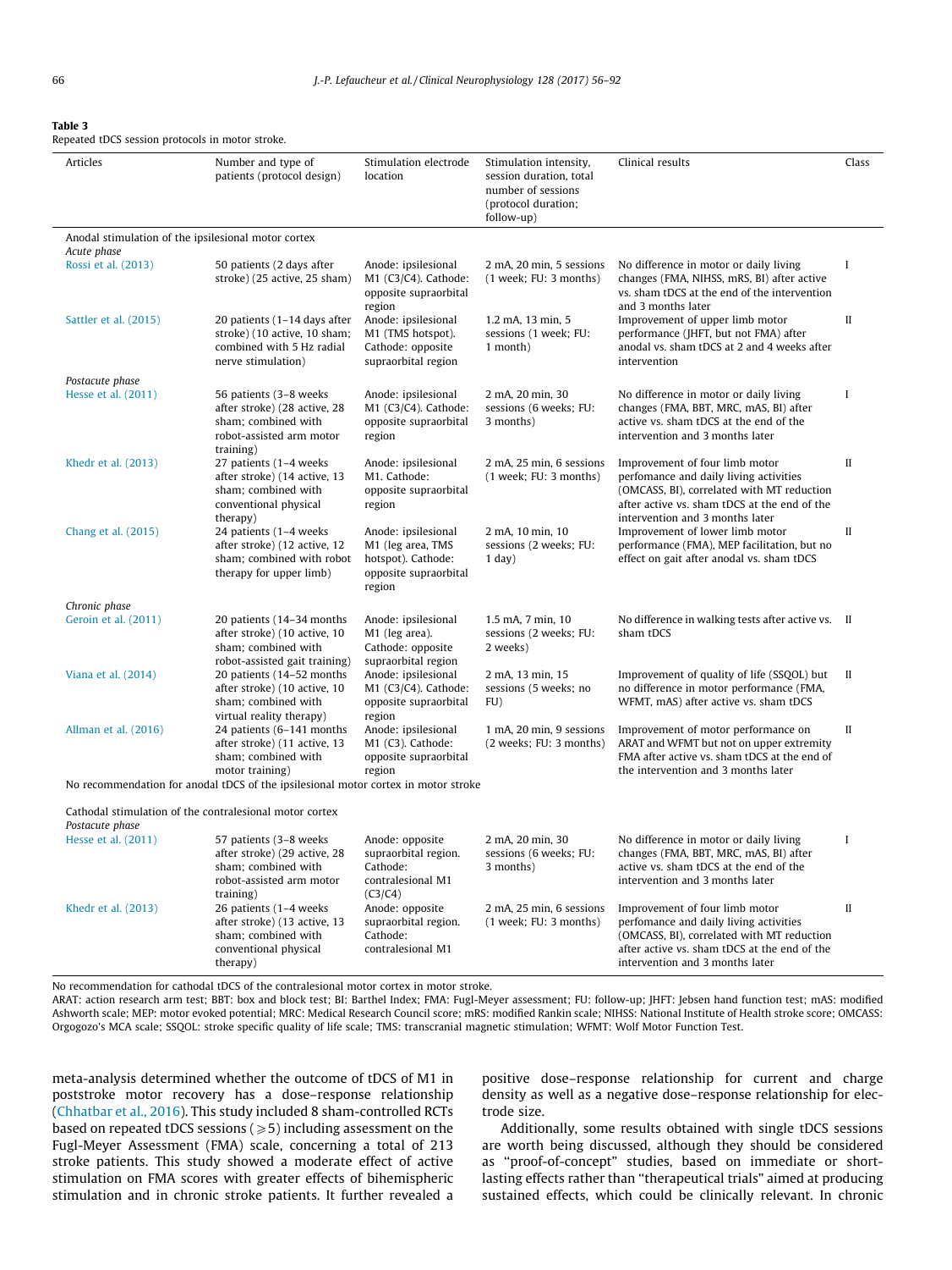**Table 3**
Repeated tDCS session protocols in motor stroke.

| Articles | Number and type of patients (protocol design) | Stimulation electrode location | Stimulation intensity, session duration, total number of sessions (protocol duration; follow-up) | Clinical results | Class |
|---|---|---|---|---|---|
| Anodal stimulation of the ipsilesional motor cortex | | | | | |
| *Acute phase* | | | | | |
| Rossi et al. (2013) | 50 patients (2 days after stroke) (25 active, 25 sham) | Anode: ipsilesional M1 (C3/C4). Cathode: opposite supraorbital region | 2 mA, 20 min, 5 sessions (1 week; FU: 3 months) | No difference in motor or daily living changes (FMA, NIHSS, mRS, BI) after active vs. sham tDCS at the end of the intervention and 3 months later | I |
| Sattler et al. (2015) | 20 patients (1–14 days after stroke) (10 active, 10 sham; combined with 5 Hz radial nerve stimulation) | Anode: ipsilesional M1 (TMS hotspot). Cathode: opposite supraorbital region | 1.2 mA, 13 min, 5 sessions (1 week; FU: 1 month) | Improvement of upper limb motor performance (JHFT, but not FMA) after anodal vs. sham tDCS at 2 and 4 weeks after intervention | II |
| *Postacute phase* | | | | | |
| Hesse et al. (2011) | 56 patients (3–8 weeks after stroke) (28 active, 28 sham; combined with robot-assisted arm motor training) | Anode: ipsilesional M1 (C3/C4). Cathode: opposite supraorbital region | 2 mA, 20 min, 30 sessions (6 weeks; FU: 3 months) | No difference in motor or daily living changes (FMA, BBT, MRC, mAS, BI) after active vs. sham tDCS at the end of the intervention and 3 months later | I |
| Khedr et al. (2013) | 27 patients (1–4 weeks after stroke) (14 active, 13 sham; combined with conventional physical therapy) | Anode: ipsilesional M1. Cathode: opposite supraorbital region | 2 mA, 25 min, 6 sessions (1 week; FU: 3 months) | Improvement of four limb motor perfomance and daily living activities (OMCASS, BI), correlated with MT reduction after active vs. sham tDCS at the end of the intervention and 3 months later | II |
| Chang et al. (2015) | 24 patients (1–4 weeks after stroke) (12 active, 12 sham; combined with robot therapy for upper limb) | Anode: ipsilesional M1 (leg area, TMS hotspot). Cathode: opposite supraorbital region | 2 mA, 10 min, 10 sessions (2 weeks; FU: 1 day) | Improvement of lower limb motor performance (FMA), MEP facilitation, but no effect on gait after anodal vs. sham tDCS | II |
| *Chronic phase* | | | | | |
| Geroin et al. (2011) | 20 patients (14–34 months after stroke) (10 active, 10 sham; combined with robot-assisted gait training) | Anode: ipsilesional M1 (leg area). Cathode: opposite supraorbital region | 1.5 mA, 7 min, 10 sessions (2 weeks; FU: 2 weeks) | No difference in walking tests after active vs. sham tDCS | II |
| Viana et al. (2014) | 20 patients (14–52 months after stroke) (10 active, 10 sham; combined with virtual reality therapy) | Anode: ipsilesional M1 (C3/C4). Cathode: opposite supraorbital region | 2 mA, 13 min, 15 sessions (5 weeks; no FU) | Improvement of quality of life (SSQOL) but no difference in motor performance (FMA, WFMT, mAS) after active vs. sham tDCS | II |
| Allman et al. (2016) | 24 patients (6–141 months after stroke) (11 active, 13 sham; combined with motor training) | Anode: ipsilesional M1 (C3). Cathode: opposite supraorbital region | 1 mA, 20 min, 9 sessions (2 weeks; FU: 3 months) | Improvement of motor performance on ARAT and WFMT but not on upper extremity FMA after active vs. sham tDCS at the end of the intervention and 3 months later | II |
| No recommendation for anodal tDCS of the ipsilesional motor cortex in motor stroke | | | | | |
| Cathodal stimulation of the contralesional motor cortex | | | | | |
| *Postacute phase* | | | | | |
| Hesse et al. (2011) | 57 patients (3–8 weeks after stroke) (29 active, 28 sham; combined with robot-assisted arm motor training) | Anode: opposite supraorbital region. Cathode: contralesional M1 (C3/C4) | 2 mA, 20 min, 30 sessions (6 weeks; FU: 3 months) | No difference in motor or daily living changes (FMA, BBT, MRC, mAS, BI) after active vs. sham tDCS at the end of the intervention and 3 months later | I |
| Khedr et al. (2013) | 26 patients (1–4 weeks after stroke) (13 active, 13 sham; combined with conventional physical therapy) | Anode: opposite supraorbital region. Cathode: contralesional M1 | 2 mA, 25 min, 6 sessions (1 week; FU: 3 months) | Improvement of four limb motor perfomance and daily living activities (OMCASS, BI), correlated with MT reduction after active vs. sham tDCS at the end of the intervention and 3 months later | II |

No recommendation for cathodal tDCS of the contralesional motor cortex in motor stroke.

ARAT: action research arm test; BBT: box and block test; BI: Barthel Index; FMA: Fugl-Meyer assessment; FU: follow-up; JHFT: Jebsen hand function test; mAS: modified Ashworth scale; MEP: motor evoked potential; MRC: Medical Research Council score; mRS: modified Rankin scale; NIHSS: National Institute of Health stroke score; OMCASS: Orgogozo's MCA scale; SSQOL: stroke specific quality of life scale; TMS: transcranial magnetic stimulation; WFMT: Wolf Motor Function Test.

meta-analysis determined whether the outcome of tDCS of M1 in poststroke motor recovery has a dose–response relationship (Chhatbar et al., 2016). This study included 8 sham-controlled RCTs based on repeated tDCS sessions ($\geqslant 5$) including assessment on the Fugl-Meyer Assessment (FMA) scale, concerning a total of 213 stroke patients. This study showed a moderate effect of active stimulation on FMA scores with greater effects of bihemispheric stimulation and in chronic stroke patients. It further revealed a positive dose–response relationship for current and charge density as well as a negative dose–response relationship for electrode size.

Additionally, some results obtained with single tDCS sessions are worth being discussed, although they should be considered as "proof-of-concept" studies, based on immediate or short-lasting effects rather than "therapeutical trials" aimed at producing sustained effects, which could be clinically relevant. In chronic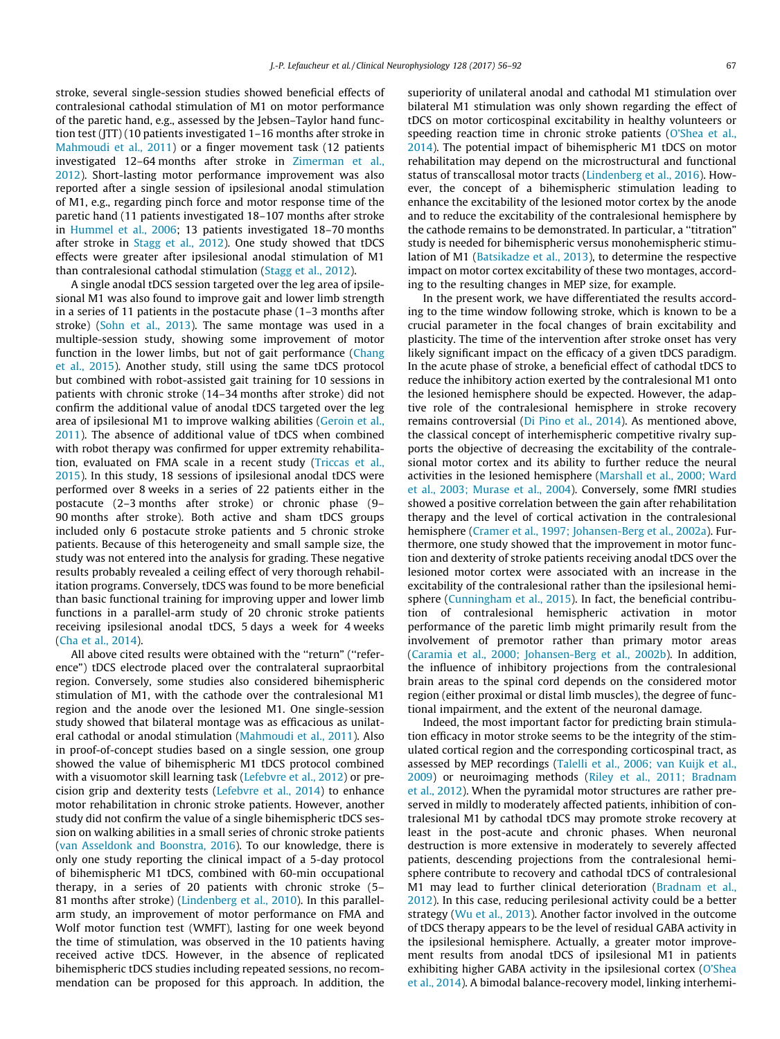stroke, several single-session studies showed beneficial effects of contralesional cathodal stimulation of M1 on motor performance of the paretic hand, e.g., assessed by the Jebsen–Taylor hand function test (JTT) (10 patients investigated 1–16 months after stroke in Mahmoudi et al., 2011) or a finger movement task (12 patients investigated 12–64 months after stroke in Zimerman et al., 2012). Short-lasting motor performance improvement was also reported after a single session of ipsilesional anodal stimulation of M1, e.g., regarding pinch force and motor response time of the paretic hand (11 patients investigated 18–107 months after stroke in Hummel et al., 2006; 13 patients investigated 18–70 months after stroke in Stagg et al., 2012). One study showed that tDCS effects were greater after ipsilesional anodal stimulation of M1 than contralesional cathodal stimulation (Stagg et al., 2012).

A single anodal tDCS session targeted over the leg area of ipsilesional M1 was also found to improve gait and lower limb strength in a series of 11 patients in the postacute phase (1–3 months after stroke) (Sohn et al., 2013). The same montage was used in a multiple-session study, showing some improvement of motor function in the lower limbs, but not of gait performance (Chang et al., 2015). Another study, still using the same tDCS protocol but combined with robot-assisted gait training for 10 sessions in patients with chronic stroke (14–34 months after stroke) did not confirm the additional value of anodal tDCS targeted over the leg area of ipsilesional M1 to improve walking abilities (Geroin et al., 2011). The absence of additional value of tDCS when combined with robot therapy was confirmed for upper extremity rehabilitation, evaluated on FMA scale in a recent study (Triccas et al., 2015). In this study, 18 sessions of ipsilesional anodal tDCS were performed over 8 weeks in a series of 22 patients either in the postacute (2–3 months after stroke) or chronic phase (9–90 months after stroke). Both active and sham tDCS groups included only 6 postacute stroke patients and 5 chronic stroke patients. Because of this heterogeneity and small sample size, the study was not entered into the analysis for grading. These negative results probably revealed a ceiling effect of very thorough rehabilitation programs. Conversely, tDCS was found to be more beneficial than basic functional training for improving upper and lower limb functions in a parallel-arm study of 20 chronic stroke patients receiving ipsilesional anodal tDCS, 5 days a week for 4 weeks (Cha et al., 2014).

All above cited results were obtained with the "return" ("reference") tDCS electrode placed over the contralateral supraorbital region. Conversely, some studies also considered bihemispheric stimulation of M1, with the cathode over the contralesional M1 region and the anode over the lesioned M1. One single-session study showed that bilateral montage was as efficacious as unilateral cathodal or anodal stimulation (Mahmoudi et al., 2011). Also in proof-of-concept studies based on a single session, one group showed the value of bihemispheric M1 tDCS protocol combined with a visuomotor skill learning task (Lefebvre et al., 2012) or precision grip and dexterity tests (Lefebvre et al., 2014) to enhance motor rehabilitation in chronic stroke patients. However, another study did not confirm the value of a single bihemispheric tDCS session on walking abilities in a small series of chronic stroke patients (van Asseldonk and Boonstra, 2016). To our knowledge, there is only one study reporting the clinical impact of a 5-day protocol of bihemispheric M1 tDCS, combined with 60-min occupational therapy, in a series of 20 patients with chronic stroke (5–81 months after stroke) (Lindenberg et al., 2010). In this parallel-arm study, an improvement of motor performance on FMA and Wolf motor function test (WMFT), lasting for one week beyond the time of stimulation, was observed in the 10 patients having received active tDCS. However, in the absence of replicated bihemispheric tDCS studies including repeated sessions, no recommendation can be proposed for this approach. In addition, the superiority of unilateral anodal and cathodal M1 stimulation over bilateral M1 stimulation was only shown regarding the effect of tDCS on motor corticospinal excitability in healthy volunteers or speeding reaction time in chronic stroke patients (O'Shea et al., 2014). The potential impact of bihemispheric M1 tDCS on motor rehabilitation may depend on the microstructural and functional status of transcallosal motor tracts (Lindenberg et al., 2016). However, the concept of a bihemispheric stimulation leading to enhance the excitability of the lesioned motor cortex by the anode and to reduce the excitability of the contralesional hemisphere by the cathode remains to be demonstrated. In particular, a "titration" study is needed for bihemispheric versus monohemispheric stimulation of M1 (Batsikadze et al., 2013), to determine the respective impact on motor cortex excitability of these two montages, according to the resulting changes in MEP size, for example.

In the present work, we have differentiated the results according to the time window following stroke, which is known to be a crucial parameter in the focal changes of brain excitability and plasticity. The time of the intervention after stroke onset has very likely significant impact on the efficacy of a given tDCS paradigm. In the acute phase of stroke, a beneficial effect of cathodal tDCS to reduce the inhibitory action exerted by the contralesional M1 onto the lesioned hemisphere should be expected. However, the adaptive role of the contralesional hemisphere in stroke recovery remains controversial (Di Pino et al., 2014). As mentioned above, the classical concept of interhemispheric competitive rivalry supports the objective of decreasing the excitability of the contralesional motor cortex and its ability to further reduce the neural activities in the lesioned hemisphere (Marshall et al., 2000; Ward et al., 2003; Murase et al., 2004). Conversely, some fMRI studies showed a positive correlation between the gain after rehabilitation therapy and the level of cortical activation in the contralesional hemisphere (Cramer et al., 1997; Johansen-Berg et al., 2002a). Furthermore, one study showed that the improvement in motor function and dexterity of stroke patients receiving anodal tDCS over the lesioned motor cortex were associated with an increase in the excitability of the contralesional rather than the ipsilesional hemisphere (Cunningham et al., 2015). In fact, the beneficial contribution of contralesional hemispheric activation in motor performance of the paretic limb might primarily result from the involvement of premotor rather than primary motor areas (Caramia et al., 2000; Johansen-Berg et al., 2002b). In addition, the influence of inhibitory projections from the contralesional brain areas to the spinal cord depends on the considered motor region (either proximal or distal limb muscles), the degree of functional impairment, and the extent of the neuronal damage.

Indeed, the most important factor for predicting brain stimulation efficacy in motor stroke seems to be the integrity of the stimulated cortical region and the corresponding corticospinal tract, as assessed by MEP recordings (Talelli et al., 2006; van Kuijk et al., 2009) or neuroimaging methods (Riley et al., 2011; Bradnam et al., 2012). When the pyramidal motor structures are rather preserved in mildly to moderately affected patients, inhibition of contralesional M1 by cathodal tDCS may promote stroke recovery at least in the post-acute and chronic phases. When neuronal destruction is more extensive in moderately to severely affected patients, descending projections from the contralesional hemisphere contribute to recovery and cathodal tDCS of contralesional M1 may lead to further clinical deterioration (Bradnam et al., 2012). In this case, reducing perilesional activity could be a better strategy (Wu et al., 2013). Another factor involved in the outcome of tDCS therapy appears to be the level of residual GABA activity in the ipsilesional hemisphere. Actually, a greater motor improvement results from anodal tDCS of ipsilesional M1 in patients exhibiting higher GABA activity in the ipsilesional cortex (O'Shea et al., 2014). A bimodal balance-recovery model, linking interhemi-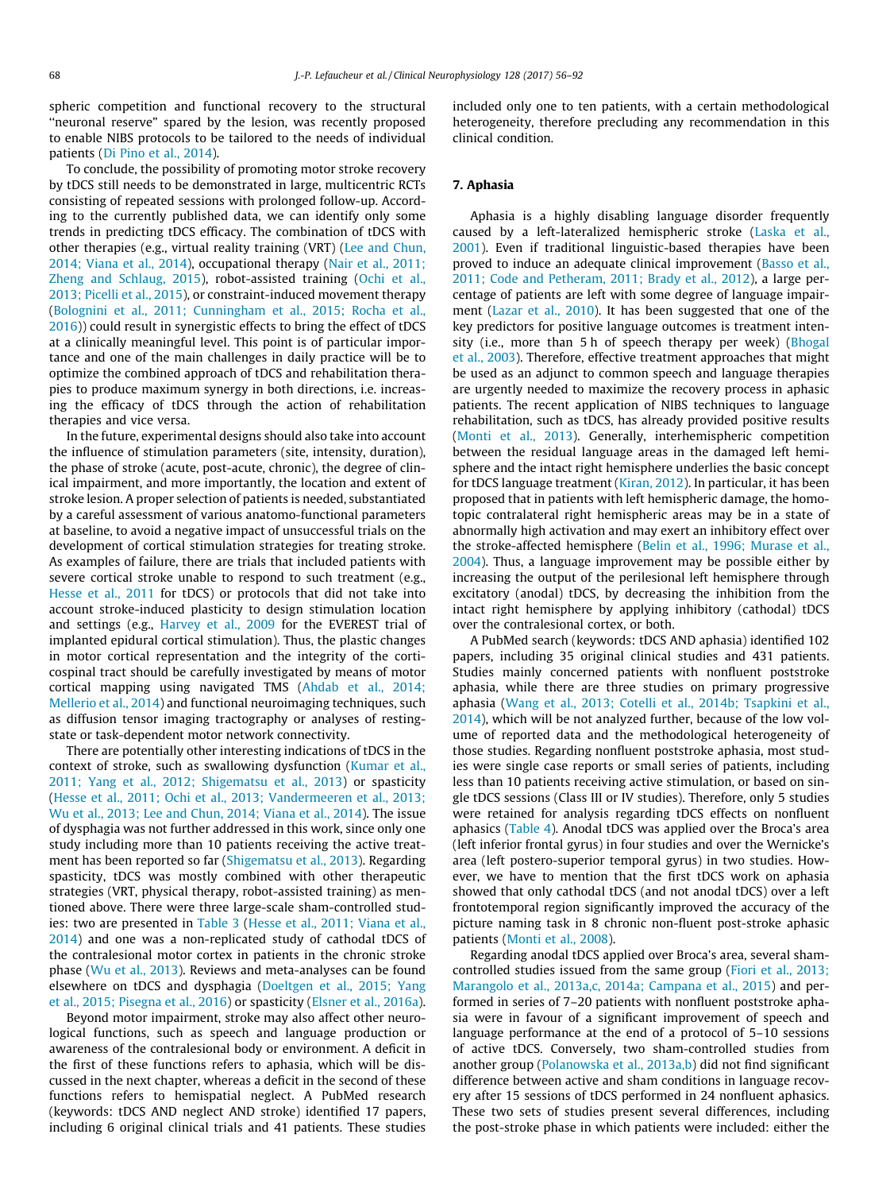spheric competition and functional recovery to the structural "neuronal reserve" spared by the lesion, was recently proposed to enable NIBS protocols to be tailored to the needs of individual patients (Di Pino et al., 2014).

To conclude, the possibility of promoting motor stroke recovery by tDCS still needs to be demonstrated in large, multicentric RCTs consisting of repeated sessions with prolonged follow-up. According to the currently published data, we can identify only some trends in predicting tDCS efficacy. The combination of tDCS with other therapies (e.g., virtual reality training (VRT) (Lee and Chun, 2014; Viana et al., 2014), occupational therapy (Nair et al., 2011; Zheng and Schlaug, 2015), robot-assisted training (Ochi et al., 2013; Picelli et al., 2015), or constraint-induced movement therapy (Bolognini et al., 2011; Cunningham et al., 2015; Rocha et al., 2016)) could result in synergistic effects to bring the effect of tDCS at a clinically meaningful level. This point is of particular importance and one of the main challenges in daily practice will be to optimize the combined approach of tDCS and rehabilitation therapies to produce maximum synergy in both directions, i.e. increasing the efficacy of tDCS through the action of rehabilitation therapies and vice versa.

In the future, experimental designs should also take into account the influence of stimulation parameters (site, intensity, duration), the phase of stroke (acute, post-acute, chronic), the degree of clinical impairment, and more importantly, the location and extent of stroke lesion. A proper selection of patients is needed, substantiated by a careful assessment of various anatomo-functional parameters at baseline, to avoid a negative impact of unsuccessful trials on the development of cortical stimulation strategies for treating stroke. As examples of failure, there are trials that included patients with severe cortical stroke unable to respond to such treatment (e.g., Hesse et al., 2011 for tDCS) or protocols that did not take into account stroke-induced plasticity to design stimulation location and settings (e.g., Harvey et al., 2009 for the EVEREST trial of implanted epidural cortical stimulation). Thus, the plastic changes in motor cortical representation and the integrity of the corticospinal tract should be carefully investigated by means of motor cortical mapping using navigated TMS (Ahdab et al., 2014; Mellerio et al., 2014) and functional neuroimaging techniques, such as diffusion tensor imaging tractography or analyses of resting-state or task-dependent motor network connectivity.

There are potentially other interesting indications of tDCS in the context of stroke, such as swallowing dysfunction (Kumar et al., 2011; Yang et al., 2012; Shigematsu et al., 2013) or spasticity (Hesse et al., 2011; Ochi et al., 2013; Vandermeeren et al., 2013; Wu et al., 2013; Lee and Chun, 2014; Viana et al., 2014). The issue of dysphagia was not further addressed in this work, since only one study including more than 10 patients receiving the active treatment has been reported so far (Shigematsu et al., 2013). Regarding spasticity, tDCS was mostly combined with other therapeutic strategies (VRT, physical therapy, robot-assisted training) as mentioned above. There were three large-scale sham-controlled studies: two are presented in Table 3 (Hesse et al., 2011; Viana et al., 2014) and one was a non-replicated study of cathodal tDCS of the contralesional motor cortex in patients in the chronic stroke phase (Wu et al., 2013). Reviews and meta-analyses can be found elsewhere on tDCS and dysphagia (Doeltgen et al., 2015; Yang et al., 2015; Pisegna et al., 2016) or spasticity (Elsner et al., 2016a).

Beyond motor impairment, stroke may also affect other neurological functions, such as speech and language production or awareness of the contralesional body or environment. A deficit in the first of these functions refers to aphasia, which will be discussed in the next chapter, whereas a deficit in the second of these functions refers to hemispatial neglect. A PubMed research (keywords: tDCS AND neglect AND stroke) identified 17 papers, including 6 original clinical trials and 41 patients. These studies included only one to ten patients, with a certain methodological heterogeneity, therefore precluding any recommendation in this clinical condition.

## 7. Aphasia

Aphasia is a highly disabling language disorder frequently caused by a left-lateralized hemispheric stroke (Laska et al., 2001). Even if traditional linguistic-based therapies have been proved to induce an adequate clinical improvement (Basso et al., 2011; Code and Petheram, 2011; Brady et al., 2012), a large percentage of patients are left with some degree of language impairment (Lazar et al., 2010). It has been suggested that one of the key predictors for positive language outcomes is treatment intensity (i.e., more than 5 h of speech therapy per week) (Bhogal et al., 2003). Therefore, effective treatment approaches that might be used as an adjunct to common speech and language therapies are urgently needed to maximize the recovery process in aphasic patients. The recent application of NIBS techniques to language rehabilitation, such as tDCS, has already provided positive results (Monti et al., 2013). Generally, interhemispheric competition between the residual language areas in the damaged left hemisphere and the intact right hemisphere underlies the basic concept for tDCS language treatment (Kiran, 2012). In particular, it has been proposed that in patients with left hemispheric damage, the homotopic contralateral right hemispheric areas may be in a state of abnormally high activation and may exert an inhibitory effect over the stroke-affected hemisphere (Belin et al., 1996; Murase et al., 2004). Thus, a language improvement may be possible either by increasing the output of the perilesional left hemisphere through excitatory (anodal) tDCS, by decreasing the inhibition from the intact right hemisphere by applying inhibitory (cathodal) tDCS over the contralesional cortex, or both.

A PubMed search (keywords: tDCS AND aphasia) identified 102 papers, including 35 original clinical studies and 431 patients. Studies mainly concerned patients with nonfluent poststroke aphasia, while there are three studies on primary progressive aphasia (Wang et al., 2013; Cotelli et al., 2014b; Tsapkini et al., 2014), which will be not analyzed further, because of the low volume of reported data and the methodological heterogeneity of those studies. Regarding nonfluent poststroke aphasia, most studies were single case reports or small series of patients, including less than 10 patients receiving active stimulation, or based on single tDCS sessions (Class III or IV studies). Therefore, only 5 studies were retained for analysis regarding tDCS effects on nonfluent aphasics (Table 4). Anodal tDCS was applied over the Broca's area (left inferior frontal gyrus) in four studies and over the Wernicke's area (left postero-superior temporal gyrus) in two studies. However, we have to mention that the first tDCS work on aphasia showed that only cathodal tDCS (and not anodal tDCS) over a left frontotemporal region significantly improved the accuracy of the picture naming task in 8 chronic non-fluent post-stroke aphasic patients (Monti et al., 2008).

Regarding anodal tDCS applied over Broca's area, several sham-controlled studies issued from the same group (Fiori et al., 2013; Marangolo et al., 2013a,c, 2014a; Campana et al., 2015) and performed in series of 7–20 patients with nonfluent poststroke aphasia were in favour of a significant improvement of speech and language performance at the end of a protocol of 5–10 sessions of active tDCS. Conversely, two sham-controlled studies from another group (Polanowska et al., 2013a,b) did not find significant difference between active and sham conditions in language recovery after 15 sessions of tDCS performed in 24 nonfluent aphasics. These two sets of studies present several differences, including the post-stroke phase in which patients were included: either the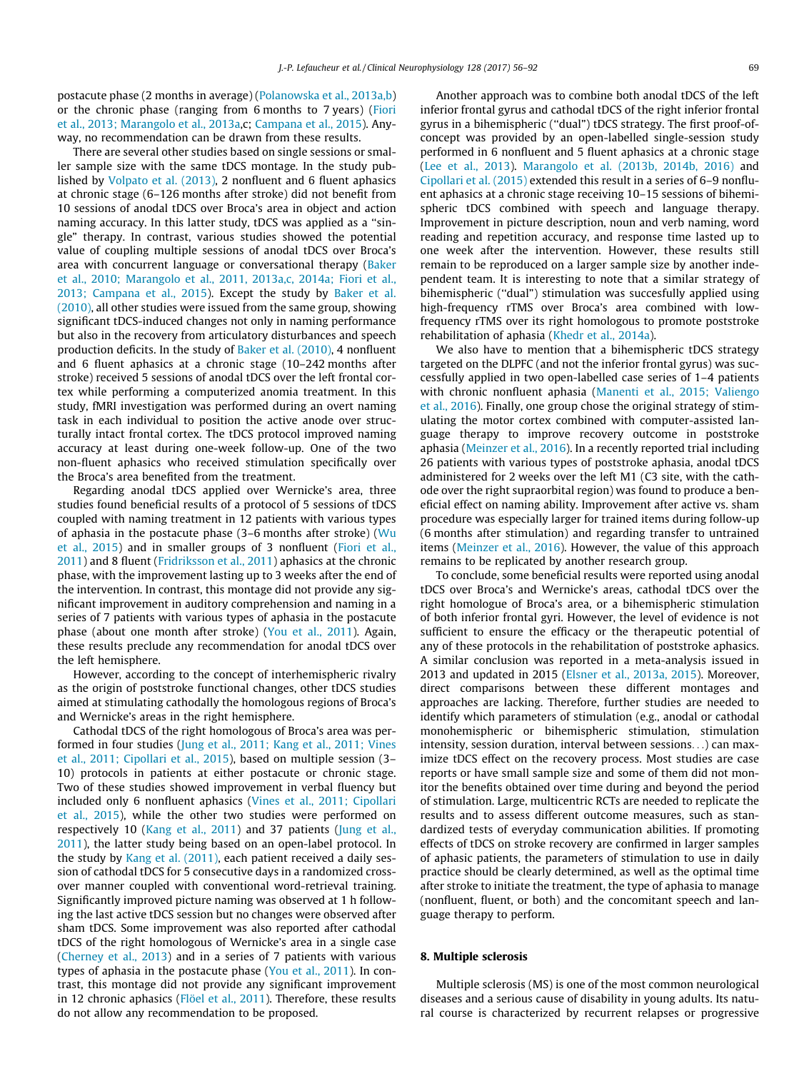postacute phase (2 months in average) (Polanowska et al., 2013a,b) or the chronic phase (ranging from 6 months to 7 years) (Fiori et al., 2013; Marangolo et al., 2013a,c; Campana et al., 2015). Anyway, no recommendation can be drawn from these results.

There are several other studies based on single sessions or smaller sample size with the same tDCS montage. In the study published by Volpato et al. (2013), 2 nonfluent and 6 fluent aphasics at chronic stage (6–126 months after stroke) did not benefit from 10 sessions of anodal tDCS over Broca's area in object and action naming accuracy. In this latter study, tDCS was applied as a ''single'' therapy. In contrast, various studies showed the potential value of coupling multiple sessions of anodal tDCS over Broca's area with concurrent language or conversational therapy (Baker et al., 2010; Marangolo et al., 2011, 2013a,c, 2014a; Fiori et al., 2013; Campana et al., 2015). Except the study by Baker et al. (2010), all other studies were issued from the same group, showing significant tDCS-induced changes not only in naming performance but also in the recovery from articulatory disturbances and speech production deficits. In the study of Baker et al. (2010), 4 nonfluent and 6 fluent aphasics at a chronic stage (10–242 months after stroke) received 5 sessions of anodal tDCS over the left frontal cortex while performing a computerized anomia treatment. In this study, fMRI investigation was performed during an overt naming task in each individual to position the active anode over structurally intact frontal cortex. The tDCS protocol improved naming accuracy at least during one-week follow-up. One of the two non-fluent aphasics who received stimulation specifically over the Broca's area benefited from the treatment.

Regarding anodal tDCS applied over Wernicke's area, three studies found beneficial results of a protocol of 5 sessions of tDCS coupled with naming treatment in 12 patients with various types of aphasia in the postacute phase (3–6 months after stroke) (Wu et al., 2015) and in smaller groups of 3 nonfluent (Fiori et al., 2011) and 8 fluent (Fridriksson et al., 2011) aphasics at the chronic phase, with the improvement lasting up to 3 weeks after the end of the intervention. In contrast, this montage did not provide any significant improvement in auditory comprehension and naming in a series of 7 patients with various types of aphasia in the postacute phase (about one month after stroke) (You et al., 2011). Again, these results preclude any recommendation for anodal tDCS over the left hemisphere.

However, according to the concept of interhemispheric rivalry as the origin of poststroke functional changes, other tDCS studies aimed at stimulating cathodally the homologous regions of Broca's and Wernicke's areas in the right hemisphere.

Cathodal tDCS of the right homologous of Broca's area was performed in four studies (Jung et al., 2011; Kang et al., 2011; Vines et al., 2011; Cipollari et al., 2015), based on multiple session (3–10) protocols in patients at either postacute or chronic stage. Two of these studies showed improvement in verbal fluency but included only 6 nonfluent aphasics (Vines et al., 2011; Cipollari et al., 2015), while the other two studies were performed on respectively 10 (Kang et al., 2011) and 37 patients (Jung et al., 2011), the latter study being based on an open-label protocol. In the study by Kang et al. (2011), each patient received a daily session of cathodal tDCS for 5 consecutive days in a randomized crossover manner coupled with conventional word-retrieval training. Significantly improved picture naming was observed at 1 h following the last active tDCS session but no changes were observed after sham tDCS. Some improvement was also reported after cathodal tDCS of the right homologous of Wernicke's area in a single case (Cherney et al., 2013) and in a series of 7 patients with various types of aphasia in the postacute phase (You et al., 2011). In contrast, this montage did not provide any significant improvement in 12 chronic aphasics (Flöel et al., 2011). Therefore, these results do not allow any recommendation to be proposed.

Another approach was to combine both anodal tDCS of the left inferior frontal gyrus and cathodal tDCS of the right inferior frontal gyrus in a bihemispheric (''dual'') tDCS strategy. The first proof-of-concept was provided by an open-labelled single-session study performed in 6 nonfluent and 5 fluent aphasics at a chronic stage (Lee et al., 2013). Marangolo et al. (2013b, 2014b, 2016) and Cipollari et al. (2015) extended this result in a series of 6–9 nonfluent aphasics at a chronic stage receiving 10–15 sessions of bihemispheric tDCS combined with speech and language therapy. Improvement in picture description, noun and verb naming, word reading and repetition accuracy, and response time lasted up to one week after the intervention. However, these results still remain to be reproduced on a larger sample size by another independent team. It is interesting to note that a similar strategy of bihemispheric (''dual'') stimulation was succesfully applied using high-frequency rTMS over Broca's area combined with low-frequency rTMS over its right homologous to promote poststroke rehabilitation of aphasia (Khedr et al., 2014a).

We also have to mention that a bihemispheric tDCS strategy targeted on the DLPFC (and not the inferior frontal gyrus) was successfully applied in two open-labelled case series of 1–4 patients with chronic nonfluent aphasia (Manenti et al., 2015; Valiengo et al., 2016). Finally, one group chose the original strategy of stimulating the motor cortex combined with computer-assisted language therapy to improve recovery outcome in poststroke aphasia (Meinzer et al., 2016). In a recently reported trial including 26 patients with various types of poststroke aphasia, anodal tDCS administered for 2 weeks over the left M1 (C3 site, with the cathode over the right supraorbital region) was found to produce a beneficial effect on naming ability. Improvement after active vs. sham procedure was especially larger for trained items during follow-up (6 months after stimulation) and regarding transfer to untrained items (Meinzer et al., 2016). However, the value of this approach remains to be replicated by another research group.

To conclude, some beneficial results were reported using anodal tDCS over Broca's and Wernicke's areas, cathodal tDCS over the right homologue of Broca's area, or a bihemispheric stimulation of both inferior frontal gyri. However, the level of evidence is not sufficient to ensure the efficacy or the therapeutic potential of any of these protocols in the rehabilitation of poststroke aphasics. A similar conclusion was reported in a meta-analysis issued in 2013 and updated in 2015 (Elsner et al., 2013a, 2015). Moreover, direct comparisons between these different montages and approaches are lacking. Therefore, further studies are needed to identify which parameters of stimulation (e.g., anodal or cathodal monohemispheric or bihemispheric stimulation, stimulation intensity, session duration, interval between sessions...) can maximize tDCS effect on the recovery process. Most studies are case reports or have small sample size and some of them did not monitor the benefits obtained over time during and beyond the period of stimulation. Large, multicentric RCTs are needed to replicate the results and to assess different outcome measures, such as standardized tests of everyday communication abilities. If promoting effects of tDCS on stroke recovery are confirmed in larger samples of aphasic patients, the parameters of stimulation to use in daily practice should be clearly determined, as well as the optimal time after stroke to initiate the treatment, the type of aphasia to manage (nonfluent, fluent, or both) and the concomitant speech and language therapy to perform.

## 8. Multiple sclerosis

Multiple sclerosis (MS) is one of the most common neurological diseases and a serious cause of disability in young adults. Its natural course is characterized by recurrent relapses or progressive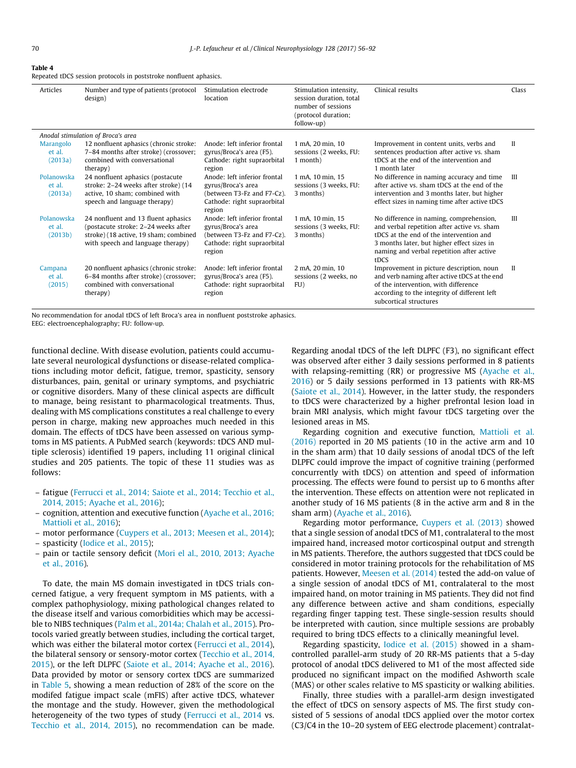**Table 4**
Repeated tDCS session protocols in poststroke nonfluent aphasics.

| Articles | Number and type of patients (protocol design) | Stimulation electrode location | Stimulation intensity, session duration, total number of sessions (protocol duration; follow-up) | Clinical results | Class |
|---|---|---|---|---|---|
| *Anodal stimulation of Broca's area* | | | | | |
| Marangolo et al. (2013a) | 12 nonfluent aphasics (chronic stroke: 7–84 months after stroke) (crossover; combined with conversational therapy) | Anode: left inferior frontal gyrus/Broca's area (F5). Cathode: right supraorbital region | 1 mA, 20 min, 10 sessions (2 weeks, FU: 1 month) | Improvement in content units, verbs and sentences production after active vs. sham tDCS at the end of the intervention and 1 month later | II |
| Polanowska et al. (2013a) | 24 nonfluent aphasics (postacute stroke: 2–24 weeks after stroke) (14 active, 10 sham; combined with speech and language therapy) | Anode: left inferior frontal gyrus/Broca's area (between T3-Fz and F7-Cz). Cathode: right supraorbital region | 1 mA, 10 min, 15 sessions (3 weeks, FU: 3 months) | No difference in naming accuracy and time after active vs. sham tDCS at the end of the intervention and 3 months later, but higher effect sizes in naming time after active tDCS | III |
| Polanowska et al. (2013b) | 24 nonfluent and 13 fluent aphasics (postacute stroke: 2–24 weeks after stroke) (18 active, 19 sham; combined with speech and language therapy) | Anode: left inferior frontal gyrus/Broca's area (between T3-Fz and F7-Cz). Cathode: right supraorbital region | 1 mA, 10 min, 15 sessions (3 weeks, FU: 3 months) | No difference in naming, comprehension, and verbal repetition after active vs. sham tDCS at the end of the intervention and 3 months later, but higher effect sizes in naming and verbal repetition after active tDCS | III |
| Campana et al. (2015) | 20 nonfluent aphasics (chronic stroke: 6–84 months after stroke) (crossover; combined with conversational therapy) | Anode: left inferior frontal gyrus/Broca's area (F5). Cathode: right supraorbital region | 2 mA, 20 min, 10 sessions (2 weeks, no FU) | Improvement in picture description, noun and verb naming after active tDCS at the end of the intervention, with difference according to the integrity of different left subcortical structures | II |

No recommendation for anodal tDCS of left Broca's area in nonfluent poststroke aphasics.
EEG: electroencephalography; FU: follow-up.

functional decline. With disease evolution, patients could accumulate several neurological dysfunctions or disease-related complications including motor deficit, fatigue, tremor, spasticity, sensory disturbances, pain, genital or urinary symptoms, and psychiatric or cognitive disorders. Many of these clinical aspects are difficult to manage, being resistant to pharmacological treatments. Thus, dealing with MS complications constitutes a real challenge to every person in charge, making new approaches much needed in this domain. The effects of tDCS have been assessed on various symptoms in MS patients. A PubMed search (keywords: tDCS AND multiple sclerosis) identified 19 papers, including 11 original clinical studies and 205 patients. The topic of these 11 studies was as follows:

- fatigue (Ferrucci et al., 2014; Saiote et al., 2014; Tecchio et al., 2014, 2015; Ayache et al., 2016);
- cognition, attention and executive function (Ayache et al., 2016; Mattioli et al., 2016);
- motor performance (Cuypers et al., 2013; Meesen et al., 2014);
- spasticity (Iodice et al., 2015);
- pain or tactile sensory deficit (Mori el al., 2010, 2013; Ayache et al., 2016).

To date, the main MS domain investigated in tDCS trials concerned fatigue, a very frequent symptom in MS patients, with a complex pathophysiology, mixing pathological changes related to the disease itself and various comorbidities which may be accessible to NIBS techniques (Palm et al., 2014a; Chalah et al., 2015). Protocols varied greatly between studies, including the cortical target, which was either the bilateral motor cortex (Ferrucci et al., 2014), the bilateral sensory or sensory-motor cortex (Tecchio et al., 2014, 2015), or the left DLPFC (Saiote et al., 2014; Ayache et al., 2016). Data provided by motor or sensory cortex tDCS are summarized in Table 5, showing a mean reduction of 28% of the score on the modifed fatigue impact scale (mFIS) after active tDCS, whatever the montage and the study. However, given the methodological heterogeneity of the two types of study (Ferrucci et al., 2014 vs. Tecchio et al., 2014, 2015), no recommendation can be made. Regarding anodal tDCS of the left DLPFC (F3), no significant effect was observed after either 3 daily sessions performed in 8 patients with relapsing-remitting (RR) or progressive MS (Ayache et al., 2016) or 5 daily sessions performed in 13 patients with RR-MS (Saiote et al., 2014). However, in the latter study, the responders to tDCS were characterized by a higher prefrontal lesion load in brain MRI analysis, which might favour tDCS targeting over the lesioned areas in MS.

Regarding cognition and executive function, Mattioli et al. (2016) reported in 20 MS patients (10 in the active arm and 10 in the sham arm) that 10 daily sessions of anodal tDCS of the left DLPFC could improve the impact of cognitive training (performed concurrently with tDCS) on attention and speed of information processing. The effects were found to persist up to 6 months after the intervention. These effects on attention were not replicated in another study of 16 MS patients (8 in the active arm and 8 in the sham arm) (Ayache et al., 2016).

Regarding motor performance, Cuypers et al. (2013) showed that a single session of anodal tDCS of M1, contralateral to the most impaired hand, increased motor corticospinal output and strength in MS patients. Therefore, the authors suggested that tDCS could be considered in motor training protocols for the rehabilitation of MS patients. However, Meesen et al. (2014) tested the add-on value of a single session of anodal tDCS of M1, contralateral to the most impaired hand, on motor training in MS patients. They did not find any difference between active and sham conditions, especially regarding finger tapping test. These single-session results should be interpreted with caution, since multiple sessions are probably required to bring tDCS effects to a clinically meaningful level.

Regarding spasticity, Iodice et al. (2015) showed in a sham-controlled parallel-arm study of 20 RR-MS patients that a 5-day protocol of anodal tDCS delivered to M1 of the most affected side produced no significant impact on the modified Ashworth scale (MAS) or other scales relative to MS spasticity or walking abilities.

Finally, three studies with a parallel-arm design investigated the effect of tDCS on sensory aspects of MS. The first study consisted of 5 sessions of anodal tDCS applied over the motor cortex (C3/C4 in the 10–20 system of EEG electrode placement) contralat-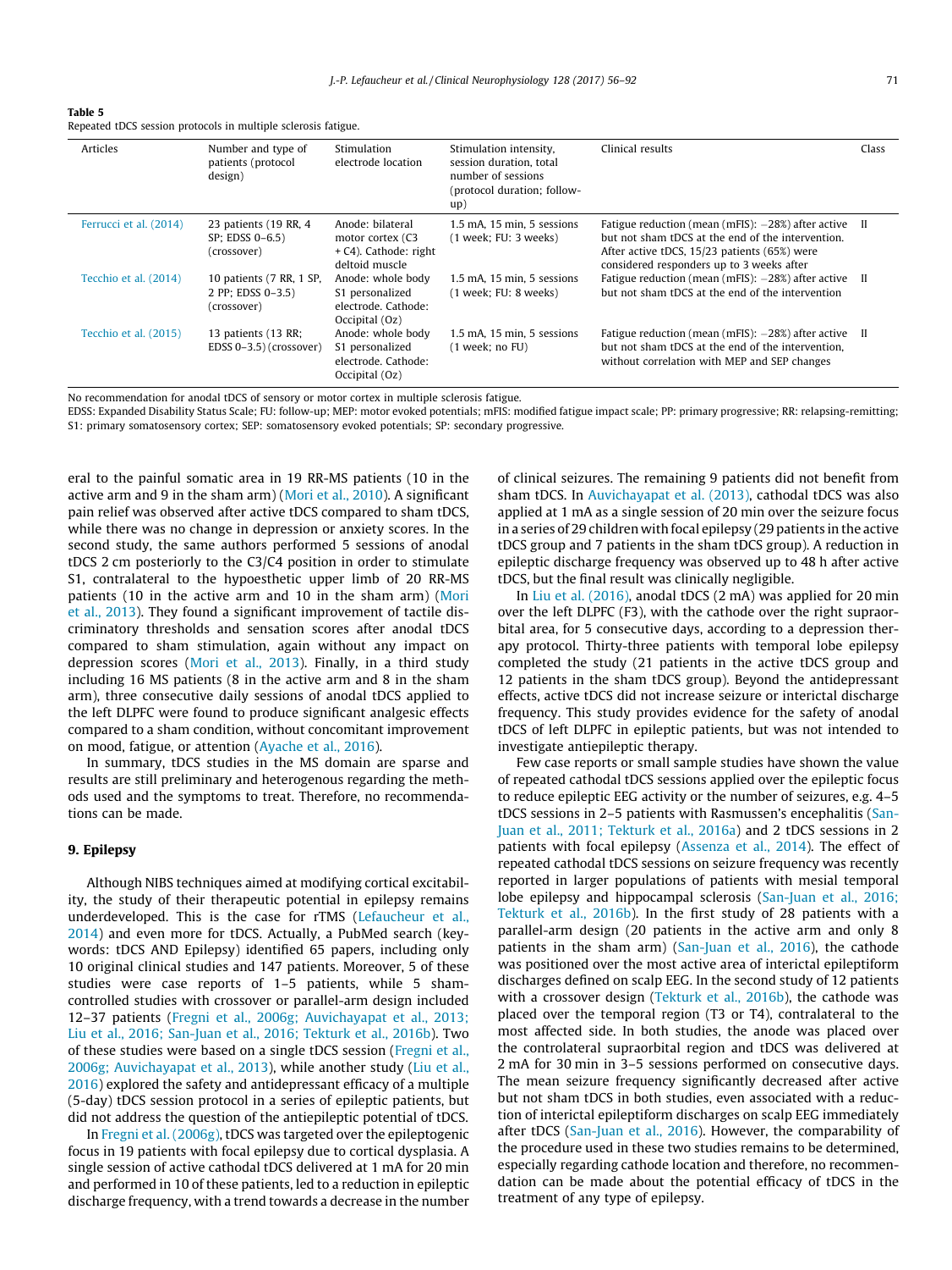**Table 5**
Repeated tDCS session protocols in multiple sclerosis fatigue.

| Articles | Number and type of patients (protocol design) | Stimulation electrode location | Stimulation intensity, session duration, total number of sessions (protocol duration; follow-up) | Clinical results | Class |
|---|---|---|---|---|---|
| Ferrucci et al. (2014) | 23 patients (19 RR, 4 SP; EDSS 0–6.5) (crossover) | Anode: bilateral motor cortex (C3 + C4). Cathode: right deltoid muscle | 1.5 mA, 15 min, 5 sessions (1 week; FU: 3 weeks) | Fatigue reduction (mean (mFIS): −28%) after active but not sham tDCS at the end of the intervention. After active tDCS, 15/23 patients (65%) were considered responders up to 3 weeks after | II |
| Tecchio et al. (2014) | 10 patients (7 RR, 1 SP, 2 PP; EDSS 0–3.5) (crossover) | Anode: whole body S1 personalized electrode. Cathode: Occipital (Oz) | 1.5 mA, 15 min, 5 sessions (1 week; FU: 8 weeks) | Fatigue reduction (mean (mFIS): −28%) after active but not sham tDCS at the end of the intervention | II |
| Tecchio et al. (2015) | 13 patients (13 RR; EDSS 0–3.5) (crossover) | Anode: whole body S1 personalized electrode. Cathode: Occipital (Oz) | 1.5 mA, 15 min, 5 sessions (1 week; no FU) | Fatigue reduction (mean (mFIS): −28%) after active but not sham tDCS at the end of the intervention, without correlation with MEP and SEP changes | II |

No recommendation for anodal tDCS of sensory or motor cortex in multiple sclerosis fatigue.
EDSS: Expanded Disability Status Scale; FU: follow-up; MEP: motor evoked potentials; mFIS: modified fatigue impact scale; PP: primary progressive; RR: relapsing-remitting; S1: primary somatosensory cortex; SEP: somatosensory evoked potentials; SP: secondary progressive.

eral to the painful somatic area in 19 RR-MS patients (10 in the active arm and 9 in the sham arm) (Mori et al., 2010). A significant pain relief was observed after active tDCS compared to sham tDCS, while there was no change in depression or anxiety scores. In the second study, the same authors performed 5 sessions of anodal tDCS 2 cm posteriorly to the C3/C4 position in order to stimulate S1, contralateral to the hypoesthetic upper limb of 20 RR-MS patients (10 in the active arm and 10 in the sham arm) (Mori et al., 2013). They found a significant improvement of tactile discriminatory thresholds and sensation scores after anodal tDCS compared to sham stimulation, again without any impact on depression scores (Mori et al., 2013). Finally, in a third study including 16 MS patients (8 in the active arm and 8 in the sham arm), three consecutive daily sessions of anodal tDCS applied to the left DLPFC were found to produce significant analgesic effects compared to a sham condition, without concomitant improvement on mood, fatigue, or attention (Ayache et al., 2016).

In summary, tDCS studies in the MS domain are sparse and results are still preliminary and heterogeneous regarding the methods used and the symptoms to treat. Therefore, no recommendations can be made.

## 9. Epilepsy

Although NIBS techniques aimed at modifying cortical excitability, the study of their therapeutic potential in epilepsy remains underdeveloped. This is the case for rTMS (Lefaucheur et al., 2014) and even more for tDCS. Actually, a PubMed search (keywords: tDCS AND Epilepsy) identified 65 papers, including only 10 original clinical studies and 147 patients. Moreover, 5 of these studies were case reports of 1–5 patients, while 5 sham-controlled studies with crossover or parallel-arm design included 12–37 patients (Fregni et al., 2006g; Auvichayapat et al., 2013; Liu et al., 2016; San-Juan et al., 2016; Tekturk et al., 2016b). Two of these studies were based on a single tDCS session (Fregni et al., 2006g; Auvichayapat et al., 2013), while another study (Liu et al., 2016) explored the safety and antidepressant efficacy of a multiple (5-day) tDCS session protocol in a series of epileptic patients, but did not address the question of the antiepileptic potential of tDCS.

In Fregni et al. (2006g), tDCS was targeted over the epileptogenic focus in 19 patients with focal epilepsy due to cortical dysplasia. A single session of active cathodal tDCS delivered at 1 mA for 20 min and performed in 10 of these patients, led to a reduction in epileptic discharge frequency, with a trend towards a decrease in the number of clinical seizures. The remaining 9 patients did not benefit from sham tDCS. In Auvichayapat et al. (2013), cathodal tDCS was also applied at 1 mA as a single session of 20 min over the seizure focus in a series of 29 children with focal epilepsy (29 patients in the active tDCS group and 7 patients in the sham tDCS group). A reduction in epileptic discharge frequency was observed up to 48 h after active tDCS, but the final result was clinically negligible.

In Liu et al. (2016), anodal tDCS (2 mA) was applied for 20 min over the left DLPFC (F3), with the cathode over the right supraorbital area, for 5 consecutive days, according to a depression therapy protocol. Thirty-three patients with temporal lobe epilepsy completed the study (21 patients in the active tDCS group and 12 patients in the sham tDCS group). Beyond the antidepressant effects, active tDCS did not increase seizure or interictal discharge frequency. This study provides evidence for the safety of anodal tDCS of left DLPFC in epileptic patients, but was not intended to investigate antiepileptic therapy.

Few case reports or small sample studies have shown the value of repeated cathodal tDCS sessions applied over the epileptic focus to reduce epileptic EEG activity or the number of seizures, e.g. 4–5 tDCS sessions in 2–5 patients with Rasmussen's encephalitis (San-Juan et al., 2011; Tekturk et al., 2016a) and 2 tDCS sessions in 2 patients with focal epilepsy (Assenza et al., 2014). The effect of repeated cathodal tDCS sessions on seizure frequency was recently reported in larger populations of patients with mesial temporal lobe epilepsy and hippocampal sclerosis (San-Juan et al., 2016; Tekturk et al., 2016b). In the first study of 28 patients with a parallel-arm design (20 patients in the active arm and only 8 patients in the sham arm) (San-Juan et al., 2016), the cathode was positioned over the most active area of interictal epileptiform discharges defined on scalp EEG. In the second study of 12 patients with a crossover design (Tekturk et al., 2016b), the cathode was placed over the temporal region (T3 or T4), contralateral to the most affected side. In both studies, the anode was placed over the controlateral supraorbital region and tDCS was delivered at 2 mA for 30 min in 3–5 sessions performed on consecutive days. The mean seizure frequency significantly decreased after active but not sham tDCS in both studies, even associated with a reduction of interictal epileptiform discharges on scalp EEG immediately after tDCS (San-Juan et al., 2016). However, the comparability of the procedure used in these two studies remains to be determined, especially regarding cathode location and therefore, no recommendation can be made about the potential efficacy of tDCS in the treatment of any type of epilepsy.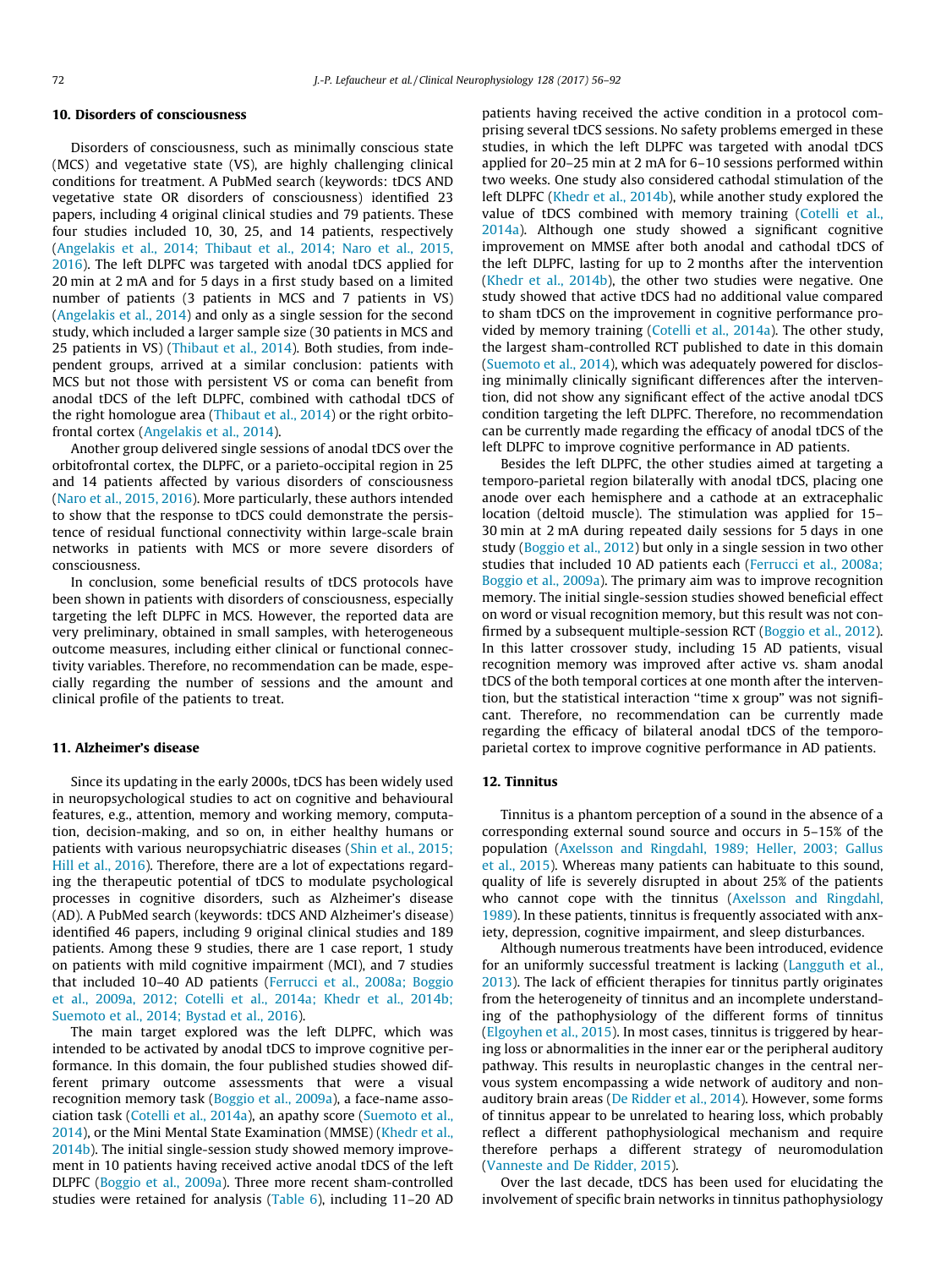## 10. Disorders of consciousness

Disorders of consciousness, such as minimally conscious state (MCS) and vegetative state (VS), are highly challenging clinical conditions for treatment. A PubMed search (keywords: tDCS AND vegetative state OR disorders of consciousness) identified 23 papers, including 4 original clinical studies and 79 patients. These four studies included 10, 30, 25, and 14 patients, respectively (Angelakis et al., 2014; Thibaut et al., 2014; Naro et al., 2015, 2016). The left DLPFC was targeted with anodal tDCS applied for 20 min at 2 mA and for 5 days in a first study based on a limited number of patients (3 patients in MCS and 7 patients in VS) (Angelakis et al., 2014) and only as a single session for the second study, which included a larger sample size (30 patients in MCS and 25 patients in VS) (Thibaut et al., 2014). Both studies, from independent groups, arrived at a similar conclusion: patients with MCS but not those with persistent VS or coma can benefit from anodal tDCS of the left DLPFC, combined with cathodal tDCS of the right homologue area (Thibaut et al., 2014) or the right orbitofrontal cortex (Angelakis et al., 2014).

Another group delivered single sessions of anodal tDCS over the orbitofrontal cortex, the DLPFC, or a parieto-occipital region in 25 and 14 patients affected by various disorders of consciousness (Naro et al., 2015, 2016). More particularly, these authors intended to show that the response to tDCS could demonstrate the persistence of residual functional connectivity within large-scale brain networks in patients with MCS or more severe disorders of consciousness.

In conclusion, some beneficial results of tDCS protocols have been shown in patients with disorders of consciousness, especially targeting the left DLPFC in MCS. However, the reported data are very preliminary, obtained in small samples, with heterogeneous outcome measures, including either clinical or functional connectivity variables. Therefore, no recommendation can be made, especially regarding the number of sessions and the amount and clinical profile of the patients to treat.

## 11. Alzheimer's disease

Since its updating in the early 2000s, tDCS has been widely used in neuropsychological studies to act on cognitive and behavioural features, e.g., attention, memory and working memory, computation, decision-making, and so on, in either healthy humans or patients with various neuropsychiatric diseases (Shin et al., 2015; Hill et al., 2016). Therefore, there are a lot of expectations regarding the therapeutic potential of tDCS to modulate psychological processes in cognitive disorders, such as Alzheimer's disease (AD). A PubMed search (keywords: tDCS AND Alzheimer's disease) identified 46 papers, including 9 original clinical studies and 189 patients. Among these 9 studies, there are 1 case report, 1 study on patients with mild cognitive impairment (MCI), and 7 studies that included 10–40 AD patients (Ferrucci et al., 2008a; Boggio et al., 2009a, 2012; Cotelli et al., 2014a; Khedr et al., 2014b; Suemoto et al., 2014; Bystad et al., 2016).

The main target explored was the left DLPFC, which was intended to be activated by anodal tDCS to improve cognitive performance. In this domain, the four published studies showed different primary outcome assessments that were a visual recognition memory task (Boggio et al., 2009a), a face-name association task (Cotelli et al., 2014a), an apathy score (Suemoto et al., 2014), or the Mini Mental State Examination (MMSE) (Khedr et al., 2014b). The initial single-session study showed memory improvement in 10 patients having received active anodal tDCS of the left DLPFC (Boggio et al., 2009a). Three more recent sham-controlled studies were retained for analysis (Table 6), including 11–20 AD patients having received the active condition in a protocol comprising several tDCS sessions. No safety problems emerged in these studies, in which the left DLPFC was targeted with anodal tDCS applied for 20–25 min at 2 mA for 6–10 sessions performed within two weeks. One study also considered cathodal stimulation of the left DLPFC (Khedr et al., 2014b), while another study explored the value of tDCS combined with memory training (Cotelli et al., 2014a). Although one study showed a significant cognitive improvement on MMSE after both anodal and cathodal tDCS of the left DLPFC, lasting for up to 2 months after the intervention (Khedr et al., 2014b), the other two studies were negative. One study showed that active tDCS had no additional value compared to sham tDCS on the improvement in cognitive performance provided by memory training (Cotelli et al., 2014a). The other study, the largest sham-controlled RCT published to date in this domain (Suemoto et al., 2014), which was adequately powered for disclosing minimally clinically significant differences after the intervention, did not show any significant effect of the active anodal tDCS condition targeting the left DLPFC. Therefore, no recommendation can be currently made regarding the efficacy of anodal tDCS of the left DLPFC to improve cognitive performance in AD patients.

Besides the left DLPFC, the other studies aimed at targeting a temporo-parietal region bilaterally with anodal tDCS, placing one anode over each hemisphere and a cathode at an extracephalic location (deltoid muscle). The stimulation was applied for 15–30 min at 2 mA during repeated daily sessions for 5 days in one study (Boggio et al., 2012) but only in a single session in two other studies that included 10 AD patients each (Ferrucci et al., 2008a; Boggio et al., 2009a). The primary aim was to improve recognition memory. The initial single-session studies showed beneficial effect on word or visual recognition memory, but this result was not confirmed by a subsequent multiple-session RCT (Boggio et al., 2012). In this latter crossover study, including 15 AD patients, visual recognition memory was improved after active vs. sham anodal tDCS of the both temporal cortices at one month after the intervention, but the statistical interaction "time x group" was not significant. Therefore, no recommendation can be currently made regarding the efficacy of bilateral anodal tDCS of the temporo-parietal cortex to improve cognitive performance in AD patients.

## 12. Tinnitus

Tinnitus is a phantom perception of a sound in the absence of a corresponding external sound source and occurs in 5–15% of the population (Axelsson and Ringdahl, 1989; Heller, 2003; Gallus et al., 2015). Whereas many patients can habituate to this sound, quality of life is severely disrupted in about 25% of the patients who cannot cope with the tinnitus (Axelsson and Ringdahl, 1989). In these patients, tinnitus is frequently associated with anxiety, depression, cognitive impairment, and sleep disturbances.

Although numerous treatments have been introduced, evidence for an uniformly successful treatment is lacking (Langguth et al., 2013). The lack of efficient therapies for tinnitus partly originates from the heterogeneity of tinnitus and an incomplete understanding of the pathophysiology of the different forms of tinnitus (Elgoyhen et al., 2015). In most cases, tinnitus is triggered by hearing loss or abnormalities in the inner ear or the peripheral auditory pathway. This results in neuroplastic changes in the central nervous system encompassing a wide network of auditory and non-auditory brain areas (De Ridder et al., 2014). However, some forms of tinnitus appear to be unrelated to hearing loss, which probably reflect a different pathophysiological mechanism and require therefore perhaps a different strategy of neuromodulation (Vanneste and De Ridder, 2015).

Over the last decade, tDCS has been used for elucidating the involvement of specific brain networks in tinnitus pathophysiology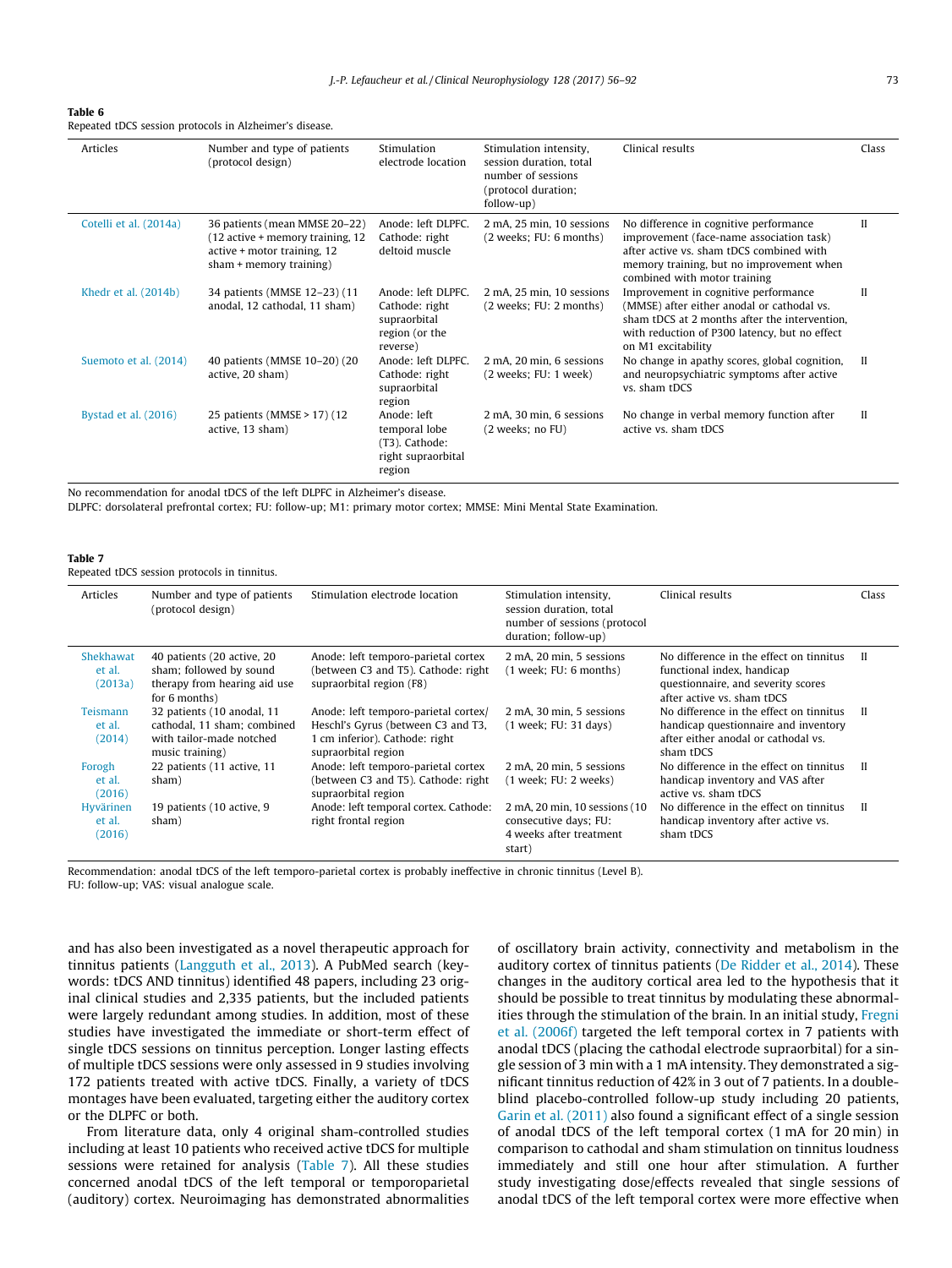**Table 6**
Repeated tDCS session protocols in Alzheimer's disease.

| Articles | Number and type of patients (protocol design) | Stimulation electrode location | Stimulation intensity, session duration, total number of sessions (protocol duration; follow-up) | Clinical results | Class |
|---|---|---|---|---|---|
| Cotelli et al. (2014a) | 36 patients (mean MMSE 20–22) (12 active + memory training, 12 active + motor training, 12 sham + memory training) | Anode: left DLPFC. Cathode: right deltoid muscle | 2 mA, 25 min, 10 sessions (2 weeks; FU: 6 months) | No difference in cognitive performance improvement (face-name association task) after active vs. sham tDCS combined with memory training, but no improvement when combined with motor training | II |
| Khedr et al. (2014b) | 34 patients (MMSE 12–23) (11 anodal, 12 cathodal, 11 sham) | Anode: left DLPFC. Cathode: right supraorbital region (or the reverse) | 2 mA, 25 min, 10 sessions (2 weeks; FU: 2 months) | Improvement in cognitive performance (MMSE) after either anodal or cathodal vs. sham tDCS at 2 months after the intervention, with reduction of P300 latency, but no effect on M1 excitability | II |
| Suemoto et al. (2014) | 40 patients (MMSE 10–20) (20 active, 20 sham) | Anode: left DLPFC. Cathode: right supraorbital region | 2 mA, 20 min, 6 sessions (2 weeks; FU: 1 week) | No change in apathy scores, global cognition, and neuropsychiatric symptoms after active vs. sham tDCS | II |
| Bystad et al. (2016) | 25 patients (MMSE > 17) (12 active, 13 sham) | Anode: left temporal lobe (T3). Cathode: right supraorbital region | 2 mA, 30 min, 6 sessions (2 weeks; no FU) | No change in verbal memory function after active vs. sham tDCS | II |

No recommendation for anodal tDCS of the left DLPFC in Alzheimer's disease.
DLPFC: dorsolateral prefrontal cortex; FU: follow-up; M1: primary motor cortex; MMSE: Mini Mental State Examination.

**Table 7**
Repeated tDCS session protocols in tinnitus.

| Articles | Number and type of patients (protocol design) | Stimulation electrode location | Stimulation intensity, session duration, total number of sessions (protocol duration; follow-up) | Clinical results | Class |
|---|---|---|---|---|---|
| Shekhawat et al. (2013a) | 40 patients (20 active, 20 sham; followed by sound therapy from hearing aid use for 6 months) | Anode: left temporo-parietal cortex (between C3 and T5). Cathode: right supraorbital region (F8) | 2 mA, 20 min, 5 sessions (1 week; FU: 6 months) | No difference in the effect on tinnitus functional index, handicap questionnaire, and severity scores after active vs. sham tDCS | II |
| Teismann et al. (2014) | 32 patients (10 anodal, 11 cathodal, 11 sham; combined with tailor-made notched music training) | Anode: left temporo-parietal cortex/ Heschl's Gyrus (between C3 and T3, 1 cm inferior). Cathode: right supraorbital region | 2 mA, 30 min, 5 sessions (1 week; FU: 31 days) | No difference in the effect on tinnitus handicap questionnaire and inventory after either anodal or cathodal vs. sham tDCS | II |
| Forogh et al. (2016) | 22 patients (11 active, 11 sham) | Anode: left temporo-parietal cortex (between C3 and T5). Cathode: right supraorbital region | 2 mA, 20 min, 5 sessions (1 week; FU: 2 weeks) | No difference in the effect on tinnitus handicap inventory and VAS after active vs. sham tDCS | II |
| Hyvärinen et al. (2016) | 19 patients (10 active, 9 sham) | Anode: left temporal cortex. Cathode: right frontal region | 2 mA, 20 min, 10 sessions (10 consecutive days; FU: 4 weeks after treatment start) | No difference in the effect on tinnitus handicap inventory after active vs. sham tDCS | II |

Recommendation: anodal tDCS of the left temporo-parietal cortex is probably ineffective in chronic tinnitus (Level B).
FU: follow-up; VAS: visual analogue scale.

and has also been investigated as a novel therapeutic approach for tinnitus patients (Langguth et al., 2013). A PubMed search (keywords: tDCS AND tinnitus) identified 48 papers, including 23 original clinical studies and 2,335 patients, but the included patients were largely redundant among studies. In addition, most of these studies have investigated the immediate or short-term effect of single tDCS sessions on tinnitus perception. Longer lasting effects of multiple tDCS sessions were only assessed in 9 studies involving 172 patients treated with active tDCS. Finally, a variety of tDCS montages have been evaluated, targeting either the auditory cortex or the DLPFC or both.

From literature data, only 4 original sham-controlled studies including at least 10 patients who received active tDCS for multiple sessions were retained for analysis (Table 7). All these studies concerned anodal tDCS of the left temporal or temporoparietal (auditory) cortex. Neuroimaging has demonstrated abnormalities of oscillatory brain activity, connectivity and metabolism in the auditory cortex of tinnitus patients (De Ridder et al., 2014). These changes in the auditory cortical area led to the hypothesis that it should be possible to treat tinnitus by modulating these abnormalities through the stimulation of the brain. In an initial study, Fregni et al. (2006f) targeted the left temporal cortex in 7 patients with anodal tDCS (placing the cathodal electrode supraorbital) for a single session of 3 min with a 1 mA intensity. They demonstrated a significant tinnitus reduction of 42% in 3 out of 7 patients. In a double-blind placebo-controlled follow-up study including 20 patients, Garin et al. (2011) also found a significant effect of a single session of anodal tDCS of the left temporal cortex (1 mA for 20 min) in comparison to cathodal and sham stimulation on tinnitus loudness immediately and still one hour after stimulation. A further study investigating dose/effects revealed that single sessions of anodal tDCS of the left temporal cortex were more effective when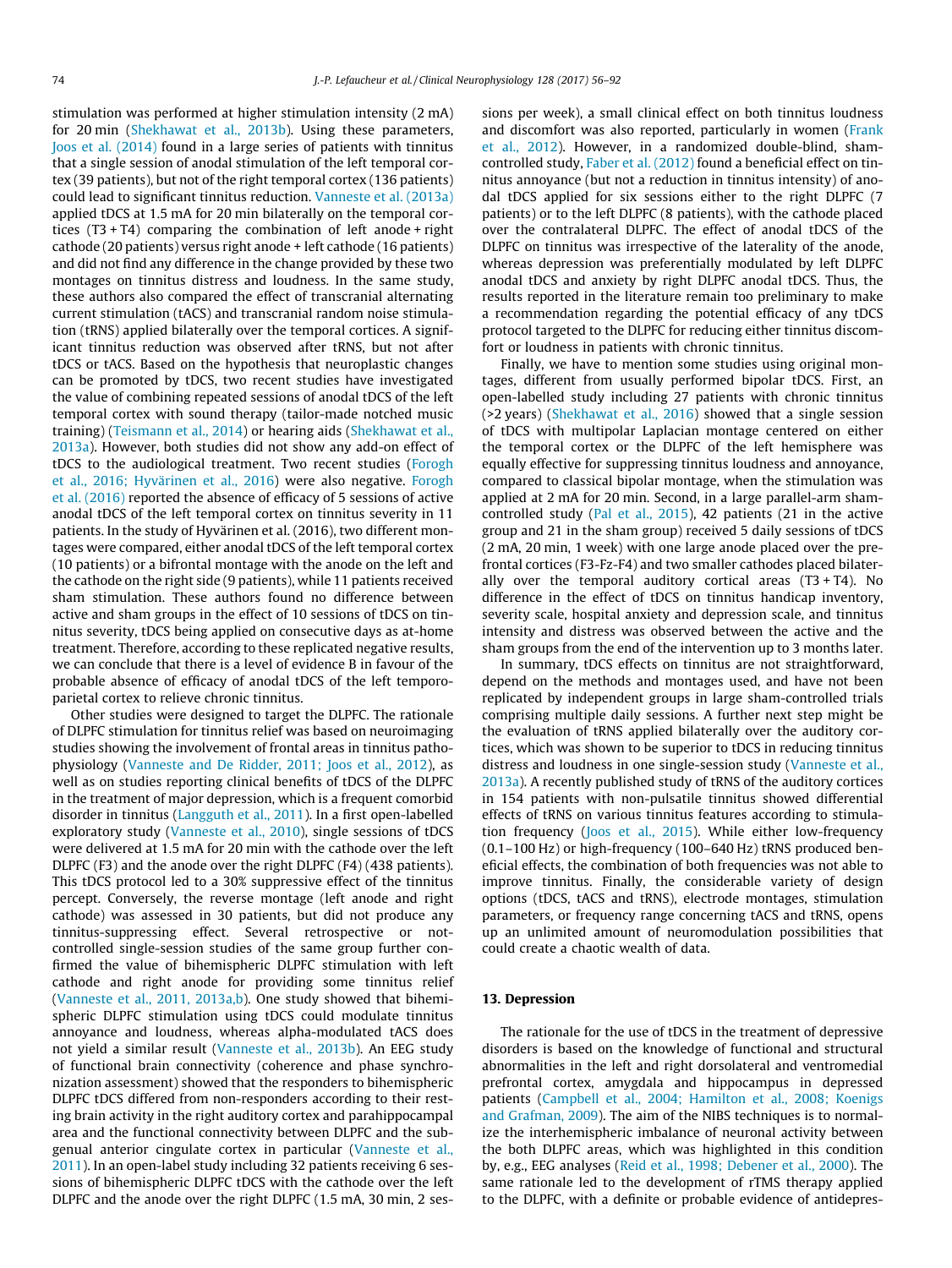stimulation was performed at higher stimulation intensity (2 mA) for 20 min (Shekhawat et al., 2013b). Using these parameters, Joos et al. (2014) found in a large series of patients with tinnitus that a single session of anodal stimulation of the left temporal cortex (39 patients), but not of the right temporal cortex (136 patients) could lead to significant tinnitus reduction. Vanneste et al. (2013a) applied tDCS at 1.5 mA for 20 min bilaterally on the temporal cortices (T3 + T4) comparing the combination of left anode + right cathode (20 patients) versus right anode + left cathode (16 patients) and did not find any difference in the change provided by these two montages on tinnitus distress and loudness. In the same study, these authors also compared the effect of transcranial alternating current stimulation (tACS) and transcranial random noise stimulation (tRNS) applied bilaterally over the temporal cortices. A significant tinnitus reduction was observed after tRNS, but not after tDCS or tACS. Based on the hypothesis that neuroplastic changes can be promoted by tDCS, two recent studies have investigated the value of combining repeated sessions of anodal tDCS of the left temporal cortex with sound therapy (tailor-made notched music training) (Teismann et al., 2014) or hearing aids (Shekhawat et al., 2013a). However, both studies did not show any add-on effect of tDCS to the audiological treatment. Two recent studies (Forogh et al., 2016; Hyvärinen et al., 2016) were also negative. Forogh et al. (2016) reported the absence of efficacy of 5 sessions of active anodal tDCS of the left temporal cortex on tinnitus severity in 11 patients. In the study of Hyvärinen et al. (2016), two different montages were compared, either anodal tDCS of the left temporal cortex (10 patients) or a bifrontal montage with the anode on the left and the cathode on the right side (9 patients), while 11 patients received sham stimulation. These authors found no difference between active and sham groups in the effect of 10 sessions of tDCS on tinnitus severity, tDCS being applied on consecutive days as at-home treatment. Therefore, according to these replicated negative results, we can conclude that there is a level of evidence B in favour of the probable absence of efficacy of anodal tDCS of the left temporoparietal cortex to relieve chronic tinnitus.

Other studies were designed to target the DLPFC. The rationale of DLPFC stimulation for tinnitus relief was based on neuroimaging studies showing the involvement of frontal areas in tinnitus pathophysiology (Vanneste and De Ridder, 2011; Joos et al., 2012), as well as on studies reporting clinical benefits of tDCS of the DLPFC in the treatment of major depression, which is a frequent comorbid disorder in tinnitus (Langguth et al., 2011). In a first open-labelled exploratory study (Vanneste et al., 2010), single sessions of tDCS were delivered at 1.5 mA for 20 min with the cathode over the left DLPFC (F3) and the anode over the right DLPFC (F4) (438 patients). This tDCS protocol led to a 30% suppressive effect of the tinnitus percept. Conversely, the reverse montage (left anode and right cathode) was assessed in 30 patients, but did not produce any tinnitus-suppressing effect. Several retrospective or not-controlled single-session studies of the same group further confirmed the value of bihemispheric DLPFC stimulation with left cathode and right anode for providing some tinnitus relief (Vanneste et al., 2011, 2013a,b). One study showed that bihemispheric DLPFC stimulation using tDCS could modulate tinnitus annoyance and loudness, whereas alpha-modulated tACS does not yield a similar result (Vanneste et al., 2013b). An EEG study of functional brain connectivity (coherence and phase synchronization assessment) showed that the responders to bihemispheric DLPFC tDCS differed from non-responders according to their resting brain activity in the right auditory cortex and parahippocampal area and the functional connectivity between DLPFC and the subgenual anterior cingulate cortex in particular (Vanneste et al., 2011). In an open-label study including 32 patients receiving 6 sessions of bihemispheric DLPFC tDCS with the cathode over the left DLPFC and the anode over the right DLPFC (1.5 mA, 30 min, 2 sessions per week), a small clinical effect on both tinnitus loudness and discomfort was also reported, particularly in women (Frank et al., 2012). However, in a randomized double-blind, sham-controlled study, Faber et al. (2012) found a beneficial effect on tinnitus annoyance (but not a reduction in tinnitus intensity) of anodal tDCS applied for six sessions either to the right DLPFC (7 patients) or to the left DLPFC (8 patients), with the cathode placed over the contralateral DLPFC. The effect of anodal tDCS of the DLPFC on tinnitus was irrespective of the laterality of the anode, whereas depression was preferentially modulated by left DLPFC anodal tDCS and anxiety by right DLPFC anodal tDCS. Thus, the results reported in the literature remain too preliminary to make a recommendation regarding the potential efficacy of any tDCS protocol targeted to the DLPFC for reducing either tinnitus discomfort or loudness in patients with chronic tinnitus.

Finally, we have to mention some studies using original montages, different from usually performed bipolar tDCS. First, an open-labelled study including 27 patients with chronic tinnitus (>2 years) (Shekhawat et al., 2016) showed that a single session of tDCS with multipolar Laplacian montage centered on either the temporal cortex or the DLPFC of the left hemisphere was equally effective for suppressing tinnitus loudness and annoyance, compared to classical bipolar montage, when the stimulation was applied at 2 mA for 20 min. Second, in a large parallel-arm sham-controlled study (Pal et al., 2015), 42 patients (21 in the active group and 21 in the sham group) received 5 daily sessions of tDCS (2 mA, 20 min, 1 week) with one large anode placed over the prefrontal cortices (F3-Fz-F4) and two smaller cathodes placed bilaterally over the temporal auditory cortical areas (T3 + T4). No difference in the effect of tDCS on tinnitus handicap inventory, severity scale, hospital anxiety and depression scale, and tinnitus intensity and distress was observed between the active and the sham groups from the end of the intervention up to 3 months later.

In summary, tDCS effects on tinnitus are not straightforward, depend on the methods and montages used, and have not been replicated by independent groups in large sham-controlled trials comprising multiple daily sessions. A further next step might be the evaluation of tRNS applied bilaterally over the auditory cortices, which was shown to be superior to tDCS in reducing tinnitus distress and loudness in one single-session study (Vanneste et al., 2013a). A recently published study of tRNS of the auditory cortices in 154 patients with non-pulsatile tinnitus showed differential effects of tRNS on various tinnitus features according to stimulation frequency (Joos et al., 2015). While either low-frequency (0.1–100 Hz) or high-frequency (100–640 Hz) tRNS produced beneficial effects, the combination of both frequencies was not able to improve tinnitus. Finally, the considerable variety of design options (tDCS, tACS and tRNS), electrode montages, stimulation parameters, or frequency range concerning tACS and tRNS, opens up an unlimited amount of neuromodulation possibilities that could create a chaotic wealth of data.

## 13. Depression

The rationale for the use of tDCS in the treatment of depressive disorders is based on the knowledge of functional and structural abnormalities in the left and right dorsolateral and ventromedial prefrontal cortex, amygdala and hippocampus in depressed patients (Campbell et al., 2004; Hamilton et al., 2008; Koenigs and Grafman, 2009). The aim of the NIBS techniques is to normalize the interhemispheric imbalance of neuronal activity between the both DLPFC areas, which was highlighted in this condition by, e.g., EEG analyses (Reid et al., 1998; Debener et al., 2000). The same rationale led to the development of rTMS therapy applied to the DLPFC, with a definite or probable evidence of antidepres-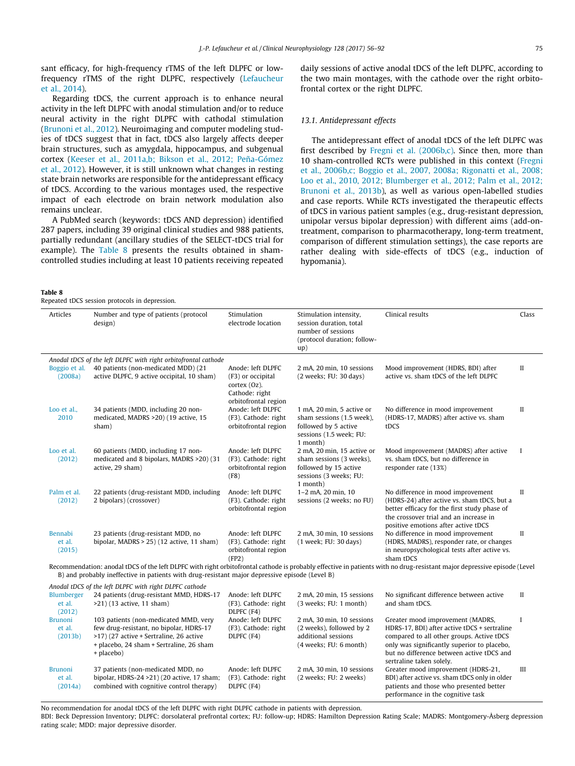sant efficacy, for high-frequency rTMS of the left DLPFC or low-frequency rTMS of the right DLPFC, respectively (Lefaucheur et al., 2014).

Regarding tDCS, the current approach is to enhance neural activity in the left DLPFC with anodal stimulation and/or to reduce neural activity in the right DLPFC with cathodal stimulation (Brunoni et al., 2012). Neuroimaging and computer modeling studies of tDCS suggest that in fact, tDCS also largely affects deeper brain structures, such as amygdala, hippocampus, and subgenual cortex (Keeser et al., 2011a,b; Bikson et al., 2012; Peña-Gómez et al., 2012). However, it is still unknown what changes in resting state brain networks are responsible for the antidepressant efficacy of tDCS. According to the various montages used, the respective impact of each electrode on brain network modulation also remains unclear.

A PubMed search (keywords: tDCS AND depression) identified 287 papers, including 39 original clinical studies and 988 patients, partially redundant (ancillary studies of the SELECT-tDCS trial for example). The Table 8 presents the results obtained in sham-controlled studies including at least 10 patients receiving repeated daily sessions of active anodal tDCS of the left DLPFC, according to the two main montages, with the cathode over the right orbitofrontal cortex or the right DLPFC.

### 13.1. Antidepressant effects

The antidepressant effect of anodal tDCS of the left DLPFC was first described by Fregni et al. (2006b,c). Since then, more than 10 sham-controlled RCTs were published in this context (Fregni et al., 2006b,c; Boggio et al., 2007, 2008a; Rigonatti et al., 2008; Loo et al., 2010, 2012; Blumberger et al., 2012; Palm et al., 2012; Brunoni et al., 2013b), as well as various open-labelled studies and case reports. While RCTs investigated the therapeutic effects of tDCS in various patient samples (e.g., drug-resistant depression, unipolar versus bipolar depression) with different aims (add-on-treatment, comparison to pharmacotherapy, long-term treatment, comparison of different stimulation settings), the case reports are rather dealing with side-effects of tDCS (e.g., induction of hypomania).

**Table 8**
Repeated tDCS session protocols in depression.

| Articles | Number and type of patients (protocol design) | Stimulation electrode location | Stimulation intensity, session duration, total number of sessions (protocol duration; follow-up) | Clinical results | Class |
|---|---|---|---|---|---|
| *Anodal tDCS of the left DLPFC with right orbitofrontal cathode* | | | | | |
| Boggio et al. (2008a) | 40 patients (non-medicated MDD) (21 active DLPFC, 9 active occipital, 10 sham) | Anode: left DLPFC (F3) or occipital cortex (Oz). Cathode: right orbitofrontal region | 2 mA, 20 min, 10 sessions (2 weeks; FU: 30 days) | Mood improvement (HDRS, BDI) after active vs. sham tDCS of the left DLPFC | II |
| Loo et al., 2010 | 34 patients (MDD, including 20 non-medicated, MADRS >20) (19 active, 15 sham) | Anode: left DLPFC (F3). Cathode: right orbitofrontal region | 1 mA, 20 min, 5 active or sham sessions (1.5 week), followed by 5 active sessions (1.5 week; FU: 1 month) | No difference in mood improvement (HDRS-17, MADRS) after active vs. sham tDCS | II |
| Loo et al. (2012) | 60 patients (MDD, including 17 non-medicated and 8 bipolars, MADRS >20) (31 active, 29 sham) | Anode: left DLPFC (F3). Cathode: right orbitofrontal region (F8) | 2 mA, 20 min, 15 active or sham sessions (3 weeks), followed by 15 active sessions (3 weeks; FU: 1 month) | Mood improvement (MADRS) after active vs. sham tDCS, but no difference in responder rate (13%) | I |
| Palm et al. (2012) | 22 patients (drug-resistant MDD, including 2 bipolars) (crossover) | Anode: left DLPFC (F3). Cathode: right orbitofrontal region | 1–2 mA, 20 min, 10 sessions (2 weeks; no FU) | No difference in mood improvement (HDRS-24) after active vs. sham tDCS, but a better efficacy for the first study phase of the crossover trial and an increase in positive emotions after active tDCS | II |
| Bennabi et al. (2015) | 23 patients (drug-resistant MDD, no bipolar, MADRS > 25) (12 active, 11 sham) | Anode: left DLPFC (F3). Cathode: right orbitofrontal region (FP2) | 2 mA, 30 min, 10 sessions (1 week; FU: 30 days) | No difference in mood improvement (HDRS, MADRS), responder rate, or changes in neuropsychological tests after active vs. sham tDCS | II |
| Recommendation: anodal tDCS of the left DLPFC with right orbitofrontal cathode is probably effective in patients with no drug-resistant major depressive episode (Level B) and probably ineffective in patients with drug-resistant major depressive episode (Level B) | | | | | |
| *Anodal tDCS of the left DLPFC with right DLPFC cathode* | | | | | |
| Blumberger et al. (2012) | 24 patients (drug-resistant MMD, HDRS-17 >21) (13 active, 11 sham) | Anode: left DLPFC (F3). Cathode: right DLPFC (F4) | 2 mA, 20 min, 15 sessions (3 weeks; FU: 1 month) | No significant difference between active and sham tDCS. | II |
| Brunoni et al. (2013b) | 103 patients (non-medicated MMD, very few drug-resistant, no bipolar, HDRS-17 >17) (27 active + Sertraline, 26 active + placebo, 24 sham + Sertraline, 26 sham + placebo) | Anode: left DLPFC (F3). Cathode: right DLPFC (F4) | 2 mA, 30 min, 10 sessions (2 weeks), followed by 2 additional sessions (4 weeks; FU: 6 month) | Greater mood improvement (MADRS, HDRS-17, BDI) after active tDCS + sertraline compared to all other groups. Active tDCS only was significantly superior to placebo, but no difference between active tDCS and sertraline taken solely. | I |
| Brunoni et al. (2014a) | 37 patients (non-medicated MDD, no bipolar, HDRS-24 >21) (20 active, 17 sham; combined with cognitive control therapy) | Anode: left DLPFC (F3). Cathode: right DLPFC (F4) | 2 mA, 30 min, 10 sessions (2 weeks; FU: 2 weeks) | Greater mood improvement (HDRS-21, BDI) after active vs. sham tDCS only in older patients and those who presented better performance in the cognitive task | III |

No recommendation for anodal tDCS of the left DLPFC with right DLPFC cathode in patients with depression.
BDI: Beck Depression Inventory; DLPFC: dorsolateral prefrontal cortex; FU: follow-up; HDRS: Hamilton Depression Rating Scale; MADRS: Montgomery-Åsberg depression rating scale; MDD: major depressive disorder.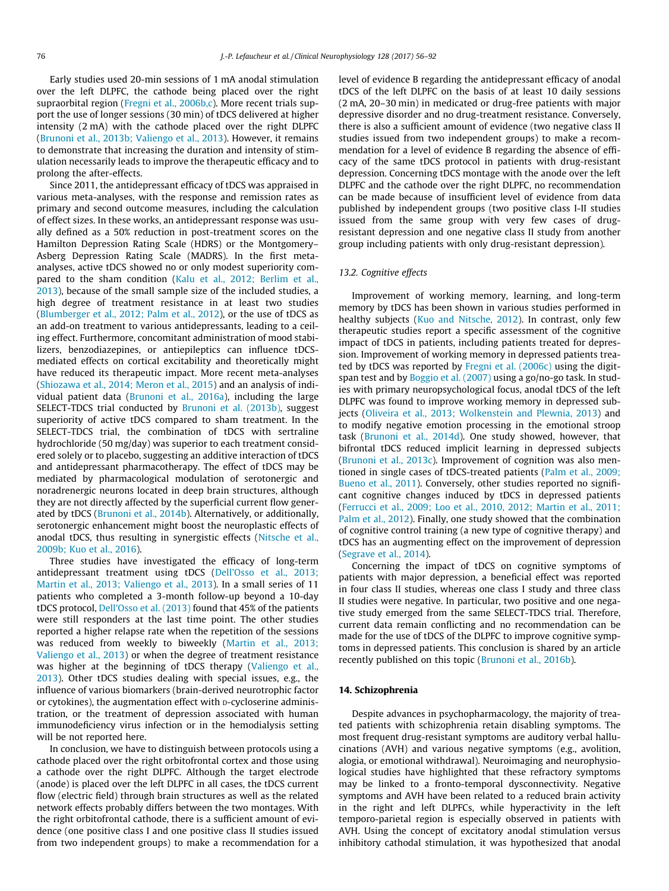Early studies used 20-min sessions of 1 mA anodal stimulation over the left DLPFC, the cathode being placed over the right supraorbital region (Fregni et al., 2006b,c). More recent trials support the use of longer sessions (30 min) of tDCS delivered at higher intensity (2 mA) with the cathode placed over the right DLPFC (Brunoni et al., 2013b; Valiengo et al., 2013). However, it remains to demonstrate that increasing the duration and intensity of stimulation necessarily leads to improve the therapeutic efficacy and to prolong the after-effects.

Since 2011, the antidepressant efficacy of tDCS was appraised in various meta-analyses, with the response and remission rates as primary and second outcome measures, including the calculation of effect sizes. In these works, an antidepressant response was usually defined as a 50% reduction in post-treatment scores on the Hamilton Depression Rating Scale (HDRS) or the Montgomery–Asberg Depression Rating Scale (MADRS). In the first meta-analyses, active tDCS showed no or only modest superiority compared to the sham condition (Kalu et al., 2012; Berlim et al., 2013), because of the small sample size of the included studies, a high degree of treatment resistance in at least two studies (Blumberger et al., 2012; Palm et al., 2012), or the use of tDCS as an add-on treatment to various antidepressants, leading to a ceiling effect. Furthermore, concomitant administration of mood stabilizers, benzodiazepines, or antiepileptics can influence tDCS-mediated effects on cortical excitability and theoretically might have reduced its therapeutic impact. More recent meta-analyses (Shiozawa et al., 2014; Meron et al., 2015) and an analysis of individual patient data (Brunoni et al., 2016a), including the large SELECT-TDCS trial conducted by Brunoni et al. (2013b), suggest superiority of active tDCS compared to sham treatment. In the SELECT-TDCS trial, the combination of tDCS with sertraline hydrochloride (50 mg/day) was superior to each treatment considered solely or to placebo, suggesting an additive interaction of tDCS and antidepressant pharmacotherapy. The effect of tDCS may be mediated by pharmacological modulation of serotonergic and noradrenergic neurons located in deep brain structures, although they are not directly affected by the superficial current flow generated by tDCS (Brunoni et al., 2014b). Alternatively, or additionally, serotonergic enhancement might boost the neuroplastic effects of anodal tDCS, thus resulting in synergistic effects (Nitsche et al., 2009b; Kuo et al., 2016).

Three studies have investigated the efficacy of long-term antidepressant treatment using tDCS (Dell'Osso et al., 2013; Martin et al., 2013; Valiengo et al., 2013). In a small series of 11 patients who completed a 3-month follow-up beyond a 10-day tDCS protocol, Dell'Osso et al. (2013) found that 45% of the patients were still responders at the last time point. The other studies reported a higher relapse rate when the repetition of the sessions was reduced from weekly to biweekly (Martin et al., 2013; Valiengo et al., 2013) or when the degree of treatment resistance was higher at the beginning of tDCS therapy (Valiengo et al., 2013). Other tDCS studies dealing with special issues, e.g., the influence of various biomarkers (brain-derived neurotrophic factor or cytokines), the augmentation effect with D-cycloserine administration, or the treatment of depression associated with human immunodeficiency virus infection or in the hemodialysis setting will be not reported here.

In conclusion, we have to distinguish between protocols using a cathode placed over the right orbitofrontal cortex and those using a cathode over the right DLPFC. Although the target electrode (anode) is placed over the left DLPFC in all cases, the tDCS current flow (electric field) through brain structures as well as the related network effects probably differs between the two montages. With the right orbitofrontal cathode, there is a sufficient amount of evidence (one positive class I and one positive class II studies issued from two independent groups) to make a recommendation for a level of evidence B regarding the antidepressant efficacy of anodal tDCS of the left DLPFC on the basis of at least 10 daily sessions (2 mA, 20–30 min) in medicated or drug-free patients with major depressive disorder and no drug-treatment resistance. Conversely, there is also a sufficient amount of evidence (two negative class II studies issued from two independent groups) to make a recommendation for a level of evidence B regarding the absence of efficacy of the same tDCS protocol in patients with drug-resistant depression. Concerning tDCS montage with the anode over the left DLPFC and the cathode over the right DLPFC, no recommendation can be made because of insufficient level of evidence from data published by independent groups (two positive class I-II studies issued from the same group with very few cases of drug-resistant depression and one negative class II study from another group including patients with only drug-resistant depression).

### 13.2. Cognitive effects

Improvement of working memory, learning, and long-term memory by tDCS has been shown in various studies performed in healthy subjects (Kuo and Nitsche, 2012). In contrast, only few therapeutic studies report a specific assessment of the cognitive impact of tDCS in patients, including patients treated for depression. Improvement of working memory in depressed patients treated by tDCS was reported by Fregni et al. (2006c) using the digit-span test and by Boggio et al. (2007) using a go/no-go task. In studies with primary neuropsychological focus, anodal tDCS of the left DLPFC was found to improve working memory in depressed subjects (Oliveira et al., 2013; Wolkenstein and Plewnia, 2013) and to modify negative emotion processing in the emotional stroop task (Brunoni et al., 2014d). One study showed, however, that bifrontal tDCS reduced implicit learning in depressed subjects (Brunoni et al., 2013c). Improvement of cognition was also mentioned in single cases of tDCS-treated patients (Palm et al., 2009; Bueno et al., 2011). Conversely, other studies reported no significant cognitive changes induced by tDCS in depressed patients (Ferrucci et al., 2009; Loo et al., 2010, 2012; Martin et al., 2011; Palm et al., 2012). Finally, one study showed that the combination of cognitive control training (a new type of cognitive therapy) and tDCS has an augmenting effect on the improvement of depression (Segrave et al., 2014).

Concerning the impact of tDCS on cognitive symptoms of patients with major depression, a beneficial effect was reported in four class II studies, whereas one class I study and three class II studies were negative. In particular, two positive and one negative study emerged from the same SELECT-TDCS trial. Therefore, current data remain conflicting and no recommendation can be made for the use of tDCS of the DLPFC to improve cognitive symptoms in depressed patients. This conclusion is shared by an article recently published on this topic (Brunoni et al., 2016b).

## 14. Schizophrenia

Despite advances in psychopharmacology, the majority of treated patients with schizophrenia retain disabling symptoms. The most frequent drug-resistant symptoms are auditory verbal hallucinations (AVH) and various negative symptoms (e.g., avolition, alogia, or emotional withdrawal). Neuroimaging and neurophysiological studies have highlighted that these refractory symptoms may be linked to a fronto-temporal dysconnectivity. Negative symptoms and AVH have been related to a reduced brain activity in the right and left DLPFCs, while hyperactivity in the left temporo-parietal region is especially observed in patients with AVH. Using the concept of excitatory anodal stimulation versus inhibitory cathodal stimulation, it was hypothesized that anodal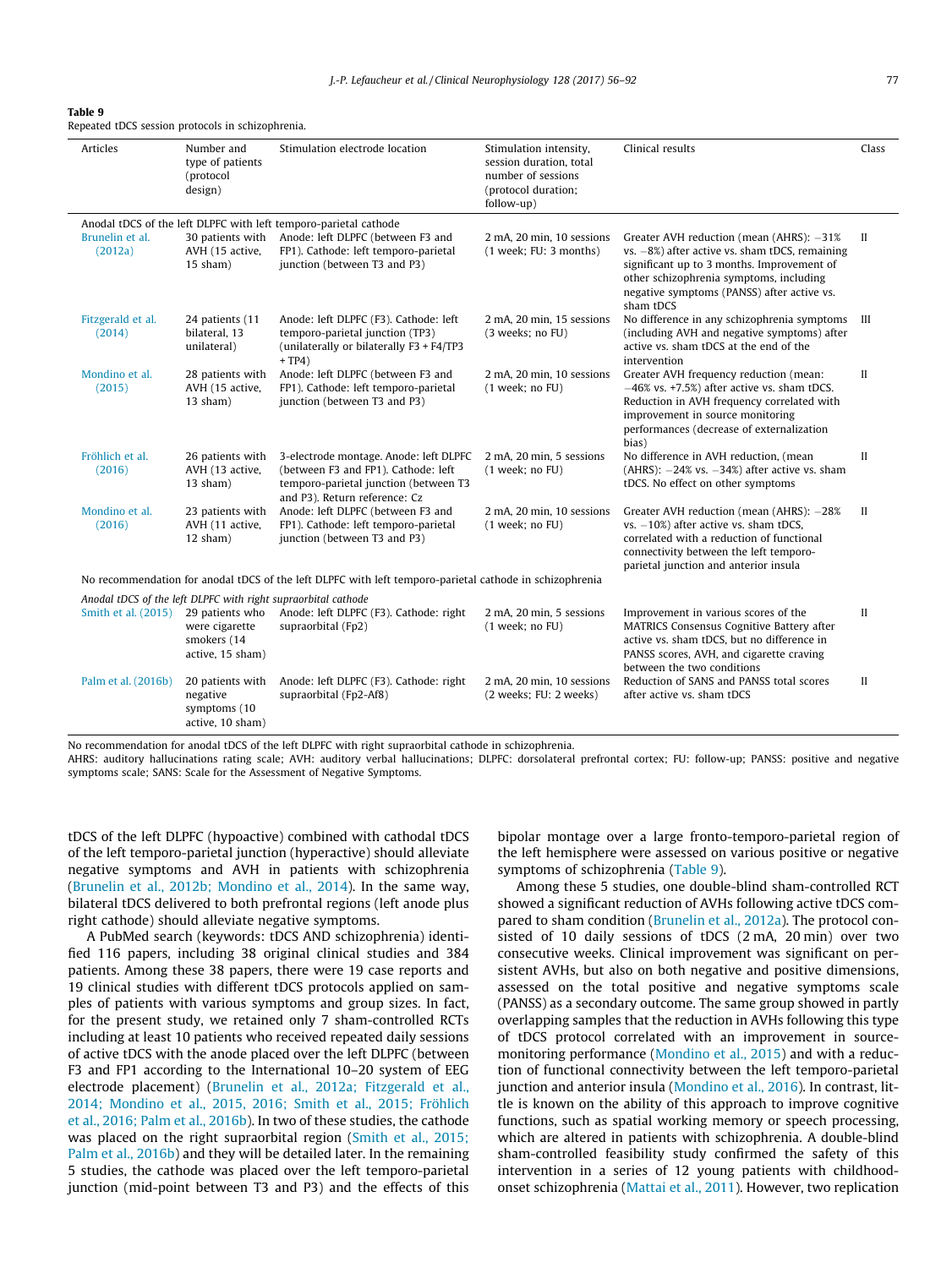**Table 9**
Repeated tDCS session protocols in schizophrenia.

| Articles | Number and type of patients (protocol design) | Stimulation electrode location | Stimulation intensity, session duration, total number of sessions (protocol duration; follow-up) | Clinical results | Class |
|---|---|---|---|---|---|
| *Anodal tDCS of the left DLPFC with left temporo-parietal cathode* | | | | | |
| Brunelin et al. (2012a) | 30 patients with AVH (15 active, 15 sham) | Anode: left DLPFC (between F3 and FP1). Cathode: left temporo-parietal junction (between T3 and P3) | 2 mA, 20 min, 10 sessions (1 week; FU: 3 months) | Greater AVH reduction (mean (AHRS): −31% vs. −8%) after active vs. sham tDCS, remaining significant up to 3 months. Improvement of other schizophrenia symptoms, including negative symptoms (PANSS) after active vs. sham tDCS | II |
| Fitzgerald et al. (2014) | 24 patients (11 bilateral, 13 unilateral) | Anode: left DLPFC (F3). Cathode: left temporo-parietal junction (TP3) (unilaterally or bilaterally F3 + F4/TP3 + TP4) | 2 mA, 20 min, 15 sessions (3 weeks; no FU) | No difference in any schizophrenia symptoms (including AVH and negative symptoms) after active vs. sham tDCS at the end of the intervention | III |
| Mondino et al. (2015) | 28 patients with AVH (15 active, 13 sham) | Anode: left DLPFC (between F3 and FP1). Cathode: left temporo-parietal junction (between T3 and P3) | 2 mA, 20 min, 10 sessions (1 week; no FU) | Greater AVH frequency reduction (mean: −46% vs. +7.5%) after active vs. sham tDCS. Reduction in AVH frequency correlated with improvement in source monitoring performances (decrease of externalization bias) | II |
| Fröhlich et al. (2016) | 26 patients with AVH (13 active, 13 sham) | 3-electrode montage. Anode: left DLPFC (between F3 and FP1). Cathode: left temporo-parietal junction (between T3 and P3). Return reference: Cz | 2 mA, 20 min, 5 sessions (1 week; no FU) | No difference in AVH reduction, (mean (AHRS): −24% vs. −34%) after active vs. sham tDCS. No effect on other symptoms | II |
| Mondino et al. (2016) | 23 patients with AVH (11 active, 12 sham) | Anode: left DLPFC (between F3 and FP1). Cathode: left temporo-parietal junction (between T3 and P3) | 2 mA, 20 min, 10 sessions (1 week; no FU) | Greater AVH reduction (mean (AHRS): −28% vs. −10%) after active vs. sham tDCS, correlated with a reduction of functional connectivity between the left temporo-parietal junction and anterior insula | II |
| No recommendation for anodal tDCS of the left DLPFC with left temporo-parietal cathode in schizophrenia | | | | | |
| *Anodal tDCS of the left DLPFC with right supraorbital cathode* | | | | | |
| Smith et al. (2015) | 29 patients who were cigarette smokers (14 active, 15 sham) | Anode: left DLPFC (F3). Cathode: right supraorbital (Fp2) | 2 mA, 20 min, 5 sessions (1 week; no FU) | Improvement in various scores of the MATRICS Consensus Cognitive Battery after active vs. sham tDCS, but no difference in PANSS scores, AVH, and cigarette craving between the two conditions | II |
| Palm et al. (2016b) | 20 patients with negative symptoms (10 active, 10 sham) | Anode: left DLPFC (F3). Cathode: right supraorbital (Fp2-Af8) | 2 mA, 20 min, 10 sessions (2 weeks; FU: 2 weeks) | Reduction of SANS and PANSS total scores after active vs. sham tDCS | II |

No recommendation for anodal tDCS of the left DLPFC with right supraorbital cathode in schizophrenia.
AHRS: auditory hallucinations rating scale; AVH: auditory verbal hallucinations; DLPFC: dorsolateral prefrontal cortex; FU: follow-up; PANSS: positive and negative symptoms scale; SANS: Scale for the Assessment of Negative Symptoms.

tDCS of the left DLPFC (hypoactive) combined with cathodal tDCS of the left temporo-parietal junction (hyperactive) should alleviate negative symptoms and AVH in patients with schizophrenia (Brunelin et al., 2012b; Mondino et al., 2014). In the same way, bilateral tDCS delivered to both prefrontal regions (left anode plus right cathode) should alleviate negative symptoms.

A PubMed search (keywords: tDCS AND schizophrenia) identified 116 papers, including 38 original clinical studies and 384 patients. Among these 38 papers, there were 19 case reports and 19 clinical studies with different tDCS protocols applied on samples of patients with various symptoms and group sizes. In fact, for the present study, we retained only 7 sham-controlled RCTs including at least 10 patients who received repeated daily sessions of active tDCS with the anode placed over the left DLPFC (between F3 and FP1 according to the International 10–20 system of EEG electrode placement) (Brunelin et al., 2012a; Fitzgerald et al., 2014; Mondino et al., 2015, 2016; Smith et al., 2015; Fröhlich et al., 2016; Palm et al., 2016b). In two of these studies, the cathode was placed on the right supraorbital region (Smith et al., 2015; Palm et al., 2016b) and they will be detailed later. In the remaining 5 studies, the cathode was placed over the left temporo-parietal junction (mid-point between T3 and P3) and the effects of this bipolar montage over a large fronto-temporo-parietal region of the left hemisphere were assessed on various positive or negative symptoms of schizophrenia (Table 9).

Among these 5 studies, one double-blind sham-controlled RCT showed a significant reduction of AVHs following active tDCS compared to sham condition (Brunelin et al., 2012a). The protocol consisted of 10 daily sessions of tDCS (2 mA, 20 min) over two consecutive weeks. Clinical improvement was significant on persistent AVHs, but also on both negative and positive dimensions, assessed on the total positive and negative symptoms scale (PANSS) as a secondary outcome. The same group showed in partly overlapping samples that the reduction in AVHs following this type of tDCS protocol correlated with an improvement in source-monitoring performance (Mondino et al., 2015) and with a reduction of functional connectivity between the left temporo-parietal junction and anterior insula (Mondino et al., 2016). In contrast, little is known on the ability of this approach to improve cognitive functions, such as spatial working memory or speech processing, which are altered in patients with schizophrenia. A double-blind sham-controlled feasibility study confirmed the safety of this intervention in a series of 12 young patients with childhood-onset schizophrenia (Mattai et al., 2011). However, two replication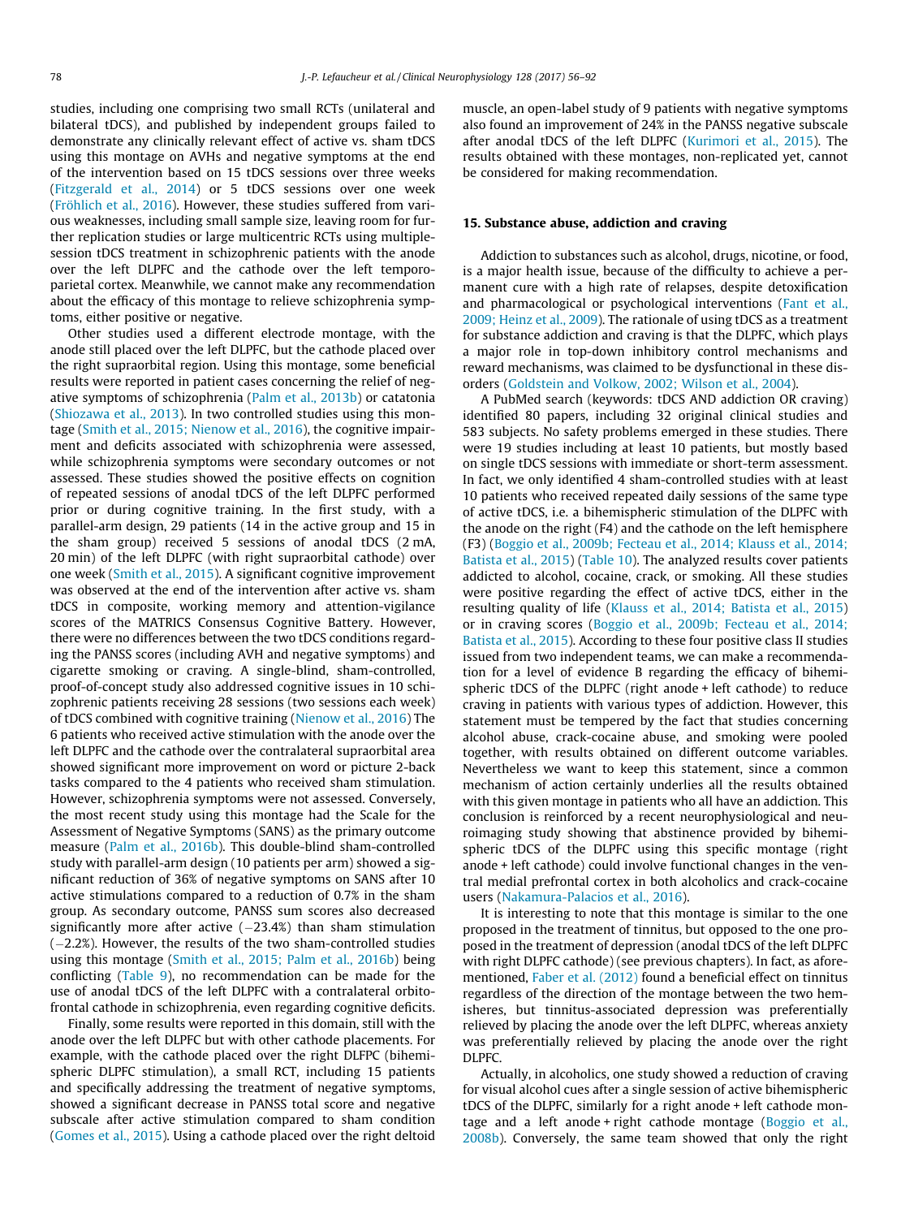studies, including one comprising two small RCTs (unilateral and bilateral tDCS), and published by independent groups failed to demonstrate any clinically relevant effect of active vs. sham tDCS using this montage on AVHs and negative symptoms at the end of the intervention based on 15 tDCS sessions over three weeks (Fitzgerald et al., 2014) or 5 tDCS sessions over one week (Fröhlich et al., 2016). However, these studies suffered from various weaknesses, including small sample size, leaving room for further replication studies or large multicentric RCTs using multiple-session tDCS treatment in schizophrenic patients with the anode over the left DLPFC and the cathode over the left temporo-parietal cortex. Meanwhile, we cannot make any recommendation about the efficacy of this montage to relieve schizophrenia symptoms, either positive or negative.

Other studies used a different electrode montage, with the anode still placed over the left DLPFC, but the cathode placed over the right supraorbital region. Using this montage, some beneficial results were reported in patient cases concerning the relief of negative symptoms of schizophrenia (Palm et al., 2013b) or catatonia (Shiozawa et al., 2013). In two controlled studies using this montage (Smith et al., 2015; Nienow et al., 2016), the cognitive impairment and deficits associated with schizophrenia were assessed, while schizophrenia symptoms were secondary outcomes or not assessed. These studies showed the positive effects on cognition of repeated sessions of anodal tDCS of the left DLPFC performed prior or during cognitive training. In the first study, with a parallel-arm design, 29 patients (14 in the active group and 15 in the sham group) received 5 sessions of anodal tDCS (2 mA, 20 min) of the left DLPFC (with right supraorbital cathode) over one week (Smith et al., 2015). A significant cognitive improvement was observed at the end of the intervention after active vs. sham tDCS in composite, working memory and attention-vigilance scores of the MATRICS Consensus Cognitive Battery. However, there were no differences between the two tDCS conditions regarding the PANSS scores (including AVH and negative symptoms) and cigarette smoking or craving. A single-blind, sham-controlled, proof-of-concept study also addressed cognitive issues in 10 schizophrenic patients receiving 28 sessions (two sessions each week) of tDCS combined with cognitive training (Nienow et al., 2016) The 6 patients who received active stimulation with the anode over the left DLPFC and the cathode over the contralateral supraorbital area showed significant more improvement on word or picture 2-back tasks compared to the 4 patients who received sham stimulation. However, schizophrenia symptoms were not assessed. Conversely, the most recent study using this montage had the Scale for the Assessment of Negative Symptoms (SANS) as the primary outcome measure (Palm et al., 2016b). This double-blind sham-controlled study with parallel-arm design (10 patients per arm) showed a significant reduction of 36% of negative symptoms on SANS after 10 active stimulations compared to a reduction of 0.7% in the sham group. As secondary outcome, PANSS sum scores also decreased significantly more after active (−23.4%) than sham stimulation (−2.2%). However, the results of the two sham-controlled studies using this montage (Smith et al., 2015; Palm et al., 2016b) being conflicting (Table 9), no recommendation can be made for the use of anodal tDCS of the left DLPFC with a contralateral orbitofrontal cathode in schizophrenia, even regarding cognitive deficits.

Finally, some results were reported in this domain, still with the anode over the left DLPFC but with other cathode placements. For example, with the cathode placed over the right DLFPC (bihemispheric DLPFC stimulation), a small RCT, including 15 patients and specifically addressing the treatment of negative symptoms, showed a significant decrease in PANSS total score and negative subscale after active stimulation compared to sham condition (Gomes et al., 2015). Using a cathode placed over the right deltoid muscle, an open-label study of 9 patients with negative symptoms also found an improvement of 24% in the PANSS negative subscale after anodal tDCS of the left DLPFC (Kurimori et al., 2015). The results obtained with these montages, non-replicated yet, cannot be considered for making recommendation.

## 15. Substance abuse, addiction and craving

Addiction to substances such as alcohol, drugs, nicotine, or food, is a major health issue, because of the difficulty to achieve a permanent cure with a high rate of relapses, despite detoxification and pharmacological or psychological interventions (Fant et al., 2009; Heinz et al., 2009). The rationale of using tDCS as a treatment for substance addiction and craving is that the DLPFC, which plays a major role in top-down inhibitory control mechanisms and reward mechanisms, was claimed to be dysfunctional in these disorders (Goldstein and Volkow, 2002; Wilson et al., 2004).

A PubMed search (keywords: tDCS AND addiction OR craving) identified 80 papers, including 32 original clinical studies and 583 subjects. No safety problems emerged in these studies. There were 19 studies including at least 10 patients, but mostly based on single tDCS sessions with immediate or short-term assessment. In fact, we only identified 4 sham-controlled studies with at least 10 patients who received repeated daily sessions of the same type of active tDCS, i.e. a bihemispheric stimulation of the DLPFC with the anode on the right (F4) and the cathode on the left hemisphere (F3) (Boggio et al., 2009b; Fecteau et al., 2014; Klauss et al., 2014; Batista et al., 2015) (Table 10). The analyzed results cover patients addicted to alcohol, cocaine, crack, or smoking. All these studies were positive regarding the effect of active tDCS, either in the resulting quality of life (Klauss et al., 2014; Batista et al., 2015) or in craving scores (Boggio et al., 2009b; Fecteau et al., 2014; Batista et al., 2015). According to these four positive class II studies issued from two independent teams, we can make a recommendation for a level of evidence B regarding the efficacy of bihemispheric tDCS of the DLPFC (right anode + left cathode) to reduce craving in patients with various types of addiction. However, this statement must be tempered by the fact that studies concerning alcohol abuse, crack-cocaine abuse, and smoking were pooled together, with results obtained on different outcome variables. Nevertheless we want to keep this statement, since a common mechanism of action certainly underlies all the results obtained with this given montage in patients who all have an addiction. This conclusion is reinforced by a recent neurophysiological and neuroimaging study showing that abstinence provided by bihemispheric tDCS of the DLPFC using this specific montage (right anode + left cathode) could involve functional changes in the ventral medial prefrontal cortex in both alcoholics and crack-cocaine users (Nakamura-Palacios et al., 2016).

It is interesting to note that this montage is similar to the one proposed in the treatment of tinnitus, but opposed to the one proposed in the treatment of depression (anodal tDCS of the left DLPFC with right DLPFC cathode) (see previous chapters). In fact, as aforementioned, Faber et al. (2012) found a beneficial effect on tinnitus regardless of the direction of the montage between the two hemispheres, but tinnitus-associated depression was preferentially relieved by placing the anode over the left DLPFC, whereas anxiety was preferentially relieved by placing the anode over the right DLPFC.

Actually, in alcoholics, one study showed a reduction of craving for visual alcohol cues after a single session of active bihemispheric tDCS of the DLPFC, similarly for a right anode + left cathode montage and a left anode + right cathode montage (Boggio et al., 2008b). Conversely, the same team showed that only the right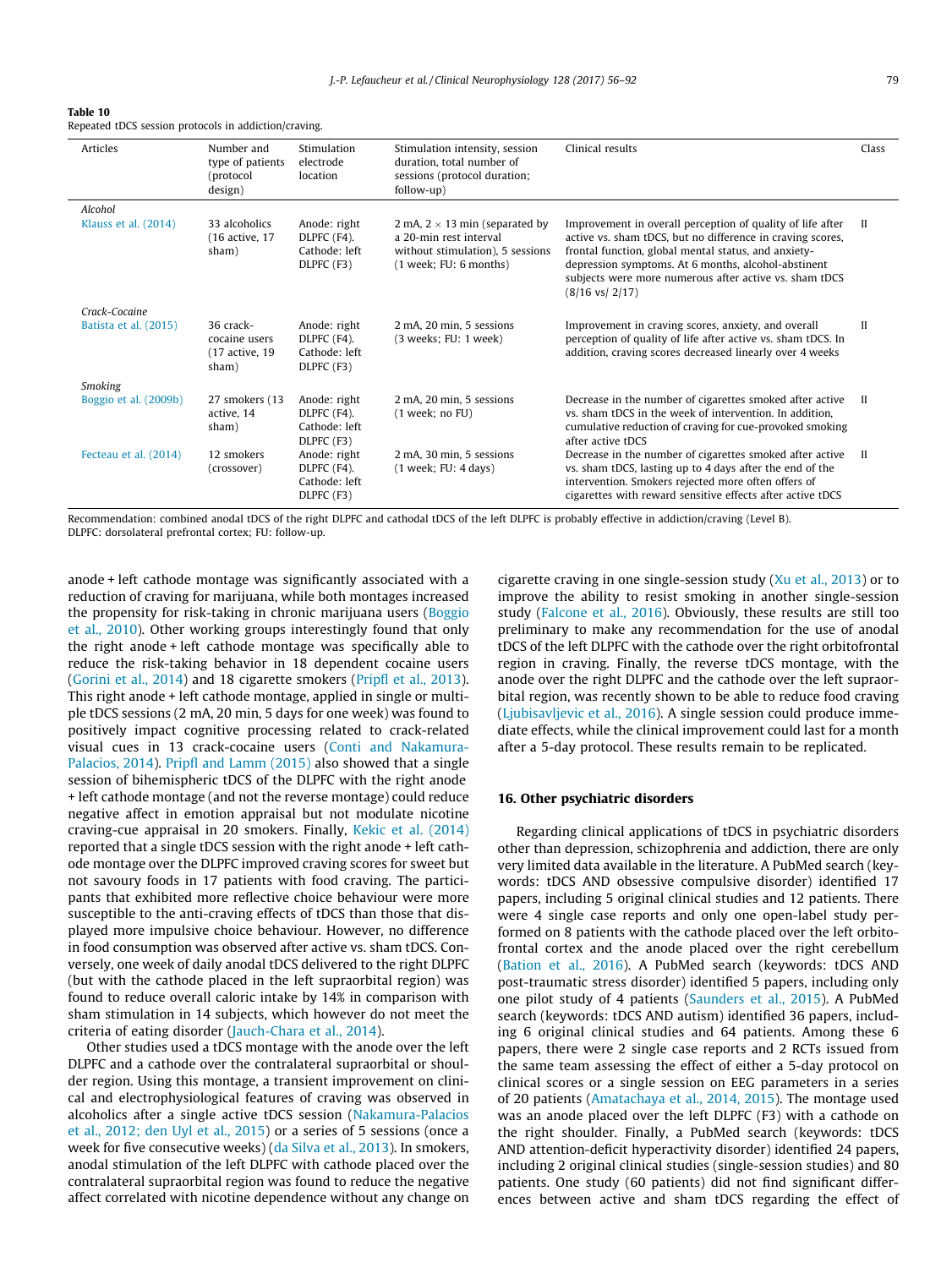**Table 10**
Repeated tDCS session protocols in addiction/craving.

| Articles | Number and type of patients (protocol design) | Stimulation electrode location | Stimulation intensity, session duration, total number of sessions (protocol duration; follow-up) | Clinical results | Class |
|---|---|---|---|---|---|
| *Alcohol* | | | | | |
| Klauss et al. (2014) | 33 alcoholics (16 active, 17 sham) | Anode: right DLPFC (F4). Cathode: left DLPFC (F3) | 2 mA, 2 × 13 min (separated by a 20-min rest interval without stimulation), 5 sessions (1 week; FU: 6 months) | Improvement in overall perception of quality of life after active vs. sham tDCS, but no difference in craving scores, frontal function, global mental status, and anxiety-depression symptoms. At 6 months, alcohol-abstinent subjects were more numerous after active vs. sham tDCS (8/16 vs/ 2/17) | II |
| *Crack-Cocaine* | | | | | |
| Batista et al. (2015) | 36 crack-cocaine users (17 active, 19 sham) | Anode: right DLPFC (F4). Cathode: left DLPFC (F3) | 2 mA, 20 min, 5 sessions (3 weeks; FU: 1 week) | Improvement in craving scores, anxiety, and overall perception of quality of life after active vs. sham tDCS. In addition, craving scores decreased linearly over 4 weeks | II |
| *Smoking* | | | | | |
| Boggio et al. (2009b) | 27 smokers (13 active, 14 sham) | Anode: right DLPFC (F4). Cathode: left DLPFC (F3) | 2 mA, 20 min, 5 sessions (1 week; no FU) | Decrease in the number of cigarettes smoked after active vs. sham tDCS in the week of intervention. In addition, cumulative reduction of craving for cue-provoked smoking after active tDCS | II |
| Fecteau et al. (2014) | 12 smokers (crossover) | Anode: right DLPFC (F4). Cathode: left DLPFC (F3) | 2 mA, 30 min, 5 sessions (1 week; FU: 4 days) | Decrease in the number of cigarettes smoked after active vs. sham tDCS, lasting up to 4 days after the end of the intervention. Smokers rejected more often offers of cigarettes with reward sensitive effects after active tDCS | II |

Recommendation: combined anodal tDCS of the right DLPFC and cathodal tDCS of the left DLPFC is probably effective in addiction/craving (Level B).
DLPFC: dorsolateral prefrontal cortex; FU: follow-up.

anode + left cathode montage was significantly associated with a reduction of craving for marijuana, while both montages increased the propensity for risk-taking in chronic marijuana users (Boggio et al., 2010). Other working groups interestingly found that only the right anode + left cathode montage was specifically able to reduce the risk-taking behavior in 18 dependent cocaine users (Gorini et al., 2014) and 18 cigarette smokers (Pripfl et al., 2013). This right anode + left cathode montage, applied in single or multiple tDCS sessions (2 mA, 20 min, 5 days for one week) was found to positively impact cognitive processing related to crack-related visual cues in 13 crack-cocaine users (Conti and Nakamura-Palacios, 2014). Pripfl and Lamm (2015) also showed that a single session of bihemispheric tDCS of the DLPFC with the right anode + left cathode montage (and not the reverse montage) could reduce negative affect in emotion appraisal but not modulate nicotine craving-cue appraisal in 20 smokers. Finally, Kekic et al. (2014) reported that a single tDCS session with the right anode + left cathode montage over the DLPFC improved craving scores for sweet but not savoury foods in 17 patients with food craving. The participants that exhibited more reflective choice behaviour were more susceptible to the anti-craving effects of tDCS than those that displayed more impulsive choice behaviour. However, no difference in food consumption was observed after active vs. sham tDCS. Conversely, one week of daily anodal tDCS delivered to the right DLPFC (but with the cathode placed in the left supraorbital region) was found to reduce overall caloric intake by 14% in comparison with sham stimulation in 14 subjects, which however do not meet the criteria of eating disorder (Jauch-Chara et al., 2014).

Other studies used a tDCS montage with the anode over the left DLPFC and a cathode over the contralateral supraorbital or shoulder region. Using this montage, a transient improvement on clinical and electrophysiological features of craving was observed in alcoholics after a single active tDCS session (Nakamura-Palacios et al., 2012; den Uyl et al., 2015) or a series of 5 sessions (once a week for five consecutive weeks) (da Silva et al., 2013). In smokers, anodal stimulation of the left DLPFC with cathode placed over the contralateral supraorbital region was found to reduce the negative affect correlated with nicotine dependence without any change on cigarette craving in one single-session study (Xu et al., 2013) or to improve the ability to resist smoking in another single-session study (Falcone et al., 2016). Obviously, these results are still too preliminary to make any recommendation for the use of anodal tDCS of the left DLPFC with the cathode over the right orbitofrontal region in craving. Finally, the reverse tDCS montage, with the anode over the right DLPFC and the cathode over the left supraorbital region, was recently shown to be able to reduce food craving (Ljubisavljevic et al., 2016). A single session could produce immediate effects, while the clinical improvement could last for a month after a 5-day protocol. These results remain to be replicated.

## 16. Other psychiatric disorders

Regarding clinical applications of tDCS in psychiatric disorders other than depression, schizophrenia and addiction, there are only very limited data available in the literature. A PubMed search (keywords: tDCS AND obsessive compulsive disorder) identified 17 papers, including 5 original clinical studies and 12 patients. There were 4 single case reports and only one open-label study performed on 8 patients with the cathode placed over the left orbitofrontal cortex and the anode placed over the right cerebellum (Bation et al., 2016). A PubMed search (keywords: tDCS AND post-traumatic stress disorder) identified 5 papers, including only one pilot study of 4 patients (Saunders et al., 2015). A PubMed search (keywords: tDCS AND autism) identified 36 papers, including 6 original clinical studies and 64 patients. Among these 6 papers, there were 2 single case reports and 2 RCTs issued from the same team assessing the effect of either a 5-day protocol on clinical scores or a single session on EEG parameters in a series of 20 patients (Amatachaya et al., 2014, 2015). The montage used was an anode placed over the left DLPFC (F3) with a cathode on the right shoulder. Finally, a PubMed search (keywords: tDCS AND attention-deficit hyperactivity disorder) identified 24 papers, including 2 original clinical studies (single-session studies) and 80 patients. One study (60 patients) did not find significant differences between active and sham tDCS regarding the effect of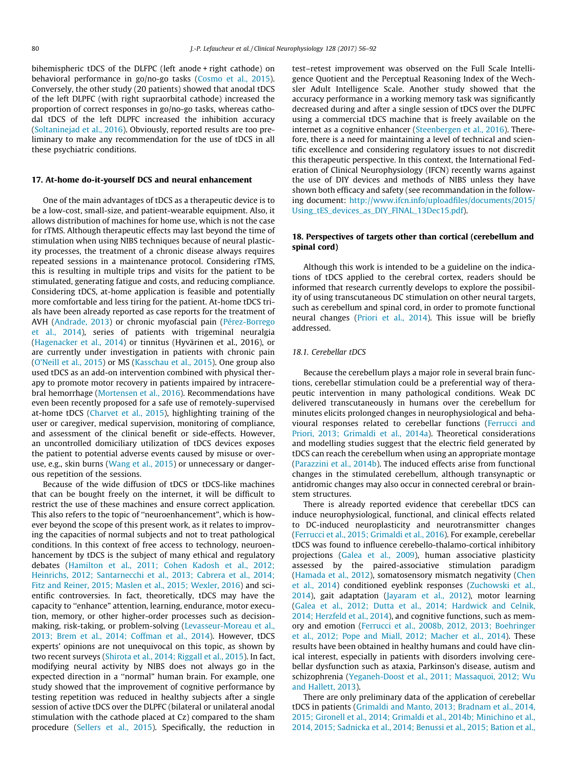bihemispheric tDCS of the DLFPC (left anode + right cathode) on behavioral performance in go/no-go tasks (Cosmo et al., 2015). Conversely, the other study (20 patients) showed that anodal tDCS of the left DLPFC (with right supraorbital cathode) increased the proportion of correct responses in go/no-go tasks, whereas cathodal tDCS of the left DLPFC increased the inhibition accuracy (Soltaninejad et al., 2016). Obviously, reported results are too preliminary to make any recommendation for the use of tDCS in all these psychiatric conditions.

## 17. At-home do-it-yourself DCS and neural enhancement

One of the main advantages of tDCS as a therapeutic device is to be a low-cost, small-size, and patient-wearable equipment. Also, it allows distribution of machines for home use, which is not the case for rTMS. Although therapeutic effects may last beyond the time of stimulation when using NIBS techniques because of neural plasticity processes, the treatment of a chronic disease always requires repeated sessions in a maintenance protocol. Considering rTMS, this is resulting in multiple trips and visits for the patient to be stimulated, generating fatigue and costs, and reducing compliance. Considering tDCS, at-home application is feasible and potentially more comfortable and less tiring for the patient. At-home tDCS trials have been already reported as case reports for the treatment of AVH (Andrade, 2013) or chronic myofascial pain (Pérez-Borrego et al., 2014), series of patients with trigeminal neuralgia (Hagenacker et al., 2014) or tinnitus (Hyvärinen et al., 2016), or are currently under investigation in patients with chronic pain (O'Neill et al., 2015) or MS (Kasschau et al., 2015). One group also used tDCS as an add-on intervention combined with physical therapy to promote motor recovery in patients impaired by intracerebral hemorrhage (Mortensen et al., 2016). Recommendations have even been recently proposed for a safe use of remotely-supervised at-home tDCS (Charvet et al., 2015), highlighting training of the user or caregiver, medical supervision, monitoring of compliance, and assessment of the clinical benefit or side-effects. However, an uncontrolled domiciliary utilization of tDCS devices exposes the patient to potential adverse events caused by misuse or overuse, e.g., skin burns (Wang et al., 2015) or unnecessary or dangerous repetition of the sessions.

Because of the wide diffusion of tDCS or tDCS-like machines that can be bought freely on the internet, it will be difficult to restrict the use of these machines and ensure correct application. This also refers to the topic of "neuroenhancement", which is however beyond the scope of this present work, as it relates to improving the capacities of normal subjects and not to treat pathological conditions. In this context of free access to technology, neuroenhancement by tDCS is the subject of many ethical and regulatory debates (Hamilton et al., 2011; Cohen Kadosh et al., 2012; Heinrichs, 2012; Santarnecchi et al., 2013; Cabrera et al., 2014; Fitz and Reiner, 2015; Maslen et al., 2015; Wexler, 2016) and scientific controversies. In fact, theoretically, tDCS may have the capacity to "enhance" attention, learning, endurance, motor execution, memory, or other higher-order processes such as decision-making, risk-taking, or problem-solving (Levasseur-Moreau et al., 2013; Brem et al., 2014; Coffman et al., 2014). However, tDCS experts' opinions are not unequivocal on this topic, as shown by two recent surveys (Shirota et al., 2014; Riggall et al., 2015). In fact, modifying neural activity by NIBS does not always go in the expected direction in a "normal" human brain. For example, one study showed that the improvement of cognitive performance by testing repetition was reduced in healthy subjects after a single session of active tDCS over the DLPFC (bilateral or unilateral anodal stimulation with the cathode placed at Cz) compared to the sham procedure (Sellers et al., 2015). Specifically, the reduction in test–retest improvement was observed on the Full Scale Intelligence Quotient and the Perceptual Reasoning Index of the Wechsler Adult Intelligence Scale. Another study showed that the accuracy performance in a working memory task was significantly decreased during and after a single session of tDCS over the DLPFC using a commercial tDCS machine that is freely available on the internet as a cognitive enhancer (Steenbergen et al., 2016). Therefore, there is a need for maintaining a level of technical and scientific excellence and considering regulatory issues to not discredit this therapeutic perspective. In this context, the International Federation of Clinical Neurophysiology (IFCN) recently warns against the use of DIY devices and methods of NIBS unless they have shown both efficacy and safety (see recommandation in the following document: http://www.ifcn.info/uploadfiles/documents/2015/Using_tES_devices_as_DIY_FINAL_13Dec15.pdf).

## 18. Perspectives of targets other than cortical (cerebellum and spinal cord)

Although this work is intended to be a guideline on the indications of tDCS applied to the cerebral cortex, readers should be informed that research currently develops to explore the possibility of using transcutaneous DC stimulation on other neural targets, such as cerebellum and spinal cord, in order to promote functional neural changes (Priori et al., 2014). This issue will be briefly addressed.

### 18.1. Cerebellar tDCS

Because the cerebellum plays a major role in several brain functions, cerebellar stimulation could be a preferential way of therapeutic intervention in many pathological conditions. Weak DC delivered transcutaneously in humans over the cerebellum for minutes elicits prolonged changes in neurophysiological and behavioural responses related to cerebellar functions (Ferrucci and Priori, 2013; Grimaldi et al., 2014a). Theoretical considerations and modelling studies suggest that the electric field generated by tDCS can reach the cerebellum when using an appropriate montage (Parazzini et al., 2014b). The induced effects arise from functional changes in the stimulated cerebellum, although transynaptic or antidromic changes may also occur in connected cerebral or brainstem structures.

There is already reported evidence that cerebellar tDCS can induce neurophysiological, functional, and clinical effects related to DC-induced neuroplasticity and neurotransmitter changes (Ferrucci et al., 2015; Grimaldi et al., 2016). For example, cerebellar tDCS was found to influence cerebello-thalamo-cortical inhibitory projections (Galea et al., 2009), human associative plasticity assessed by the paired-associative stimulation paradigm (Hamada et al., 2012), somatosensory mismatch negativity (Chen et al., 2014) conditioned eyeblink responses (Zuchowski et al., 2014), gait adaptation (Jayaram et al., 2012), motor learning (Galea et al., 2012; Dutta et al., 2014; Hardwick and Celnik, 2014; Herzfeld et al., 2014), and cognitive functions, such as memory and emotion (Ferrucci et al., 2008b, 2012, 2013; Boehringer et al., 2012; Pope and Miall, 2012; Macher et al., 2014). These results have been obtained in healthy humans and could have clinical interest, especially in patients with disorders involving cerebellar dysfunction such as ataxia, Parkinson's disease, autism and schizophrenia (Yeganeh-Doost et al., 2011; Massaquoi, 2012; Wu and Hallett, 2013).

There are only preliminary data of the application of cerebellar tDCS in patients (Grimaldi and Manto, 2013; Bradnam et al., 2014, 2015; Gironell et al., 2014; Grimaldi et al., 2014b; Minichino et al., 2014, 2015; Sadnicka et al., 2014; Benussi et al., 2015; Bation et al.,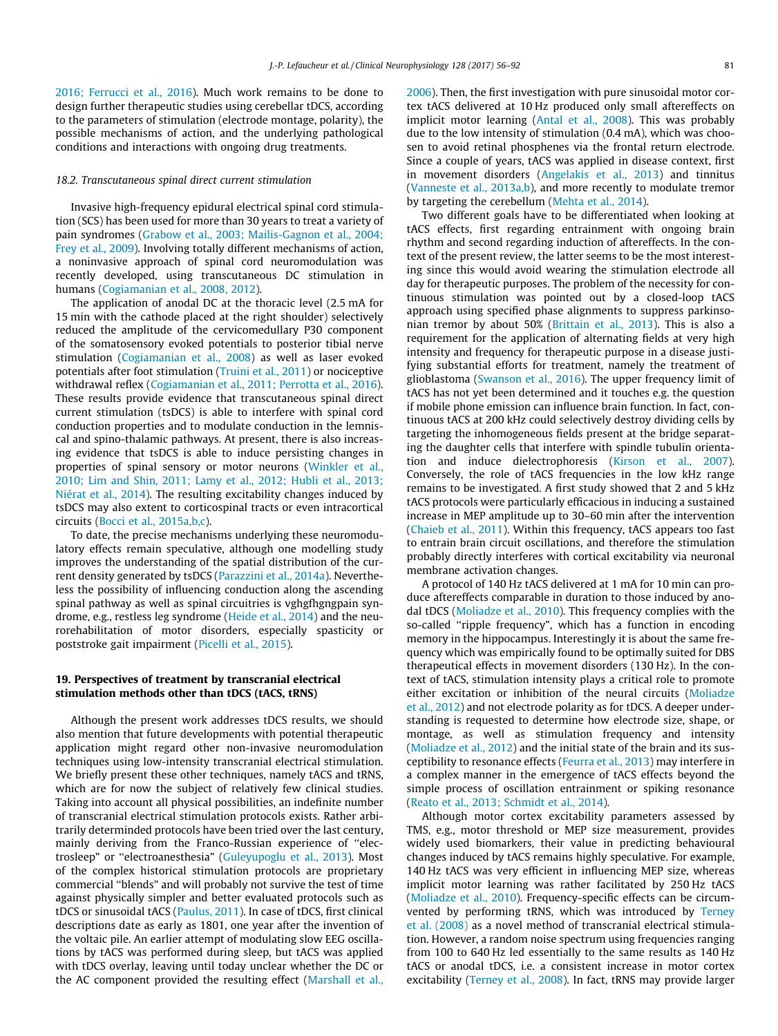2016; Ferrucci et al., 2016). Much work remains to be done to design further therapeutic studies using cerebellar tDCS, according to the parameters of stimulation (electrode montage, polarity), the possible mechanisms of action, and the underlying pathological conditions and interactions with ongoing drug treatments.

### 18.2. Transcutaneous spinal direct current stimulation

Invasive high-frequency epidural electrical spinal cord stimulation (SCS) has been used for more than 30 years to treat a variety of pain syndromes (Grabow et al., 2003; Mailis-Gagnon et al., 2004; Frey et al., 2009). Involving totally different mechanisms of action, a noninvasive approach of spinal cord neuromodulation was recently developed, using transcutaneous DC stimulation in humans (Cogiamanian et al., 2008, 2012).

The application of anodal DC at the thoracic level (2.5 mA for 15 min with the cathode placed at the right shoulder) selectively reduced the amplitude of the cervicomedullary P30 component of the somatosensory evoked potentials to posterior tibial nerve stimulation (Cogiamanian et al., 2008) as well as laser evoked potentials after foot stimulation (Truini et al., 2011) or nociceptive withdrawal reflex (Cogiamanian et al., 2011; Perrotta et al., 2016). These results provide evidence that transcutaneous spinal direct current stimulation (tsDCS) is able to interfere with spinal cord conduction properties and to modulate conduction in the lemniscal and spino-thalamic pathways. At present, there is also increasing evidence that tsDCS is able to induce persisting changes in properties of spinal sensory or motor neurons (Winkler et al., 2010; Lim and Shin, 2011; Lamy et al., 2012; Hubli et al., 2013; Niérat et al., 2014). The resulting excitability changes induced by tsDCS may also extent to corticospinal tracts or even intracortical circuits (Bocci et al., 2015a,b,c).

To date, the precise mechanisms underlying these neuromodulatory effects remain speculative, although one modelling study improves the understanding of the spatial distribution of the current density generated by tsDCS (Parazzini et al., 2014a). Nevertheless the possibility of influencing conduction along the ascending spinal pathway as well as spinal circuitries is vghgfhgngpain syndrome, e.g., restless leg syndrome (Heide et al., 2014) and the neurorehabilitation of motor disorders, especially spasticity or poststroke gait impairment (Picelli et al., 2015).

## 19. Perspectives of treatment by transcranial electrical stimulation methods other than tDCS (tACS, tRNS)

Although the present work addresses tDCS results, we should also mention that future developments with potential therapeutic application might regard other non-invasive neuromodulation techniques using low-intensity transcranial electrical stimulation. We briefly present these other techniques, namely tACS and tRNS, which are for now the subject of relatively few clinical studies. Taking into account all physical possibilities, an indefinite number of transcranial electrical stimulation protocols exists. Rather arbitrarily determinded protocols have been tried over the last century, mainly deriving from the Franco-Russian experience of "electrosleep" or "electroanesthesia" (Guleyupoglu et al., 2013). Most of the complex historical stimulation protocols are proprietary commercial "blends" and will probably not survive the test of time against physically simpler and better evaluated protocols such as tDCS or sinusoidal tACS (Paulus, 2011). In case of tDCS, first clinical descriptions date as early as 1801, one year after the invention of the voltaic pile. An earlier attempt of modulating slow EEG oscillations by tACS was performed during sleep, but tACS was applied with tDCS overlay, leaving until today unclear whether the DC or the AC component provided the resulting effect (Marshall et al., 2006). Then, the first investigation with pure sinusoidal motor cortex tACS delivered at 10 Hz produced only small aftereffects on implicit motor learning (Antal et al., 2008). This was probably due to the low intensity of stimulation (0.4 mA), which was choosen to avoid retinal phosphenes via the frontal return electrode. Since a couple of years, tACS was applied in disease context, first in movement disorders (Angelakis et al., 2013) and tinnitus (Vanneste et al., 2013a,b), and more recently to modulate tremor by targeting the cerebellum (Mehta et al., 2014).

Two different goals have to be differentiated when looking at tACS effects, first regarding entrainment with ongoing brain rhythm and second regarding induction of aftereffects. In the context of the present review, the latter seems to be the most interesting since this would avoid wearing the stimulation electrode all day for therapeutic purposes. The problem of the necessity for continuous stimulation was pointed out by a closed-loop tACS approach using specified phase alignments to suppress parkinsonian tremor by about 50% (Brittain et al., 2013). This is also a requirement for the application of alternating fields at very high intensity and frequency for therapeutic purpose in a disease justifying substantial efforts for treatment, namely the treatment of glioblastoma (Swanson et al., 2016). The upper frequency limit of tACS has not yet been determined and it touches e.g. the question if mobile phone emission can influence brain function. In fact, continuous tACS at 200 kHz could selectively destroy dividing cells by targeting the inhomogeneous fields present at the bridge separating the daughter cells that interfere with spindle tubulin orientation and induce dielectrophoresis (Kirson et al., 2007). Conversely, the role of tACS frequencies in the low kHz range remains to be investigated. A first study showed that 2 and 5 kHz tACS protocols were particularly efficacious in inducing a sustained increase in MEP amplitude up to 30–60 min after the intervention (Chaieb et al., 2011). Within this frequency, tACS appears too fast to entrain brain circuit oscillations, and therefore the stimulation probably directly interferes with cortical excitability via neuronal membrane activation changes.

A protocol of 140 Hz tACS delivered at 1 mA for 10 min can produce aftereffects comparable in duration to those induced by anodal tDCS (Moliadze et al., 2010). This frequency complies with the so-called "ripple frequency", which has a function in encoding memory in the hippocampus. Interestingly it is about the same frequency which was empirically found to be optimally suited for DBS therapeutical effects in movement disorders (130 Hz). In the context of tACS, stimulation intensity plays a critical role to promote either excitation or inhibition of the neural circuits (Moliadze et al., 2012) and not electrode polarity as for tDCS. A deeper understanding is requested to determine how electrode size, shape, or montage, as well as stimulation frequency and intensity (Moliadze et al., 2012) and the initial state of the brain and its susceptibility to resonance effects (Feurra et al., 2013) may interfere in a complex manner in the emergence of tACS effects beyond the simple process of oscillation entrainment or spiking resonance (Reato et al., 2013; Schmidt et al., 2014).

Although motor cortex excitability parameters assessed by TMS, e.g., motor threshold or MEP size measurement, provides widely used biomarkers, their value in predicting behavioural changes induced by tACS remains highly speculative. For example, 140 Hz tACS was very efficient in influencing MEP size, whereas implicit motor learning was rather facilitated by 250 Hz tACS (Moliadze et al., 2010). Frequency-specific effects can be circumvented by performing tRNS, which was introduced by Terney et al. (2008) as a novel method of transcranial electrical stimulation. However, a random noise spectrum using frequencies ranging from 100 to 640 Hz led essentially to the same results as 140 Hz tACS or anodal tDCS, i.e. a consistent increase in motor cortex excitability (Terney et al., 2008). In fact, tRNS may provide larger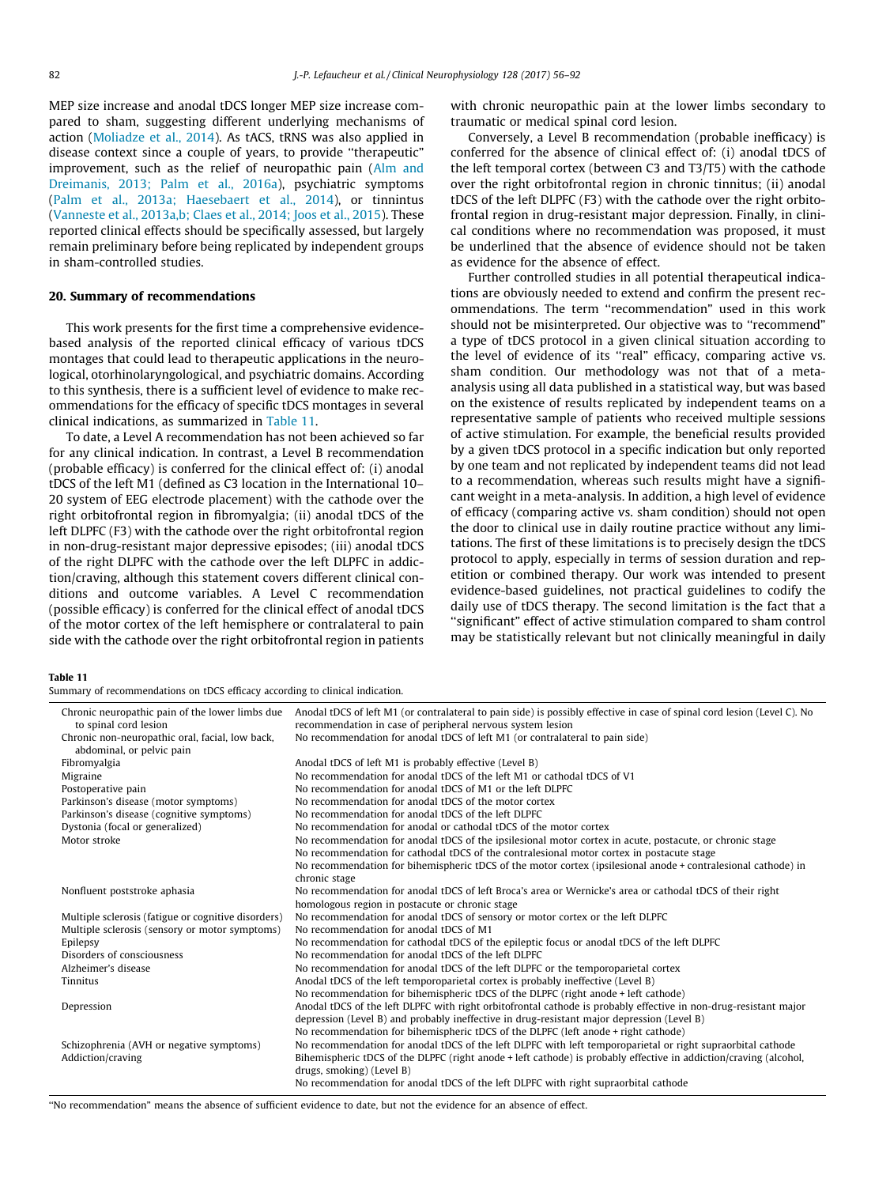MEP size increase and anodal tDCS longer MEP size increase compared to sham, suggesting different underlying mechanisms of action (Moliadze et al., 2014). As tACS, tRNS was also applied in disease context since a couple of years, to provide "therapeutic" improvement, such as the relief of neuropathic pain (Alm and Dreimanis, 2013; Palm et al., 2016a), psychiatric symptoms (Palm et al., 2013a; Haesebaert et al., 2014), or tinnintus (Vanneste et al., 2013a,b; Claes et al., 2014; Joos et al., 2015). These reported clinical effects should be specifically assessed, but largely remain preliminary before being replicated by independent groups in sham-controlled studies.

## 20. Summary of recommendations

This work presents for the first time a comprehensive evidence-based analysis of the reported clinical efficacy of various tDCS montages that could lead to therapeutic applications in the neurological, otorhinolaryngological, and psychiatric domains. According to this synthesis, there is a sufficient level of evidence to make recommendations for the efficacy of specific tDCS montages in several clinical indications, as summarized in Table 11.

To date, a Level A recommendation has not been achieved so far for any clinical indication. In contrast, a Level B recommendation (probable efficacy) is conferred for the clinical effect of: (i) anodal tDCS of the left M1 (defined as C3 location in the International 10–20 system of EEG electrode placement) with the cathode over the right orbitofrontal region in fibromyalgia; (ii) anodal tDCS of the left DLPFC (F3) with the cathode over the right orbitofrontal region in non-drug-resistant major depressive episodes; (iii) anodal tDCS of the right DLPFC with the cathode over the left DLPFC in addiction/craving, although this statement covers different clinical conditions and outcome variables. A Level C recommendation (possible efficacy) is conferred for the clinical effect of anodal tDCS of the motor cortex of the left hemisphere or contralateral to pain side with the cathode over the right orbitofrontal region in patients with chronic neuropathic pain at the lower limbs secondary to traumatic or medical spinal cord lesion.

Conversely, a Level B recommendation (probable inefficacy) is conferred for the absence of clinical effect of: (i) anodal tDCS of the left temporal cortex (between C3 and T3/T5) with the cathode over the right orbitofrontal region in chronic tinnitus; (ii) anodal tDCS of the left DLPFC (F3) with the cathode over the right orbitofrontal region in drug-resistant major depression. Finally, in clinical conditions where no recommendation was proposed, it must be underlined that the absence of evidence should not be taken as evidence for the absence of effect.

Further controlled studies in all potential therapeutical indications are obviously needed to extend and confirm the present recommendations. The term "recommendation" used in this work should not be misinterpreted. Our objective was to "recommend" a type of tDCS protocol in a given clinical situation according to the level of evidence of its "real" efficacy, comparing active vs. sham condition. Our methodology was not that of a meta-analysis using all data published in a statistical way, but was based on the existence of results replicated by independent teams on a representative sample of patients who received multiple sessions of active stimulation. For example, the beneficial results provided by a given tDCS protocol in a specific indication but only reported by one team and not replicated by independent teams did not lead to a recommendation, whereas such results might have a significant weight in a meta-analysis. In addition, a high level of evidence of efficacy (comparing active vs. sham condition) should not open the door to clinical use in daily routine practice without any limitations. The first of these limitations is to precisely design the tDCS protocol to apply, especially in terms of session duration and repetition or combined therapy. Our work was intended to present evidence-based guidelines, not practical guidelines to codify the daily use of tDCS therapy. The second limitation is the fact that a "significant" effect of active stimulation compared to sham control may be statistically relevant but not clinically meaningful in daily

**Table 11**
Summary of recommendations on tDCS efficacy according to clinical indication.

| Clinical indication | Recommendation |
|---|---|
| Chronic neuropathic pain of the lower limbs due to spinal cord lesion | Anodal tDCS of left M1 (or contralateral to pain side) is possibly effective in case of spinal cord lesion (Level C). No recommendation in case of peripheral nervous system lesion |
| Chronic non-neuropathic oral, facial, low back, abdominal, or pelvic pain | No recommendation for anodal tDCS of left M1 (or contralateral to pain side) |
| Fibromyalgia | Anodal tDCS of left M1 is probably effective (Level B) |
| Migraine | No recommendation for anodal tDCS of the left M1 or cathodal tDCS of V1 |
| Postoperative pain | No recommendation for anodal tDCS of M1 or the left DLPFC |
| Parkinson's disease (motor symptoms) | No recommendation for anodal tDCS of the motor cortex |
| Parkinson's disease (cognitive symptoms) | No recommendation for anodal tDCS of the left DLPFC |
| Dystonia (focal or generalized) | No recommendation for anodal or cathodal tDCS of the motor cortex |
| Motor stroke | No recommendation for anodal tDCS of the ipsilesional motor cortex in acute, postacute, or chronic stage<br>No recommendation for cathodal tDCS of the contralesional motor cortex in postacute stage<br>No recommendation for bihemispheric tDCS of the motor cortex (ipsilesional anode + contralesional cathode) in chronic stage |
| Nonfluent poststroke aphasia | No recommendation for anodal tDCS of left Broca's area or Wernicke's area or cathodal tDCS of their right homologous region in postacute or chronic stage |
| Multiple sclerosis (fatigue or cognitive disorders) | No recommendation for anodal tDCS of sensory or motor cortex or the left DLPFC |
| Multiple sclerosis (sensory or motor symptoms) | No recommendation for anodal tDCS of M1 |
| Epilepsy | No recommendation for cathodal tDCS of the epileptic focus or anodal tDCS of the left DLPFC |
| Disorders of consciousness | No recommendation for anodal tDCS of the left DLPFC |
| Alzheimer's disease | No recommendation for anodal tDCS of the left DLPFC or the temporoparietal cortex |
| Tinnitus | Anodal tDCS of the left temporoparietal cortex is probably ineffective (Level B)<br>No recommendation for bihemispheric tDCS of the DLPFC (right anode + left cathode) |
| Depression | Anodal tDCS of the left DLPFC with right orbitofrontal cathode is probably effective in non-drug-resistant major depression (Level B) and probably ineffective in drug-resistant major depression (Level B)<br>No recommendation for bihemispheric tDCS of the DLPFC (left anode + right cathode) |
| Schizophrenia (AVH or negative symptoms) | No recommendation for anodal tDCS of the left DLPFC with left temporoparietal or right supraorbital cathode |
| Addiction/craving | Bihemispheric tDCS of the DLPFC (right anode + left cathode) is probably effective in addiction/craving (alcohol, drugs, smoking) (Level B)<br>No recommendation for anodal tDCS of the left DLPFC with right supraorbital cathode |

"No recommendation" means the absence of sufficient evidence to date, but not the evidence for an absence of effect.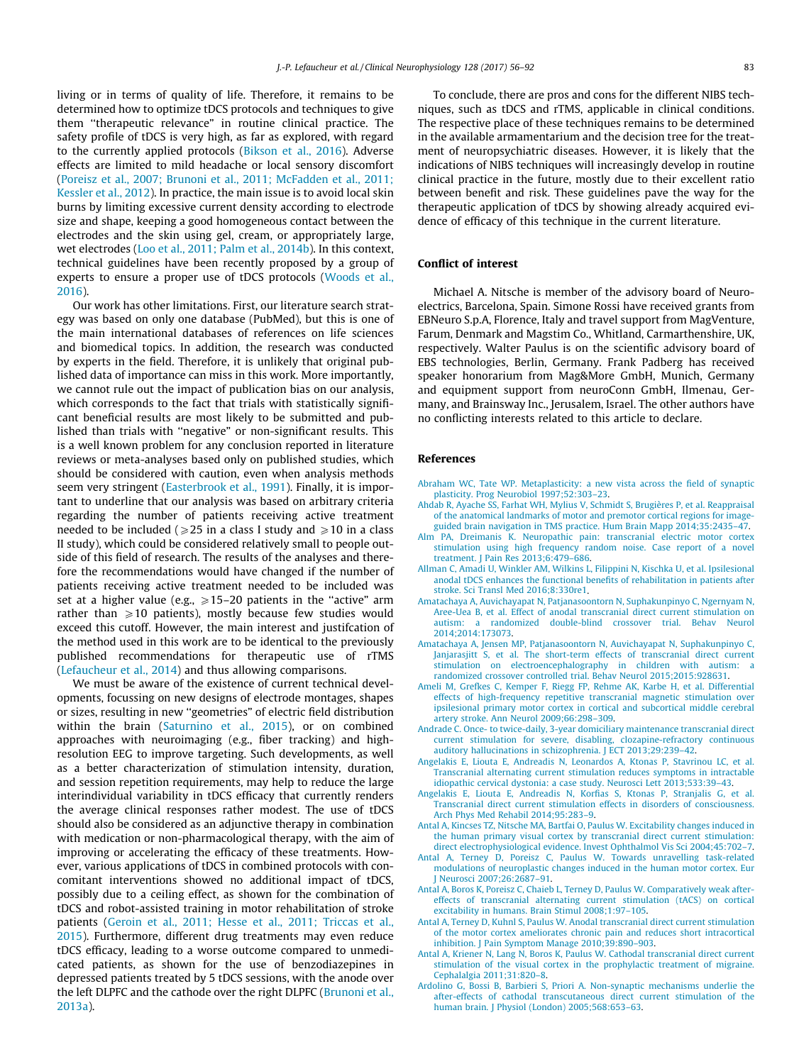living or in terms of quality of life. Therefore, it remains to be determined how to optimize tDCS protocols and techniques to give them "therapeutic relevance" in routine clinical practice. The safety profile of tDCS is very high, as far as explored, with regard to the currently applied protocols (Bikson et al., 2016). Adverse effects are limited to mild headache or local sensory discomfort (Poreisz et al., 2007; Brunoni et al., 2011; McFadden et al., 2011; Kessler et al., 2012). In practice, the main issue is to avoid local skin burns by limiting excessive current density according to electrode size and shape, keeping a good homogeneous contact between the electrodes and the skin using gel, cream, or appropriately large, wet electrodes (Loo et al., 2011; Palm et al., 2014b). In this context, technical guidelines have been recently proposed by a group of experts to ensure a proper use of tDCS protocols (Woods et al., 2016).

Our work has other limitations. First, our literature search strategy was based on only one database (PubMed), but this is one of the main international databases of references on life sciences and biomedical topics. In addition, the research was conducted by experts in the field. Therefore, it is unlikely that original published data of importance can miss in this work. More importantly, we cannot rule out the impact of publication bias on our analysis, which corresponds to the fact that trials with statistically significant beneficial results are most likely to be submitted and published than trials with "negative" or non-significant results. This is a well known problem for any conclusion reported in literature reviews or meta-analyses based only on published studies, which should be considered with caution, even when analysis methods seem very stringent (Easterbrook et al., 1991). Finally, it is important to underline that our analysis was based on arbitrary criteria regarding the number of patients receiving active treatment needed to be included ($\geqslant$25 in a class I study and $\geqslant$10 in a class II study), which could be considered relatively small to people outside of this field of research. The results of the analyses and therefore the recommendations would have changed if the number of patients receiving active treatment needed to be included was set at a higher value (e.g., $\geqslant$15–20 patients in the "active" arm rather than $\geqslant$10 patients), mostly because few studies would exceed this cutoff. However, the main interest and justifcation of the method used in this work are to be identical to the previously published recommendations for therapeutic use of rTMS (Lefaucheur et al., 2014) and thus allowing comparisons.

We must be aware of the existence of current technical developments, focussing on new designs of electrode montages, shapes or sizes, resulting in new "geometries" of electric field distribution within the brain (Saturnino et al., 2015), or on combined approaches with neuroimaging (e.g., fiber tracking) and high-resolution EEG to improve targeting. Such developments, as well as a better characterization of stimulation intensity, duration, and session repetition requirements, may help to reduce the large interindividual variability in tDCS efficacy that currently renders the average clinical responses rather modest. The use of tDCS should also be considered as an adjunctive therapy in combination with medication or non-pharmacological therapy, with the aim of improving or accelerating the efficacy of these treatments. However, various applications of tDCS in combined protocols with concomitant interventions showed no additional impact of tDCS, possibly due to a ceiling effect, as shown for the combination of tDCS and robot-assisted training in motor rehabilitation of stroke patients (Geroin et al., 2011; Hesse et al., 2011; Triccas et al., 2015). Furthermore, different drug treatments may even reduce tDCS efficacy, leading to a worse outcome compared to unmedicated patients, as shown for the use of benzodiazepines in depressed patients treated by 5 tDCS sessions, with the anode over the left DLPFC and the cathode over the right DLPFC (Brunoni et al., 2013a).

To conclude, there are pros and cons for the different NIBS techniques, such as tDCS and rTMS, applicable in clinical conditions. The respective place of these techniques remains to be determined in the available armamentarium and the decision tree for the treatment of neuropsychiatric diseases. However, it is likely that the indications of NIBS techniques will increasingly develop in routine clinical practice in the future, mostly due to their excellent ratio between benefit and risk. These guidelines pave the way for the therapeutic application of tDCS by showing already acquired evidence of efficacy of this technique in the current literature.

## Conflict of interest

Michael A. Nitsche is member of the advisory board of Neuroelectrics, Barcelona, Spain. Simone Rossi have received grants from EBNeuro S.p.A, Florence, Italy and travel support from MagVenture, Farum, Denmark and Magstim Co., Whitland, Carmarthenshire, UK, respectively. Walter Paulus is on the scientific advisory board of EBS technologies, Berlin, Germany. Frank Padberg has received speaker honorarium from Mag&More GmbH, Munich, Germany and equipment support from neuroConn GmbH, Ilmenau, Germany, and Brainsway Inc., Jerusalem, Israel. The other authors have no conflicting interests related to this article to declare.

## References

Abraham WC, Tate WP. Metaplasticity: a new vista across the field of synaptic plasticity. Prog Neurobiol 1997;52:303–23.

Ahdab R, Ayache SS, Farhat WH, Mylius V, Schmidt S, Brugières P, et al. Reappraisal of the anatomical landmarks of motor and premotor cortical regions for image-guided brain navigation in TMS practice. Hum Brain Mapp 2014;35:2435–47.

Alm PA, Dreimanis K. Neuropathic pain: transcranial electric motor cortex stimulation using high frequency random noise. Case report of a novel treatment. J Pain Res 2013;6:479–686.

Allman C, Amadi U, Winkler AM, Wilkins L, Filippini N, Kischka U, et al. Ipsilesional anodal tDCS enhances the functional benefits of rehabilitation in patients after stroke. Sci Transl Med 2016;8:330re1.

Amatachaya A, Auvichayapat N, Patjanasoontorn N, Suphakunpinyo C, Ngernyam N, Aree-Uea B, et al. Effect of anodal transcranial direct current stimulation on autism: a randomized double-blind crossover trial. Behav Neurol 2014;2014:173073.

Amatachaya A, Jensen MP, Patjanasoontorn N, Auvichayapat N, Suphakunpinyo C, Janjarasjitt S, et al. The short-term effects of transcranial direct current stimulation on electroencephalography in children with autism: a randomized crossover controlled trial. Behav Neurol 2015;2015:928631.

Ameli M, Grefkes C, Kemper F, Riegg FP, Rehme AK, Karbe H, et al. Differential effects of high-frequency repetitive transcranial magnetic stimulation over ipsilesional primary motor cortex in cortical and subcortical middle cerebral artery stroke. Ann Neurol 2009;66:298–309.

Andrade C. Once- to twice-daily, 3-year domiciliary maintenance transcranial direct current stimulation for severe, disabling, clozapine-refractory continuous auditory hallucinations in schizophrenia. J ECT 2013;29:239–42.

Angelakis E, Liouta E, Andreadis N, Leonardos A, Ktonas P, Stavrinou LC, et al. Transcranial alternating current stimulation reduces symptoms in intractable idiopathic cervical dystonia: a case study. Neurosci Lett 2013;533:39–43.

Angelakis E, Liouta E, Andreadis N, Korfias S, Ktonas P, Stranjalis G, et al. Transcranial direct current stimulation effects in disorders of consciousness. Arch Phys Med Rehabil 2014;95:283–9.

Antal A, Kincses TZ, Nitsche MA, Bartfai O, Paulus W. Excitability changes induced in the human primary visual cortex by transcranial direct current stimulation: direct electrophysiological evidence. Invest Ophthalmol Vis Sci 2004;45:702–7.

Antal A, Terney D, Poreisz C, Paulus W. Towards unravelling task-related modulations of neuroplastic changes induced in the human motor cortex. Eur J Neurosci 2007;26:2687–91.

Antal A, Boros K, Poreisz C, Chaieb L, Terney D, Paulus W. Comparatively weak after-effects of transcranial alternating current stimulation (tACS) on cortical excitability in humans. Brain Stimul 2008;1:97–105.

Antal A, Terney D, Kuhnl S, Paulus W. Anodal transcranial direct current stimulation of the motor cortex ameliorates chronic pain and reduces short intracortical inhibition. J Pain Symptom Manage 2010;39:890–903.

Antal A, Kriener N, Lang N, Boros K, Paulus W. Cathodal transcranial direct current stimulation of the visual cortex in the prophylactic treatment of migraine. Cephalalgia 2011;31:820–8.

Ardolino G, Bossi B, Barbieri S, Priori A. Non-synaptic mechanisms underlie the after-effects of cathodal transcutaneous direct current stimulation of the human brain. J Physiol (London) 2005;568:653–63.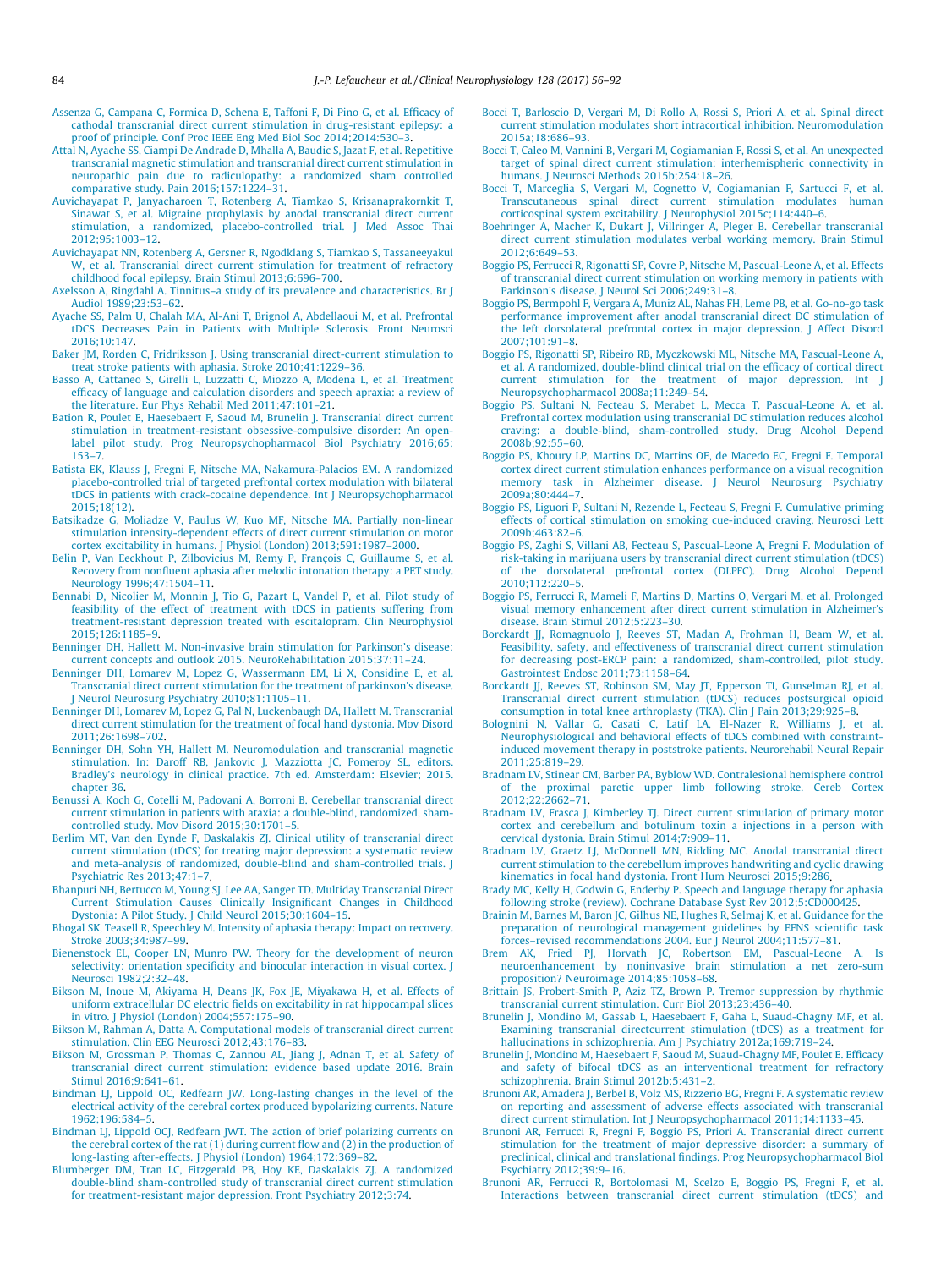Assenza G, Campana C, Formica D, Schena E, Taffoni F, Di Pino G, et al. Efficacy of cathodal transcranial direct current stimulation in drug-resistant epilepsy: a proof of principle. Conf Proc IEEE Eng Med Biol Soc 2014;2014:530–3.

Attal N, Ayache SS, Ciampi De Andrade D, Mhalla A, Baudic S, Jazat F, et al. Repetitive transcranial magnetic stimulation and transcranial direct current stimulation in neuropathic pain due to radiculopathy: a randomized sham controlled comparative study. Pain 2016;157:1224–31.

Auvichayapat P, Janyacharoen T, Rotenberg A, Tiamkao S, Krisanaprakornkit T, Sinawat S, et al. Migraine prophylaxis by anodal transcranial direct current stimulation, a randomized, placebo-controlled trial. J Med Assoc Thai 2012;95:1003–12.

Auvichayapat NN, Rotenberg A, Gersner R, Ngodklang S, Tiamkao S, Tassaneeyakul W, et al. Transcranial direct current stimulation for treatment of refractory childhood focal epilepsy. Brain Stimul 2013;6:696–700.

Axelsson A, Ringdahl A. Tinnitus–a study of its prevalence and characteristics. Br J Audiol 1989;23:53–62.

Ayache SS, Palm U, Chalah MA, Al-Ani T, Brignol A, Abdellaoui M, et al. Prefrontal tDCS Decreases Pain in Patients with Multiple Sclerosis. Front Neurosci 2016;10:147.

Baker JM, Rorden C, Fridriksson J. Using transcranial direct-current stimulation to treat stroke patients with aphasia. Stroke 2010;41:1229–36.

Basso A, Cattaneo S, Girelli L, Luzzatti C, Miozzo A, Modena L, et al. Treatment efficacy of language and calculation disorders and speech apraxia: a review of the literature. Eur Phys Rehabil Med 2011;47:101–21.

Bation R, Poulet E, Haesebaert F, Saoud M, Brunelin J. Transcranial direct current stimulation in treatment-resistant obsessive-compulsive disorder: An open-label pilot study. Prog Neuropsychopharmacol Biol Psychiatry 2016;65: 153–7.

Batista EK, Klauss J, Fregni F, Nitsche MA, Nakamura-Palacios EM. A randomized placebo-controlled trial of targeted prefrontal cortex modulation with bilateral tDCS in patients with crack-cocaine dependence. Int J Neuropsychopharmacol 2015;18(12).

Batsikadze G, Moliadze V, Paulus W, Kuo MF, Nitsche MA. Partially non-linear stimulation intensity-dependent effects of direct current stimulation on motor cortex excitability in humans. J Physiol (London) 2013;591:1987–2000.

Belin P, Van Eeckhout P, Zilbovicius M, Remy P, François C, Guillaume S, et al. Recovery from nonfluent aphasia after melodic intonation therapy: a PET study. Neurology 1996;47:1504–11.

Bennabi D, Nicolier M, Monnin J, Tio G, Pazart L, Vandel P, et al. Pilot study of feasibility of the effect of treatment with tDCS in patients suffering from treatment-resistant depression treated with escitalopram. Clin Neurophysiol 2015;126:1185–9.

Benninger DH, Hallett M. Non-invasive brain stimulation for Parkinson's disease: current concepts and outlook 2015. NeuroRehabilitation 2015;37:11–24.

Benninger DH, Lomarev M, Lopez G, Wassermann EM, Li X, Considine E, et al. Transcranial direct current stimulation for the treatment of parkinson's disease. J Neurol Neurosurg Psychiatry 2010;81:1105–11.

Benninger DH, Lomarev M, Lopez G, Pal N, Luckenbaugh DA, Hallett M. Transcranial direct current stimulation for the treatment of focal hand dystonia. Mov Disord 2011;26:1698–702.

Benninger DH, Sohn YH, Hallett M. Neuromodulation and transcranial magnetic stimulation. In: Daroff RB, Jankovic J, Mazziotta JC, Pomeroy SL, editors. Bradley's neurology in clinical practice. 7th ed. Amsterdam: Elsevier; 2015. chapter 36.

Benussi A, Koch G, Cotelli M, Padovani A, Borroni B. Cerebellar transcranial direct current stimulation in patients with ataxia: a double-blind, randomized, sham-controlled study. Mov Disord 2015;30:1701–5.

Berlim MT, Van den Eynde F, Daskalakis ZJ. Clinical utility of transcranial direct current stimulation (tDCS) for treating major depression: a systematic review and meta-analysis of randomized, double-blind and sham-controlled trials. J Psychiatric Res 2013;47:1–7.

Bhanpuri NH, Bertucco M, Young SJ, Lee AA, Sanger TD. Multiday Transcranial Direct Current Stimulation Causes Clinically Insignificant Changes in Childhood Dystonia: A Pilot Study. J Child Neurol 2015;30:1604–15.

Bhogal SK, Teasell R, Speechley M. Intensity of aphasia therapy: Impact on recovery. Stroke 2003;34:987–99.

Bienenstock EL, Cooper LN, Munro PW. Theory for the development of neuron selectivity: orientation specificity and binocular interaction in visual cortex. J Neurosci 1982;2:32–48.

Bikson M, Inoue M, Akiyama H, Deans JK, Fox JE, Miyakawa H, et al. Effects of uniform extracellular DC electric fields on excitability in rat hippocampal slices in vitro. J Physiol (London) 2004;557:175–90.

Bikson M, Rahman A, Datta A. Computational models of transcranial direct current stimulation. Clin EEG Neurosci 2012;43:176–83.

Bikson M, Grossman P, Thomas C, Zannou AL, Jiang J, Adnan T, et al. Safety of transcranial direct current stimulation: evidence based update 2016. Brain Stimul 2016;9:641–61.

Bindman LJ, Lippold OC, Redfearn JW. Long-lasting changes in the level of the electrical activity of the cerebral cortex produced bypolarizing currents. Nature 1962;196:584–5.

Bindman LJ, Lippold OCJ, Redfearn JWT. The action of brief polarizing currents on the cerebral cortex of the rat (1) during current flow and (2) in the production of long-lasting after-effects. J Physiol (London) 1964;172:369–82.

Blumberger DM, Tran LC, Fitzgerald PB, Hoy KE, Daskalakis ZJ. A randomized double-blind sham-controlled study of transcranial direct current stimulation for treatment-resistant major depression. Front Psychiatry 2012;3:74.

Bocci T, Barloscio D, Vergari M, Di Rollo A, Rossi S, Priori A, et al. Spinal direct current stimulation modulates short intracortical inhibition. Neuromodulation 2015a;18:686–93.

Bocci T, Caleo M, Vannini B, Vergari M, Cogiamanian F, Rossi S, et al. An unexpected target of spinal direct current stimulation: interhemispheric connectivity in humans. J Neurosci Methods 2015b;254:18–26.

Bocci T, Marceglia S, Vergari M, Cognetto V, Cogiamanian F, Sartucci F, et al. Transcutaneous spinal direct current stimulation modulates human corticospinal system excitability. J Neurophysiol 2015c;114:440–6.

Boehringer A, Macher K, Dukart J, Villringer A, Pleger B. Cerebellar transcranial direct current stimulation modulates verbal working memory. Brain Stimul 2012;6:649–53.

Boggio PS, Ferrucci R, Rigonatti SP, Covre P, Nitsche M, Pascual-Leone A, et al. Effects of transcranial direct current stimulation on working memory in patients with Parkinson's disease. J Neurol Sci 2006;249:31–8.

Boggio PS, Bermpohl F, Vergara A, Muniz AL, Nahas FH, Leme PB, et al. Go-no-go task performance improvement after anodal transcranial direct DC stimulation of the left dorsolateral prefrontal cortex in major depression. J Affect Disord 2007;101:91–8.

Boggio PS, Rigonatti SP, Ribeiro RB, Myczkowski ML, Nitsche MA, Pascual-Leone A, et al. A randomized, double-blind clinical trial on the efficacy of cortical direct current stimulation for the treatment of major depression. Int J Neuropsychopharmacol 2008a;11:249–54.

Boggio PS, Sultani N, Fecteau S, Merabet L, Mecca T, Pascual-Leone A, et al. Prefrontal cortex modulation using transcranial DC stimulation reduces alcohol craving: a double-blind, sham-controlled study. Drug Alcohol Depend 2008b;92:55–60.

Boggio PS, Khoury LP, Martins DC, Martins OE, de Macedo EC, Fregni F. Temporal cortex direct current stimulation enhances performance on a visual recognition memory task in Alzheimer disease. J Neurol Neurosurg Psychiatry 2009a;80:444–7.

Boggio PS, Liguori P, Sultani N, Rezende L, Fecteau S, Fregni F. Cumulative priming effects of cortical stimulation on smoking cue-induced craving. Neurosci Lett 2009b;463:82–6.

Boggio PS, Zaghi S, Villani AB, Fecteau S, Pascual-Leone A, Fregni F. Modulation of risk-taking in marijuana users by transcranial direct current stimulation (tDCS) of the dorsolateral prefrontal cortex (DLPFC). Drug Alcohol Depend 2010;112:220–5.

Boggio PS, Ferrucci R, Mameli F, Martins D, Martins O, Vergari M, et al. Prolonged visual memory enhancement after direct current stimulation in Alzheimer's disease. Brain Stimul 2012;5:223–30.

Borckardt JJ, Romagnuolo J, Reeves ST, Madan A, Frohman H, Beam W, et al. Feasibility, safety, and effectiveness of transcranial direct current stimulation for decreasing post-ERCP pain: a randomized, sham-controlled, pilot study. Gastrointest Endosc 2011;73:1158–64.

Borckardt JJ, Reeves ST, Robinson SM, May JT, Epperson TI, Gunselman RJ, et al. Transcranial direct current stimulation (tDCS) reduces postsurgical opioid consumption in total knee arthroplasty (TKA). Clin J Pain 2013;29:925–8.

Bolognini N, Vallar G, Casati C, Latif LA, El-Nazer R, Williams J, et al. Neurophysiological and behavioral effects of tDCS combined with constraint-induced movement therapy in poststroke patients. Neurorehabil Neural Repair 2011;25:819–29.

Bradnam LV, Stinear CM, Barber PA, Byblow WD. Contralesional hemisphere control of the proximal paretic upper limb following stroke. Cereb Cortex 2012;22:2662–71.

Bradnam LV, Frasca J, Kimberley TJ. Direct current stimulation of primary motor cortex and cerebellum and botulinum toxin a injections in a person with cervical dystonia. Brain Stimul 2014;7:909–11.

Bradnam LV, Graetz LJ, McDonnell MN, Ridding MC. Anodal transcranial direct current stimulation to the cerebellum improves handwriting and cyclic drawing kinematics in focal hand dystonia. Front Hum Neurosci 2015;9:286.

Brady MC, Kelly H, Godwin G, Enderby P. Speech and language therapy for aphasia following stroke (review). Cochrane Database Syst Rev 2012;5:CD000425.

Brainin M, Barnes M, Baron JC, Gilhus NE, Hughes R, Selmaj K, et al. Guidance for the preparation of neurological management guidelines by EFNS scientific task forces–revised recommendations 2004. Eur J Neurol 2004;11:577–81.

Brem AK, Fried PJ, Horvath JC, Robertson EM, Pascual-Leone A. Is neuroenhancement by noninvasive brain stimulation a net zero-sum proposition? Neuroimage 2014;85:1058–68.

Brittain JS, Probert-Smith P, Aziz TZ, Brown P. Tremor suppression by rhythmic transcranial current stimulation. Curr Biol 2013;23:436–40.

Brunelin J, Mondino M, Gassab L, Haesebaert F, Gaha L, Suaud-Chagny MF, et al. Examining transcranial directcurrent stimulation (tDCS) as a treatment for hallucinations in schizophrenia. Am J Psychiatry 2012a;169:719–24.

Brunelin J, Mondino M, Haesebaert F, Saoud M, Suaud-Chagny MF, Poulet E. Efficacy and safety of bifocal tDCS as an interventional treatment for refractory schizophrenia. Brain Stimul 2012b;5:431–2.

Brunoni AR, Amadera J, Berbel B, Volz MS, Rizzerio BG, Fregni F. A systematic review on reporting and assessment of adverse effects associated with transcranial direct current stimulation. Int J Neuropsychopharmacol 2011;14:1133–45.

Brunoni AR, Ferrucci R, Fregni F, Boggio PS, Priori A. Transcranial direct current stimulation for the treatment of major depressive disorder: a summary of preclinical, clinical and translational findings. Prog Neuropsychopharmacol Biol Psychiatry 2012;39:9–16.

Brunoni AR, Ferrucci R, Bortolomasi M, Scelzo E, Boggio PS, Fregni F, et al. Interactions between transcranial direct current stimulation (tDCS) and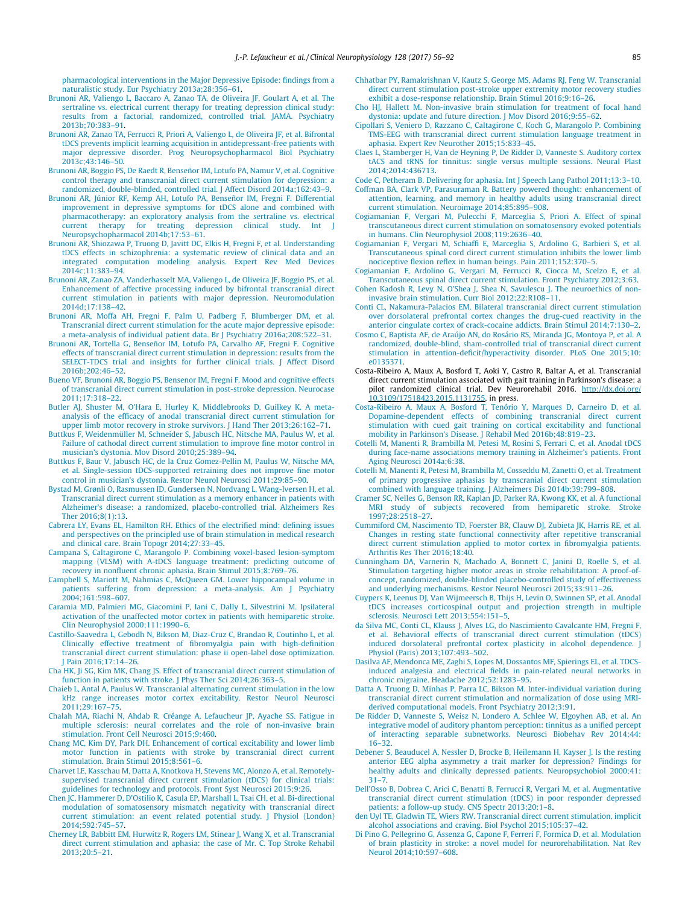pharmacological interventions in the Major Depressive Episode: findings from a naturalistic study. Eur Psychiatry 2013a;28:356–61.

Brunoni AR, Valiengo L, Baccaro A, Zanao TA, de Oliveira JF, Goulart A, et al. The sertraline vs. electrical current therapy for treating depression clinical study: results from a factorial, randomized, controlled trial. JAMA. Psychiatry 2013b;70:383–91.

Brunoni AR, Zanao TA, Ferrucci R, Priori A, Valiengo L, de Oliveira JF, et al. Bifrontal tDCS prevents implicit learning acquisition in antidepressant-free patients with major depressive disorder. Prog Neuropsychopharmacol Biol Psychiatry 2013c;43:146–50.

Brunoni AR, Boggio PS, De Raedt R, Benseñor IM, Lotufo PA, Namur V, et al. Cognitive control therapy and transcranial direct current stimulation for depression: a randomized, double-blinded, controlled trial. J Affect Disord 2014a;162:43–9.

Brunoni AR, Júnior RF, Kemp AH, Lotufo PA, Benseñor IM, Fregni F. Differential improvement in depressive symptoms for tDCS alone and combined with pharmacotherapy: an exploratory analysis from the sertraline vs. electrical current therapy for treating depression clinical study. Int J Neuropsychopharmacol 2014b;17:53–61.

Brunoni AR, Shiozawa P, Truong D, Javitt DC, Elkis H, Fregni F, et al. Understanding tDCS effects in schizophrenia: a systematic review of clinical data and an integrated computation modeling analysis. Expert Rev Med Devices 2014c;11:383–94.

Brunoni AR, Zanao ZA, Vanderhasselt MA, Valiengo L, de Oliveira JF, Boggio PS, et al. Enhancement of affective processing induced by bifrontal transcranial direct current stimulation in patients with major depression. Neuromodulation 2014d;17:138–42.

Brunoni AR, Moffa AH, Fregni F, Palm U, Padberg F, Blumberger DM, et al. Transcranial direct current stimulation for the acute major depressive episode: a meta-analysis of individual patient data. Br J Psychiatry 2016a;208:522–31.

Brunoni AR, Tortella G, Benseñor IM, Lotufo PA, Carvalho AF, Fregni F. Cognitive effects of transcranial direct current stimulation in depression: results from the SELECT-TDCS trial and insights for further clinical trials. J Affect Disord 2016b;202:46–52.

Bueno VF, Brunoni AR, Boggio PS, Bensenor IM, Fregni F. Mood and cognitive effects of transcranial direct current stimulation in post-stroke depression. Neurocase 2011;17:318–22.

Butler AJ, Shuster M, O'Hara E, Hurley K, Middlebrooks D, Guilkey K. A meta-analysis of the efficacy of anodal transcranial direct current stimulation for upper limb motor recovery in stroke survivors. J Hand Ther 2013;26:162–71.

Buttkus F, Weidenmüller M, Schneider S, Jabusch HC, Nitsche MA, Paulus W, et al. Failure of cathodal direct current stimulation to improve fine motor control in musician's dystonia. Mov Disord 2010;25:389–94.

Buttkus F, Baur V, Jabusch HC, de la Cruz Gomez-Pellin M, Paulus W, Nitsche MA, et al. Single-session tDCS-supported retraining does not improve fine motor control in musician's dystonia. Restor Neurol Neurosci 2011;29:85–90.

Bystad M, Grønli O, Rasmussen ID, Gundersen N, Nordvang L, Wang-Iversen H, et al. Transcranial direct current stimulation as a memory enhancer in patients with Alzheimer's disease: a randomized, placebo-controlled trial. Alzheimers Res Ther 2016;8(1):13.

Cabrera LY, Evans EL, Hamilton RH. Ethics of the electrified mind: defining issues and perspectives on the principled use of brain stimulation in medical research and clinical care. Brain Topogr 2014;27:33–45.

Campana S, Caltagirone C, Marangolo P. Combining voxel-based lesion-symptom mapping (VLSM) with A-tDCS language treatment: predicting outcome of recovery in nonfluent chronic aphasia. Brain Stimul 2015;8:769–76.

Campbell S, Mariott M, Nahmias C, McQueen GM. Lower hippocampal volume in patients suffering from depression: a meta-analysis. Am J Psychiatry 2004;161:598–607.

Caramia MD, Palmieri MG, Giacomini P, Iani C, Dally L, Silvestrini M. Ipsilateral activation of the unaffected motor cortex in patients with hemiparetic stroke. Clin Neurophysiol 2000;111:1990–6.

Castillo-Saavedra L, Gebodh N, Bikson M, Diaz-Cruz C, Brandao R, Coutinho L, et al. Clinically effective treatment of fibromyalgia pain with high-definition transcranial direct current stimulation: phase ii open-label dose optimization. J Pain 2016;17:14–26.

Cha HK, Ji SG, Kim MK, Chang JS. Effect of transcranial direct current stimulation of function in patients with stroke. J Phys Ther Sci 2014;26:363–5.

Chaieb L, Antal A, Paulus W. Transcranial alternating current stimulation in the low kHz range increases motor cortex excitability. Restor Neurol Neurosci 2011;29:167–75.

Chalah MA, Riachi N, Ahdab R, Créange A, Lefaucheur JP, Ayache SS. Fatigue in multiple sclerosis: neural correlates and the role of non-invasive brain stimulation. Front Cell Neurosci 2015;9:460.

Chang MC, Kim DY, Park DH. Enhancement of cortical excitability and lower limb motor function in patients with stroke by transcranial direct current stimulation. Brain Stimul 2015;8:561–6.

Charvet LE, Kasschau M, Datta A, Knotkova H, Stevens MC, Alonzo A, et al. Remotely-supervised transcranial direct current stimulation (tDCS) for clinical trials: guidelines for technology and protocols. Front Syst Neurosci 2015;9:26.

Chen JC, Hammerer D, D'Ostilio K, Casula EP, Marshall L, Tsai CH, et al. Bi-directional modulation of somatosensory mismatch negativity with transcranial direct current stimulation: an event related potential study. J Physiol (London) 2014;592:745–57.

Cherney LR, Babbitt EM, Hurwitz R, Rogers LM, Stinear J, Wang X, et al. Transcranial direct current stimulation and aphasia: the case of Mr. C. Top Stroke Rehabil 2013;20:5–21.

Chhatbar PY, Ramakrishnan V, Kautz S, George MS, Adams RJ, Feng W. Transcranial direct current stimulation post-stroke upper extremity motor recovery studies exhibit a dose-response relationship. Brain Stimul 2016;9:16–26.

Cho HJ, Hallett M. Non-invasive brain stimulation for treatment of focal hand dystonia: update and future direction. J Mov Disord 2016;9:55–62.

Cipollari S, Veniero D, Razzano C, Caltagirone C, Koch G, Marangolo P. Combining TMS-EEG with transcranial direct current stimulation language treatment in aphasia. Expert Rev Neurother 2015;15:833–45.

Claes L, Stamberger H, Van de Heyning P, De Ridder D, Vanneste S. Auditory cortex tACS and tRNS for tinnitus: single versus multiple sessions. Neural Plast 2014;2014:436713.

Code C, Petheram B. Delivering for aphasia. Int J Speech Lang Pathol 2011;13:3–10.

Coffman BA, Clark VP, Parasuraman R. Battery powered thought: enhancement of attention, learning, and memory in healthy adults using transcranial direct current stimulation. Neuroimage 2014;85:895–908.

Cogiamanian F, Vergari M, Pulecchi F, Marceglia S, Priori A. Effect of spinal transcutaneous direct current stimulation on somatosensory evoked potentials in humans. Clin Neurophysiol 2008;119:2636–40.

Cogiamanian F, Vergari M, Schiaffi E, Marceglia S, Ardolino G, Barbieri S, et al. Transcutaneous spinal cord direct current stimulation inhibits the lower limb nociceptive flexion reflex in human beings. Pain 2011;152:370–5.

Cogiamanian F, Ardolino G, Vergari M, Ferrucci R, Ciocca M, Scelzo E, et al. Transcutaneous spinal direct current stimulation. Front Psychiatry 2012;3:63.

Cohen Kadosh R, Levy N, O'Shea J, Shea N, Savulescu J. The neuroethics of non-invasive brain stimulation. Curr Biol 2012;22:R108–11.

Conti CL, Nakamura-Palacios EM. Bilateral transcranial direct current stimulation over dorsolateral prefrontal cortex changes the drug-cued reactivity in the anterior cingulate cortex of crack-cocaine addicts. Brain Stimul 2014;7:130–2.

Cosmo C, Baptista AF, de Araújo AN, do Rosário RS, Miranda JG, Montoya P, et al. A randomized, double-blind, sham-controlled trial of transcranial direct current stimulation in attention-deficit/hyperactivity disorder. PLoS One 2015;10:e0135371.

Costa-Ribeiro A, Maux A, Bosford T, Aoki Y, Castro R, Baltar A, et al. Transcranial direct current stimulation associated with gait training in Parkinson's disease: a pilot randomized clinical trial. Dev Neurorehabil 2016. http://dx.doi.org/10.3109/17518423.2015.1131755. in press.

Costa-Ribeiro A, Maux A, Bosford T, Tenório Y, Marques D, Carneiro D, et al. Dopamine-dependent effects of combining transcranial direct current stimulation with cued gait training on cortical excitability and functional mobility in Parkinson's Disease. J Rehabil Med 2016b;48:819–23.

Cotelli M, Manenti R, Brambilla M, Petesi M, Rosini S, Ferrari C, et al. Anodal tDCS during face-name associations memory training in Alzheimer's patients. Front Aging Neurosci 2014a;6:38.

Cotelli M, Manenti R, Petesi M, Brambilla M, Cosseddu M, Zanetti O, et al. Treatment of primary progressive aphasias by transcranial direct current stimulation combined with language training. J Alzheimers Dis 2014b;39:799–808.

Cramer SC, Nelles G, Benson RR, Kaplan JD, Parker RA, Kwong KK, et al. A functional MRI study of subjects recovered from hemiparetic stroke. Stroke 1997;28:2518–27.

Cummiford CM, Nascimento TD, Foerster BR, Clauw DJ, Zubieta JK, Harris RE, et al. Changes in resting state functional connectivity after repetitive transcranial direct current stimulation applied to motor cortex in fibromyalgia patients. Arthritis Res Ther 2016;18:40.

Cunningham DA, Varnerin N, Machado A, Bonnett C, Janini D, Roelle S, et al. Stimulation targeting higher motor areas in stroke rehabilitation: A proof-of-concept, randomized, double-blinded placebo-controlled study of effectiveness and underlying mechanisms. Restor Neurol Neurosci 2015;33:911–26.

Cuypers K, Leenus DJ, Van Wijmeersch B, Thijs H, Levin O, Swinnen SP, et al. Anodal tDCS increases corticospinal output and projection strength in multiple sclerosis. Neurosci Lett 2013;554:151–5.

da Silva MC, Conti CL, Klauss J, Alves LG, do Nascimento Cavalcante HM, Fregni F, et al. Behavioral effects of transcranial direct current stimulation (tDCS) induced dorsolateral prefrontal cortex plasticity in alcohol dependence. J Physiol (Paris) 2013;107:493–502.

Dasilva AF, Mendonca ME, Zaghi S, Lopes M, Dossantos MF, Spierings EL, et al. TDCS-induced analgesia and electrical fields in pain-related neural networks in chronic migraine. Headache 2012;52:1283–95.

Datta A, Truong D, Minhas P, Parra LC, Bikson M. Inter-individual variation during transcranial direct current stimulation and normalization of dose using MRI-derived computational models. Front Psychiatry 2012;3:91.

De Ridder D, Vanneste S, Weisz N, Londero A, Schlee W, Elgoyhen AB, et al. An integrative model of auditory phantom perception: tinnitus as a unified percept of interacting separable subnetworks. Neurosci Biobehav Rev 2014;44:16–32.

Debener S, Beauducel A, Nessler D, Brocke B, Heilemann H, Kayser J. Is the resting anterior EEG alpha asymmetry a trait marker for depression? Findings for healthy adults and clinically depressed patients. Neuropsychobiol 2000;41:31–7.

Dell'Osso B, Dobrea C, Arici C, Benatti B, Ferrucci R, Vergari M, et al. Augmentative transcranial direct current stimulation (tDCS) in poor responder depressed patients: a follow-up study. CNS Spectr 2013;20:1–8.

den Uyl TE, Gladwin TE, Wiers RW. Transcranial direct current stimulation, implicit alcohol associations and craving. Biol Psychol 2015;105:37–42.

Di Pino G, Pellegrino G, Assenza G, Capone F, Ferreri F, Formica D, et al. Modulation of brain plasticity in stroke: a novel model for neurorehabilitation. Nat Rev Neurol 2014;10:597–608.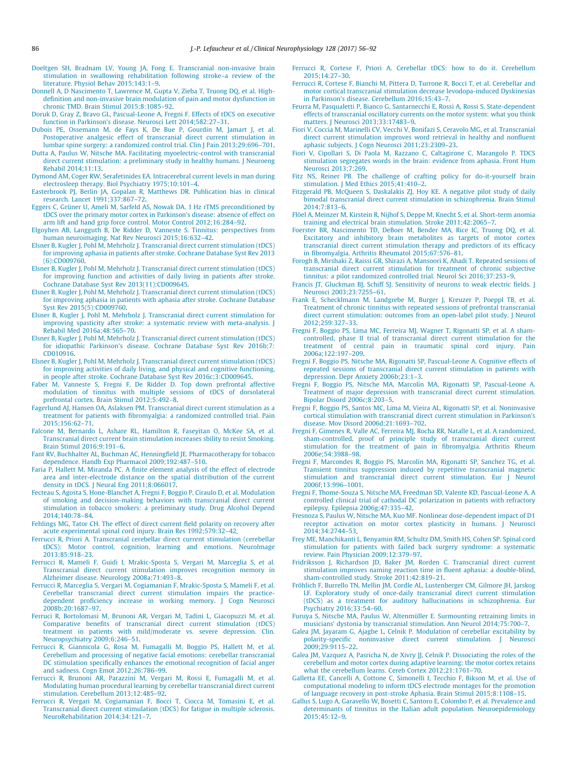Doeltgen SH, Bradnam LV, Young JA, Fong E. Transcranial non-invasive brain stimulation in swallowing rehabilitation following stroke–a review of the literature. Physiol Behav 2015;143:1–9.

Donnell A, D Nascimento T, Lawrence M, Gupta V, Zieba T, Truong DQ, et al. High-definition and non-invasive brain modulation of pain and motor dysfunction in chronic TMD. Brain Stimul 2015;8:1085–92.

Doruk D, Gray Z, Bravo GL, Pascual-Leone A, Fregni F. Effects of tDCS on executive function in Parkinson's disease. Neurosci Lett 2014;582:27–31.

Dubois PE, Ossemann M, de Fays K, De Bue P, Gourdin M, Jamart J, et al. Postoperative analgesic effect of transcranial direct current stimulation in lumbar spine surgery: a randomized control trial. Clin J Pain 2013;29:696–701.

Dutta A, Paulus W, Nitsche MA. Facilitating myoelectric-control with transcranial direct current stimulation: a preliminary study in healthy humans. J Neuroeng Rehabil 2014;11:13.

Dymond AM, Coger RW, Serafetinides EA. Intracerebral current levels in man during electrosleep therapy. Biol Psychiatry 1975;10:101–4.

Easterbrook PJ, Berlin JA, Gopalan R, Matthews DR. Publication bias in clinical research. Lancet 1991;337:867–72.

Eggers C, Grüner U, Ameli M, Sarfeld AS, Nowak DA. 1 Hz rTMS preconditioned by tDCS over the primary motor cortex in Parkinson's disease: absence of effect on arm lift and hand grip force control. Motor Control 2012;16:284–92.

Elgoyhen AB, Langguth B, De Ridder D, Vanneste S. Tinnitus: perspectives from human neuroimaging. Nat Rev Neurosci 2015;16:632–42.

Elsner B, Kugler J, Pohl M, Mehrholz J. Transcranial direct current stimulation (tDCS) for improving aphasia in patients after stroke. Cochrane Database Syst Rev 2013 (6):CD009760.

Elsner B, Kugler J, Pohl M, Mehrholz J. Transcranial direct current stimulation (tDCS) for improving function and activities of daily living in patients after stroke. Cochrane Database Syst Rev 2013(11):CD009645.

Elsner B, Kugler J, Pohl M, Mehrholz J. Transcranial direct current stimulation (tDCS) for improving aphasia in patients with aphasia after stroke. Cochrane Database Syst Rev 2015(5):CD009760.

Elsner B, Kugler J, Pohl M, Mehrholz J. Transcranial direct current stimulation for improving spasticity after stroke: a systematic review with meta-analysis. J Rehabil Med 2016a;48:565–70.

Elsner B, Kugler J, Pohl M, Mehrholz J. Transcranial direct current stimulation (tDCS) for idiopathic Parkinson's disease. Cochrane Database Syst Rev 2016b;7: CD010916.

Elsner B, Kugler J, Pohl M, Mehrholz J. Transcranial direct current stimulation (tDCS) for improving activities of daily living, and physical and cognitive functioning, in people after stroke. Cochrane Database Syst Rev 2016c;3:CD009645.

Faber M, Vanneste S, Fregni F, De Ridder D. Top down prefrontal affective modulation of tinnitus with multiple sessions of tDCS of dorsolateral prefrontal cortex. Brain Stimul 2012;5:492–8.

Fagerlund AJ, Hansen OA, Aslaksen PM. Transcranial direct current stimulation as a treatment for patients with fibromyalgia: a randomized controlled trial. Pain 2015;156:62–71.

Falcone M, Bernardo L, Ashare RL, Hamilton R, Faseyitan O, McKee SA, et al. Transcranial direct current brain stimulation increases sbility to resist Smoking. Brain Stimul 2016;9:191–6.

Fant RV, Buchhalter AL, Buchman AC, Henningfield JE. Pharmacotherapy for tobacco dependence. Handb Exp Pharmacol 2009;192:487–510.

Faria P, Hallett M, Miranda PC. A finite element analysis of the effect of electrode area and inter-electrode distance on the spatial distribution of the current density in tDCS. J Neural Eng 2011;8:066017.

Fecteau S, Agosta S, Hone-Blanchet A, Fregni F, Boggio P, Ciraulo D, et al. Modulation of smoking and decision-making behaviors with transcranial direct current stimulation in tobacco smokers: a preliminary study. Drug Alcohol Depend 2014;140:78–84.

Fehlings MG, Tator CH. The effect of direct current field polarity on recovery after acute experimental spinal cord injury. Brain Res 1992;579:32–42.

Ferrucci R, Priori A. Transcranial cerebellar direct current stimulation (cerebellar tDCS): Motor control, cognition, learning and emotions. NeuroImage 2013;85:918–23.

Ferrucci R, Mameli F, Guidi I, Mrakic-Sposta S, Vergari M, Marceglia S, et al. Transcranial direct current stimulation improves recognition memory in Alzheimer disease. Neurology 2008a;71:493–8.

Ferrucci R, Marceglia S, Vergari M, Cogiamanian F, Mrakic-Sposta S, Mameli F, et al. Cerebellar transcranial direct current stimulation impairs the practice-dependent proficiency increase in working memory. J Cogn Neurosci 2008b;20:1687–97.

Ferrucci R, Bortolomasi M, Brunoni AR, Vergari M, Tadini L, Giacopuzzi M, et al. Comparative benefits of transcranial direct current stimulation (tDCS) treatment in patients with mild/moderate vs. severe depression. Clin. Neuropsychiatry 2009;6:246–51.

Ferrucci R, Giannicola G, Rosa M, Fumagalli M, Boggio PS, Hallett M, et al. Cerebellum and processing of negative facial emotions: cerebellar transcranial DC stimulation specifically enhances the emotional recognition of facial anger and sadness. Cogn Emot 2012;26:786–99.

Ferrucci R, Brunoni AR, Parazzini M, Vergari M, Rossi E, Fumagalli M, et al. Modulating human procedural learning by cerebellar transcranial direct current stimulation. Cerebellum 2013;12:485–92.

Ferrucci R, Vergari M, Cogiamanian F, Bocci T, Ciocca M, Tomasini E, et al. Transcranial direct current stimulation (tDCS) for fatigue in multiple sclerosis. NeuroRehabilitation 2014;34:121–7.

Ferrucci R, Cortese F, Priori A. Cerebellar tDCS: how to do it. Cerebellum 2015;14:27–30.

Ferrucci R, Cortese F, Bianchi M, Pittera D, Turrone R, Bocci T, et al. Cerebellar and motor cortical transcranial stimulation decrease levodopa-induced Dyskinesias in Parkinson's disease. Cerebellum 2016;15:43–7.

Feurra M, Pasqualetti P, Bianco G, Santarnecchi E, Rossi A, Rossi S. State-dependent effects of transcranial oscillatory currents on the motor system: what you think matters. J Neurosci 2013;33:17483–9.

Fiori V, Coccia M, Marinelli CV, Vecchi V, Bonifazi S, Ceravolo MG, et al. Transcranial direct current stimulation improves word retrieval in healthy and nonfluent aphasic subjects. J Cogn Neurosci 2011;23:2309–23.

Fiori V, Cipollari S, Di Paola M, Razzano C, Caltagirone C, Marangolo P. TDCS stimulation segregates words in the brain: evidence from aphasia. Front Hum Neurosci 2013;7:269.

Fitz NS, Reiner PB. The challenge of crafting policy for do-it-yourself brain stimulation. J Med Ethics 2015;41:410–2.

Fitzgerald PB, McQueen S, Daskalakis ZJ, Hoy KE. A negative pilot study of daily bimodal transcranial direct current stimulation in schizophrenia. Brain Stimul 2014;7:813–6.

Flöel A, Meinzer M, Kirstein R, Nijhof S, Deppe M, Knecht S, et al. Short-term anomia training and electrical brain stimulation. Stroke 2011;42:2065–7.

Foerster BR, Nascimento TD, DeBoer M, Bender MA, Rice IC, Truong DQ, et al. Excitatory and inhibitory brain metabolites as targets of motor cortex transcranial direct current stimulation therapy and predictors of its efficacy in fibromyalgia. Arthritis Rheumatol 2015;67:576–81.

Forogh B, Mirshaki Z, Raissi GR, Shirazi A, Mansoori K, Ahadi T. Repeated sessions of transcranial direct current stimulation for treatment of chronic subjective tinnitus: a pilot randomized controlled trial. Neurol Sci 2016;37:253–9.

Francis JT, Gluckman BJ, Schiff SJ. Sensitivity of neurons to weak electric fields. J Neurosci 2003;23:7255–61.

Frank E, Schecklmann M, Landgrebe M, Burger J, Kreuzer P, Poeppl TB, et al. Treatment of chronic tinnitus with repeated sessions of prefrontal transcranial direct current stimulation: outcomes from an open-label pilot study. J Neurol 2012;259:327–33.

Fregni F, Boggio PS, Lima MC, Ferreira MJ, Wagner T, Rigonatti SP, et al. A sham-controlled, phase II trial of transcranial direct current stimulation for the treatment of central pain in traumatic spinal cord injury. Pain 2006a;122:197–209.

Fregni F, Boggio PS, Nitsche MA, Rigonatti SP, Pascual-Leone A. Cognitive effects of repeated sessions of transcranial direct current stimulation in patients with depression. Depr Anxiety 2006b;23:1–3.

Fregni F, Boggio PS, Nitsche MA, Marcolin MA, Rigonatti SP, Pascual-Leone A. Treatment of major depression with transcranial direct current stimulation. Bipolar Disord 2006c;8:203–5.

Fregni F, Boggio PS, Santos MC, Lima M, Vieira AL, Rigonatti SP, et al. Noninvasive cortical stimulation with transcranial direct current stimulation in Parkinson's disease. Mov Disord 2006d;21:1693–702.

Fregni F, Gimenes R, Valle AC, Ferreira MJ, Rocha RR, Natalle L, et al. A randomized, sham-controlled, proof of principle study of transcranial direct current stimulation for the treatment of pain in fibromyalgia. Arthritis Rheum 2006e;54:3988–98.

Fregni F, Marcondes R, Boggio PS, Marcolin MA, Rigonatti SP, Sanchez TG, et al. Transient tinnitus suppression induced by repetitive transcranial magnetic stimulation and transcranial direct current stimulation. Eur J Neurol 2006f;13:996–1001.

Fregni F, Thome-Souza S, Nitsche MA, Freedman SD, Valente KD, Pascual-Leone A. A controlled clinical trial of cathodal DC polarization in patients with refractory epilepsy. Epilepsia 2006g;47:335–42.

Fresnoza S, Paulus W, Nitsche MA, Kuo MF. Nonlinear dose-dependent impact of D1 receptor activation on motor cortex plasticity in humans. J Neurosci 2014;34:2744–53.

Frey ME, Manchikanti L, Benyamin RM, Schultz DM, Smith HS, Cohen SP. Spinal cord stimulation for patients with failed back surgery syndrome: a systematic review. Pain Physician 2009;12:379–97.

Fridriksson J, Richardson JD, Baker JM, Rorden C. Transcranial direct current stimulation improves naming reaction time in fluent aphasia: a double-blind, sham-controlled study. Stroke 2011;42:819–21.

Fröhlich F, Burrello TN, Mellin JM, Cordle AL, Lustenberger CM, Gilmore JH, Jarskog LF. Exploratory study of once-daily transcranial direct current stimulation (tDCS) as a treatment for auditory hallucinations in schizophrenia. Eur Psychiatry 2016;33:54–60.

Furuya S, Nitsche MA, Paulus W, Altenmüller E. Surmounting retraining limits in musicians' dystonia by transcranial stimulation. Ann Neurol 2014;75:700–7.

Galea JM, Jayaram G, Ajagbe L, Celnik P. Modulation of cerebellar excitability by polarity-specific noninvasive direct current stimulation. J Neurosci 2009;29:9115–22.

Galea JM, Vazquez A, Pasricha N, de Xivry JJ, Celnik P. Dissociating the roles of the cerebellum and motor cortex during adaptive learning: the motor cortex retains what the cerebellum learns. Cereb Cortex 2012;21:1761–70.

Galletta EE, Cancelli A, Cottone C, Simonelli I, Tecchio F, Bikson M, et al. Use of computational modeling to inform tDCS electrode montages for the promotion of language recovery in post-stroke Aphasia. Brain Stimul 2015;8:1108–15.

Gallus S, Lugo A, Garavello W, Bosetti C, Santoro E, Colombo P, et al. Prevalence and determinants of tinnitus in the Italian adult population. Neuroepidemiology 2015;45:12–9.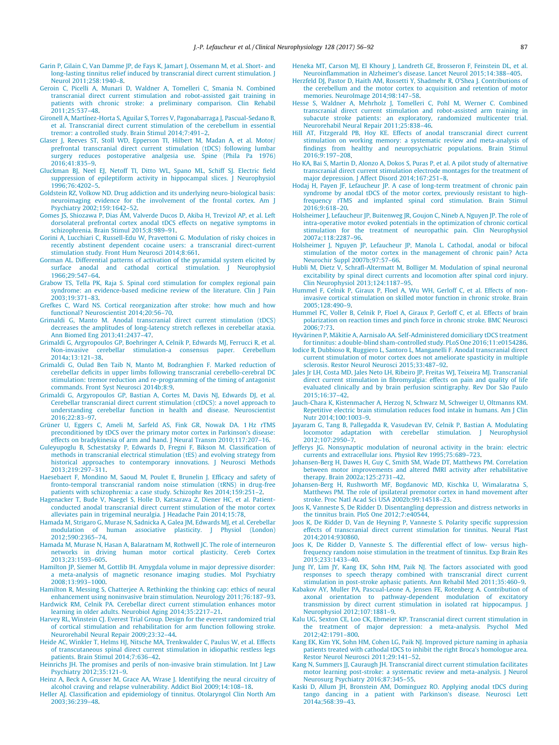Garin P, Gilain C, Van Damme JP, de Fays K, Jamart J, Ossemann M, et al. Short- and long-lasting tinnitus relief induced by transcranial direct current stimulation. J Neurol 2011;258:1940–8.

Geroin C, Picelli A, Munari D, Waldner A, Tomelleri C, Smania N. Combined transcranial direct current stimulation and robot-assisted gait training in patients with chronic stroke: a preliminary comparison. Clin Rehabil 2011;25:537–48.

Gironell A, Martínez-Horta S, Aguilar S, Torres V, Pagonabarraga J, Pascual-Sedano B, et al. Transcranial direct current stimulation of the cerebellum in essential tremor: a controlled study. Brain Stimul 2014;7:491–2.

Glaser J, Reeves ST, Stoll WD, Epperson TI, Hilbert M, Madan A, et al. Motor/prefrontal transcranial direct current stimulation (tDCS) following lumbar surgery reduces postoperative analgesia use. Spine (Phila Pa 1976) 2016;41:835–9.

Gluckman BJ, Neel EJ, Netoff TI, Ditto WL, Spano ML, Schiff SJ. Electric field suppression of epileptiform activity in hippocampal slices. J Neurophysiol 1996;76:4202–5.

Goldstein RZ, Volkow ND. Drug addiction and its underlying neuro-biological basis: neuroimaging evidence for the involvement of the frontal cortex. Am J Psychiatry 2002;159:1642–52.

Gomes JS, Shiozawa P, Dias ÁM, Valverde Ducos D, Akiba H, Trevizol AP, et al. Left dorsolateral prefrontal cortex anodal tDCS effects on negative symptoms in schizophrenia. Brain Stimul 2015;8:989–91.

Gorini A, Lucchiari C, Russell-Edu W, Pravettoni G. Modulation of risky choices in recently abstinent dependent cocaine users: a transcranial direct-current stimulation study. Front Hum Neurosci 2014;8:661.

Gorman AL. Differential patterns of activation of the pyramidal system elicited by surface anodal and cathodal cortical stimulation. J Neurophysiol 1966;29:547–64.

Grabow TS, Tella PK, Raja S. Spinal cord stimulation for complex regional pain syndrome: an evidence-based medicine review of the literature. Clin J Pain 2003;19:371–83.

Grefkes C, Ward NS. Cortical reorganization after stroke: how much and how functional? Neuroscientist 2014;20:56–70.

Grimaldi G, Manto M. Anodal transcranial direct current stimulation (tDCS) decreases the amplitudes of long-latency stretch reflexes in cerebellar ataxia. Ann Biomed Eng 2013;41:2437–47.

Grimaldi G, Argyropoulos GP, Boehringer A, Celnik P, Edwards MJ, Ferrucci R, et al. Non-invasive cerebellar stimulation-a consensus paper. Cerebellum 2014a;13:121–38.

Grimaldi G, Oulad Ben Taib N, Manto M, Bodranghien F. Marked reduction of cerebellar deficits in upper limbs following transcranial cerebello-cerebral DC stimulation: tremor reduction and re-programming of the timing of antagonist commands. Front Syst Neurosci 2014b;8:9.

Grimaldi G, Argyropoulos GP, Bastian A, Cortes M, Davis NJ, Edwards DJ, et al. Cerebellar transcranial direct current stimulation (ctDCS): a novel approach to understanding cerebellar function in health and disease. Neuroscientist 2016;22:83–97.

Grüner U, Eggers C, Ameli M, Sarfeld AS, Fink GR, Nowak DA. 1 Hz rTMS preconditioned by tDCS over the primary motor cortex in Parkinson's disease: effects on bradykinesia of arm and hand. J Neural Transm 2010;117:207–16.

Guleyupoglu B, Schestatsky P, Edwards D, Fregni F, Bikson M. Classification of methods in transcranial electrical stimulation (tES) and evolving strategy from historical approaches to contemporary innovations. J Neurosci Methods 2013;219:297–311.

Haesebaert F, Mondino M, Saoud M, Poulet E, Brunelin J. Efficacy and safety of fronto-temporal transcranial random noise stimulation (tRNS) in drug-free patients with schizophrenia: a case study. Schizophr Res 2014;159:251–2.

Hagenacker T, Bude V, Naegel S, Holle D, Katsarava Z, Diener HC, et al. Patient-conducted anodal transcranial direct current stimulation of the motor cortex alleviates pain in trigeminal neuralgia. J Headache Pain 2014;15:78.

Hamada M, Strigaro G, Murase N, Sadnicka A, Galea JM, Edwards MJ, et al. Cerebellar modulation of human associative plasticity. J Physiol (London) 2012;590:2365–74.

Hamada M, Murase N, Hasan A, Balaratnam M, Rothwell JC. The role of interneuron networks in driving human motor cortical plasticity. Cereb Cortex 2013;23:1593–605.

Hamilton JP, Siemer M, Gottlib IH. Amygdala volume in major depressive disorder: a meta-analysis of magnetic resonance imaging studies. Mol Psychiatry 2008;13:993–1000.

Hamilton R, Messing S, Chatterjee A. Rethinking the thinking cap: ethics of neural enhancement using noninvasive brain stimulation. Neurology 2011;76:187–93.

Hardwick RM, Celnik PA. Cerebellar direct current stimulation enhances motor learning in older adults. Neurobiol Aging 2014;35:2217–21.

Harvey RL, Winstein CJ. Everest Trial Group. Design for the everest randomized trial of cortical stimulation and rehabilitation for arm function following stroke. Neurorehabil Neural Repair 2009;23:32–44.

Heide AC, Winkler T, Helms HJ, Nitsche MA, Trenkwalder C, Paulus W, et al. Effects of transcutaneous spinal direct current stimulation in idiopathic restless legs patients. Brain Stimul 2014;7:636–42.

Heinrichs JH. The promises and perils of non-invasive brain stimulation. Int J Law Psychiatry 2012;35:121–9.

Heinz A, Beck A, Grusser M, Grace AA, Wrase J. Identifying the neural circuitry of alcohol craving and relapse vulnerability. Addict Biol 2009;14:108–18.

Heller AJ. Classification and epidemiology of tinnitus. Otolaryngol Clin North Am 2003;36:239–48.

Heneka MT, Carson MJ, El Khoury J, Landreth GE, Brosseron F, Feinstein DL, et al. Neuroinflammation in Alzheimer's disease. Lancet Neurol 2015;14:388–405.

Herzfeld DJ, Pastor D, Haith AM, Rossetti Y, Shadmehr R, O'Shea J. Contributions of the cerebellum and the motor cortex to acquisition and retention of motor memories. NeuroImage 2014;98:147–58.

Hesse S, Waldner A, Mehrholz J, Tomelleri C, Pohl M, Werner C. Combined transcranial direct current stimulation and robot-assisted arm training in subacute stroke patients: an exploratory, randomized multicenter trial. Neurorehabil Neural Repair 2011;25:838–46.

Hill AT, Fitzgerald PB, Hoy KE. Effects of anodal transcranial direct current stimulation on working memory: a systematic review and meta-analysis of findings from healthy and neuropsychiatric populations. Brain Stimul 2016;9:197–208.

Ho KA, Bai S, Martin D, Alonzo A, Dokos S, Puras P, et al. A pilot study of alternative transcranial direct current stimulation electrode montages for the treatment of major depression. J Affect Disord 2014;167:251–8.

Hodaj H, Payen JF, Lefaucheur JP. A case of long-term treatment of chronic pain syndrome by anodal tDCS of the motor cortex, previously resistant to high-frequency rTMS and implanted spinal cord stimulation. Brain Stimul 2016;9:618–20.

Holsheimer J, Lefaucheur JP, Buitenweg JR, Goujon C, Nineb A, Nguyen JP. The role of intra-operative motor evoked potentials in the optimization of chronic cortical stimulation for the treatment of neuropathic pain. Clin Neurophysiol 2007a;118:2287–96.

Holsheimer J, Nguyen JP, Lefaucheur JP, Manola L. Cathodal, anodal or bifocal stimulation of the motor cortex in the management of chronic pain? Acta Neurochir Suppl 2007b;97:57–66.

Hubli M, Dietz V, Schrafl-Altermatt M, Bolliger M. Modulation of spinal neuronal excitability by spinal direct currents and locomotion after spinal cord injury. Clin Neurophysiol 2013;124:1187–95.

Hummel F, Celnik P, Giraux P, Floel A, Wu WH, Gerloff C, et al. Effects of non-invasive cortical stimulation on skilled motor function in chronic stroke. Brain 2005;128:490–9.

Hummel FC, Voller B, Celnik P, Floel A, Giraux P, Gerloff C, et al. Effects of brain polarization on reaction times and pinch force in chronic stroke. BMC Neurosci 2006;7:73.

Hyvärinen P, Mäkitie A, Aarnisalo AA. Self-Administered domiciliary tDCS treatment for tinnitus: a double-blind sham-controlled study. PLoS One 2016;11:e0154286.

Iodice R, Dubbioso R, Ruggiero L, Santoro L, Manganelli F. Anodal transcranial direct current stimulation of motor cortex does not ameliorate spasticity in multiple sclerosis. Restor Neurol Neurosci 2015;33:487–92.

Jales Jr LH, Costa MD, Jales Neto LH, Ribeiro JP, Freitas WJ, Teixeira MJ. Transcranial direct current stimulation in fibromyalgia: effects on pain and quality of life evaluated clinically and by brain perfusion scintigraphy. Rev Dor São Paulo 2015;16:37–42.

Jauch-Chara K, Kistenmacher A, Herzog N, Schwarz M, Schweiger U, Oltmanns KM. Repetitive electric brain stimulation reduces food intake in humans. Am J Clin Nutr 2014;100:1003–9.

Jayaram G, Tang B, Pallegadda R, Vasudevan EV, Celnik P, Bastian A. Modulating locomotor adaptation with cerebellar stimulation. J Neurophysiol 2012;107:2950–7.

Jefferys JG. Nonsynaptic modulation of neuronal activity in the brain: electric currents and extracellular ions. Physiol Rev 1995;75:689–723.

Johansen-Berg H, Dawes H, Guy C, Smith SM, Wade DT, Matthews PM. Correlation between motor improvements and altered fMRI activity after rehabilitative therapy. Brain 2002a;125:2731–42.

Johansen-Berg H, Rushworth MF, Bogdanovic MD, Kischka U, Wimalaratna S, Matthews PM. The role of ipsilateral premotor cortex in hand movement after stroke. Proc Natl Acad Sci USA 2002b;99:14518–23.

Joos K, Vanneste S, De Ridder D. Disentangling depression and distress networks in the tinnitus brain. PloS One 2012;7:e40544.

Joos K, De Ridder D, Van de Heyning P, Vanneste S. Polarity specific suppression effects of transcranial direct current stimulation for tinnitus. Neural Plast 2014;2014:930860.

Joos K, De Ridder D, Vanneste S. The differential effect of low- versus high-frequency random noise stimulation in the treatment of tinnitus. Exp Brain Res 2015;233:1433–40.

Jung IY, Lim JY, Kang EK, Sohn HM, Paik NJ. The factors associated with good responses to speech therapy combined with transcranial direct current stimulation in post-stroke aphasic patients. Ann Rehabil Med 2011;35:460–9.

Kabakov AY, Muller PA, Pascual-Leone A, Jensen FE, Rotenberg A. Contribution of axonal orientation to pathway-dependent modulation of excitatory transmission by direct current stimulation in isolated rat hippocampus. J Neurophysiol 2012;107:1881–9.

Kalu UG, Sexton CE, Loo CK, Ebmeier KP. Transcranial direct current stimulation in the treatment of major depression: a meta-analysis. Psychol Med 2012;42:1791–800.

Kang EK, Kim YK, Sohn HM, Cohen LG, Paik NJ. Improved picture naming in aphasia patients treated with cathodal tDCS to inhibit the right Broca's homologue area. Restor Neurol Neurosci 2011;29:141–52.

Kang N, Summers JJ, Cauraugh JH. Transcranial direct current stimulation facilitates motor learning post-stroke: a systematic review and meta-analysis. J Neurol Neurosurg Psychiatry 2016;87:345–55.

Kaski D, Allum JH, Bronstein AM, Dominguez RO. Applying anodal tDCS during tango dancing in a patient with Parkinson's disease. Neurosci Lett 2014a;568:39–43.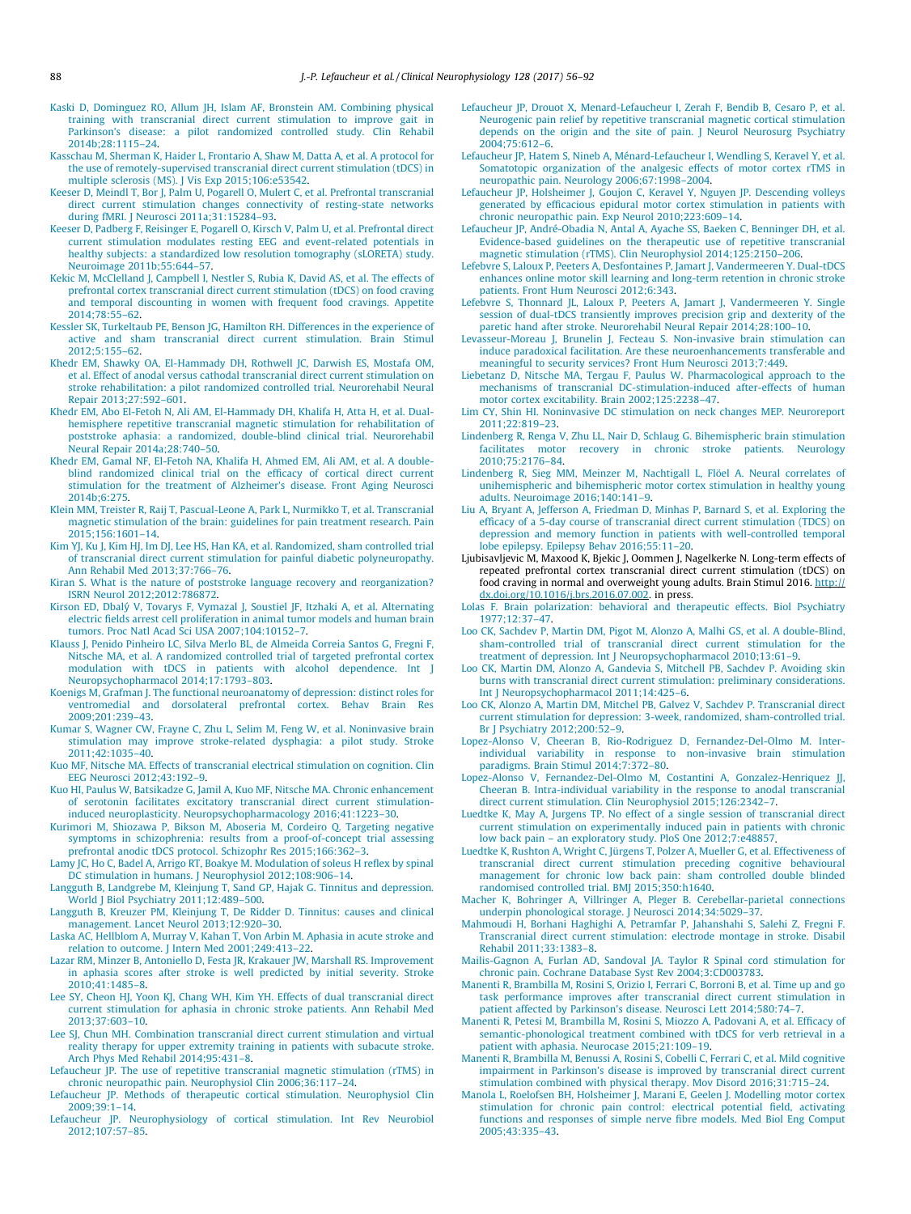Kaski D, Dominguez RO, Allum JH, Islam AF, Bronstein AM. Combining physical training with transcranial direct current stimulation to improve gait in Parkinson's disease: a pilot randomized controlled study. Clin Rehabil 2014b;28:1115–24.

Kasschau M, Sherman K, Haider L, Frontario A, Shaw M, Datta A, et al. A protocol for the use of remotely-supervised transcranial direct current stimulation (tDCS) in multiple sclerosis (MS). J Vis Exp 2015;106:e53542.

Keeser D, Meindl T, Bor J, Palm U, Pogarell O, Mulert C, et al. Prefrontal transcranial direct current stimulation changes connectivity of resting-state networks during fMRI. J Neurosci 2011a;31:15284–93.

Keeser D, Padberg F, Reisinger E, Pogarell O, Kirsch V, Palm U, et al. Prefrontal direct current stimulation modulates resting EEG and event-related potentials in healthy subjects: a standardized low resolution tomography (sLORETA) study. Neuroimage 2011b;55:644–57.

Kekic M, McClelland J, Campbell I, Nestler S, Rubia K, David AS, et al. The effects of prefrontal cortex transcranial direct current stimulation (tDCS) on food craving and temporal discounting in women with frequent food cravings. Appetite 2014;78:55–62.

Kessler SK, Turkeltaub PE, Benson JG, Hamilton RH. Differences in the experience of active and sham transcranial direct current stimulation. Brain Stimul 2012;5:155–62.

Khedr EM, Shawky OA, El-Hammady DH, Rothwell JC, Darwish ES, Mostafa OM, et al. Effect of anodal versus cathodal transcranial direct current stimulation on stroke rehabilitation: a pilot randomized controlled trial. Neurorehabil Neural Repair 2013;27:592–601.

Khedr EM, Abo El-Fetoh N, Ali AM, El-Hammady DH, Khalifa H, Atta H, et al. Dual-hemisphere repetitive transcranial magnetic stimulation for rehabilitation of poststroke aphasia: a randomized, double-blind clinical trial. Neurorehabil Neural Repair 2014a;28:740–50.

Khedr EM, Gamal NF, El-Fetoh NA, Khalifa H, Ahmed EM, Ali AM, et al. A double-blind randomized clinical trial on the efficacy of cortical direct current stimulation for the treatment of Alzheimer's disease. Front Aging Neurosci 2014b;6:275.

Klein MM, Treister R, Raij T, Pascual-Leone A, Park L, Nurmikko T, et al. Transcranial magnetic stimulation of the brain: guidelines for pain treatment research. Pain 2015;156:1601–14.

Kim YJ, Ku J, Kim HJ, Im DJ, Lee HS, Han KA, et al. Randomized, sham controlled trial of transcranial direct current stimulation for painful diabetic polyneuropathy. Ann Rehabil Med 2013;37:766–76.

Kiran S. What is the nature of poststroke language recovery and reorganization? ISRN Neurol 2012;2012:786872.

Kirson ED, Dbalý V, Tovarys F, Vymazal J, Soustiel JF, Itzhaki A, et al. Alternating electric fields arrest cell proliferation in animal tumor models and human brain tumors. Proc Natl Acad Sci USA 2007;104:10152–7.

Klauss J, Penido Pinheiro LC, Silva Merlo BL, de Almeida Correia Santos G, Fregni F, Nitsche MA, et al. A randomized controlled trial of targeted prefrontal cortex modulation with tDCS in patients with alcohol dependence. Int J Neuropsychopharmacol 2014;17:1793–803.

Koenigs M, Grafman J. The functional neuroanatomy of depression: distinct roles for ventromedial and dorsolateral prefrontal cortex. Behav Brain Res 2009;201:239–43.

Kumar S, Wagner CW, Frayne C, Zhu L, Selim M, Feng W, et al. Noninvasive brain stimulation may improve stroke-related dysphagia: a pilot study. Stroke 2011;42:1035–40.

Kuo MF, Nitsche MA. Effects of transcranial electrical stimulation on cognition. Clin EEG Neurosci 2012;43:192–9.

Kuo HI, Paulus W, Batsikadze G, Jamil A, Kuo MF, Nitsche MA. Chronic enhancement of serotonin facilitates excitatory transcranial direct current stimulation-induced neuroplasticity. Neuropsychopharmacology 2016;41:1223–30.

Kurimori M, Shiozawa P, Bikson M, Aboseria M, Cordeiro Q. Targeting negative symptoms in schizophrenia: results from a proof-of-concept trial assessing prefrontal anodic tDCS protocol. Schizophr Res 2015;166:362–3.

Lamy JC, Ho C, Badel A, Arrigo RT, Boakye M. Modulation of soleus H reflex by spinal DC stimulation in humans. J Neurophysiol 2012;108:906–14.

Langguth B, Landgrebe M, Kleinjung T, Sand GP, Hajak G. Tinnitus and depression. World J Biol Psychiatry 2011;12:489–500.

Langguth B, Kreuzer PM, Kleinjung T, De Ridder D. Tinnitus: causes and clinical management. Lancet Neurol 2013;12:920–30.

Laska AC, Hellblom A, Murray V, Kahan T, Von Arbin M. Aphasia in acute stroke and relation to outcome. J Intern Med 2001;249:413–22.

Lazar RM, Minzer B, Antoniello D, Festa JR, Krakauer JW, Marshall RS. Improvement in aphasia scores after stroke is well predicted by initial severity. Stroke 2010;41:1485–8.

Lee SY, Cheon HJ, Yoon KJ, Chang WH, Kim YH. Effects of dual transcranial direct current stimulation for aphasia in chronic stroke patients. Ann Rehabil Med 2013;37:603–10.

Lee SJ, Chun MH. Combination transcranial direct current stimulation and virtual reality therapy for upper extremity training in patients with subacute stroke. Arch Phys Med Rehabil 2014;95:431–8.

Lefaucheur JP. The use of repetitive transcranial magnetic stimulation (rTMS) in chronic neuropathic pain. Neurophysiol Clin 2006;36:117–24.

Lefaucheur JP. Methods of therapeutic cortical stimulation. Neurophysiol Clin 2009;39:1–14.

Lefaucheur JP. Neurophysiology of cortical stimulation. Int Rev Neurobiol 2012;107:57–85.

Lefaucheur JP, Drouot X, Menard-Lefaucheur I, Zerah F, Bendib B, Cesaro P, et al. Neurogenic pain relief by repetitive transcranial magnetic cortical stimulation depends on the origin and the site of pain. J Neurol Neurosurg Psychiatry 2004;75:612–6.

Lefaucheur JP, Hatem S, Nineb A, Ménard-Lefaucheur I, Wendling S, Keravel Y, et al. Somatotopic organization of the analgesic effects of motor cortex rTMS in neuropathic pain. Neurology 2006;67:1998–2004.

Lefaucheur JP, Holsheimer J, Goujon C, Keravel Y, Nguyen JP. Descending volleys generated by efficacious epidural motor cortex stimulation in patients with chronic neuropathic pain. Exp Neurol 2010;223:609–14.

Lefaucheur JP, André-Obadia N, Antal A, Ayache SS, Baeken C, Benninger DH, et al. Evidence-based guidelines on the therapeutic use of repetitive transcranial magnetic stimulation (rTMS). Clin Neurophysiol 2014;125:2150–206.

Lefebvre S, Laloux P, Peeters A, Desfontaines P, Jamart J, Vandermeeren Y. Dual-tDCS enhances online motor skill learning and long-term retention in chronic stroke patients. Front Hum Neurosci 2012;6:343.

Lefebvre S, Thonnard JL, Laloux P, Peeters A, Jamart J, Vandermeeren Y. Single session of dual-tDCS transiently improves precision grip and dexterity of the paretic hand after stroke. Neurorehabil Neural Repair 2014;28:100–10.

Levasseur-Moreau J, Brunelin J, Fecteau S. Non-invasive brain stimulation can induce paradoxical facilitation. Are these neuroenhancements transferable and meaningful to security services? Front Hum Neurosci 2013;7:449.

Liebetanz D, Nitsche MA, Tergau F, Paulus W. Pharmacological approach to the mechanisms of transcranial DC-stimulation-induced after-effects of human motor cortex excitability. Brain 2002;125:2238–47.

Lim CY, Shin HI. Noninvasive DC stimulation on neck changes MEP. Neuroreport 2011;22:819–23.

Lindenberg R, Renga V, Zhu LL, Nair D, Schlaug G. Bihemispheric brain stimulation facilitates motor recovery in chronic stroke patients. Neurology 2010;75:2176–84.

Lindenberg R, Sieg MM, Meinzer M, Nachtigall L, Flöel A. Neural correlates of unihemispheric and bihemispheric motor cortex stimulation in healthy young adults. Neuroimage 2016;140:141–9.

Liu A, Bryant A, Jefferson A, Friedman D, Minhas P, Barnard S, et al. Exploring the efficacy of a 5-day course of transcranial direct current stimulation (TDCS) on depression and memory function in patients with well-controlled temporal lobe epilepsy. Epilepsy Behav 2016;55:11–20.

Ljubisavljevic M, Maxood K, Bjekic J, Oommen J, Nagelkerke N. Long-term effects of repeated prefrontal cortex transcranial direct current stimulation (tDCS) on food craving in normal and overweight young adults. Brain Stimul 2016. http://dx.doi.org/10.1016/j.brs.2016.07.002. in press.

Lolas F. Brain polarization: behavioral and therapeutic effects. Biol Psychiatry 1977;12:37–47.

Loo CK, Sachdev P, Martin DM, Pigot M, Alonzo A, Malhi GS, et al. A double-Blind, sham-controlled trial of transcranial direct current stimulation for the treatment of depression. Int J Neuropsychopharmacol 2010;13:61–9.

Loo CK, Martin DM, Alonzo A, Gandevia S, Mitchell PB, Sachdev P. Avoiding skin burns with transcranial direct current stimulation: preliminary considerations. Int J Neuropsychopharmacol 2011;14:425–6.

Loo CK, Alonzo A, Martin DM, Mitchel PB, Galvez V, Sachdev P. Transcranial direct current stimulation for depression: 3-week, randomized, sham-controlled trial. Br J Psychiatry 2012;200:52–9.

Lopez-Alonso V, Cheeran B, Rio-Rodriguez D, Fernandez-Del-Olmo M. Inter-individual variability in response to non-invasive brain stimulation paradigms. Brain Stimul 2014;7:372–80.

Lopez-Alonso V, Fernandez-Del-Olmo M, Costantini A, Gonzalez-Henriquez JJ, Cheeran B. Intra-individual variability in the response to anodal transcranial direct current stimulation. Clin Neurophysiol 2015;126:2342–7.

Luedtke K, May A, Jurgens TP. No effect of a single session of transcranial direct current stimulation on experimentally induced pain in patients with chronic low back pain – an exploratory study. PloS One 2012;7:e48857.

Luedtke K, Rushton A, Wright C, Jürgens T, Polzer A, Mueller G, et al. Effectiveness of transcranial direct current stimulation preceding cognitive behavioural management for chronic low back pain: sham controlled double blinded randomised controlled trial. BMJ 2015;350:h1640.

Macher K, Bohringer A, Villringer A, Pleger B. Cerebellar-parietal connections underpin phonological storage. J Neurosci 2014;34:5029–37.

Mahmoudi H, Borhani Haghighi A, Petramfar P, Jahanshahi S, Salehi Z, Fregni F. Transcranial direct current stimulation: electrode montage in stroke. Disabil Rehabil 2011;33:1383–8.

Mailis-Gagnon A, Furlan AD, Sandoval JA. Taylor R Spinal cord stimulation for chronic pain. Cochrane Database Syst Rev 2004;3:CD003783.

Manenti R, Brambilla M, Rosini S, Orizio I, Ferrari C, Borroni B, et al. Time up and go task performance improves after transcranial direct current stimulation in patient affected by Parkinson's disease. Neurosci Lett 2014;580:74–7.

Manenti R, Petesi M, Brambilla M, Rosini S, Miozzo A, Padovani A, et al. Efficacy of semantic-phonological treatment combined with tDCS for verb retrieval in a patient with aphasia. Neurocase 2015;21:109–19.

Manenti R, Brambilla M, Benussi A, Rosini S, Cobelli C, Ferrari C, et al. Mild cognitive impairment in Parkinson's disease is improved by transcranial direct current stimulation combined with physical therapy. Mov Disord 2016;31:715–24.

Manola L, Roelofsen BH, Holsheimer J, Marani E, Geelen J. Modelling motor cortex stimulation for chronic pain control: electrical potential field, activating functions and responses of simple nerve fibre models. Med Biol Eng Comput 2005;43:335–43.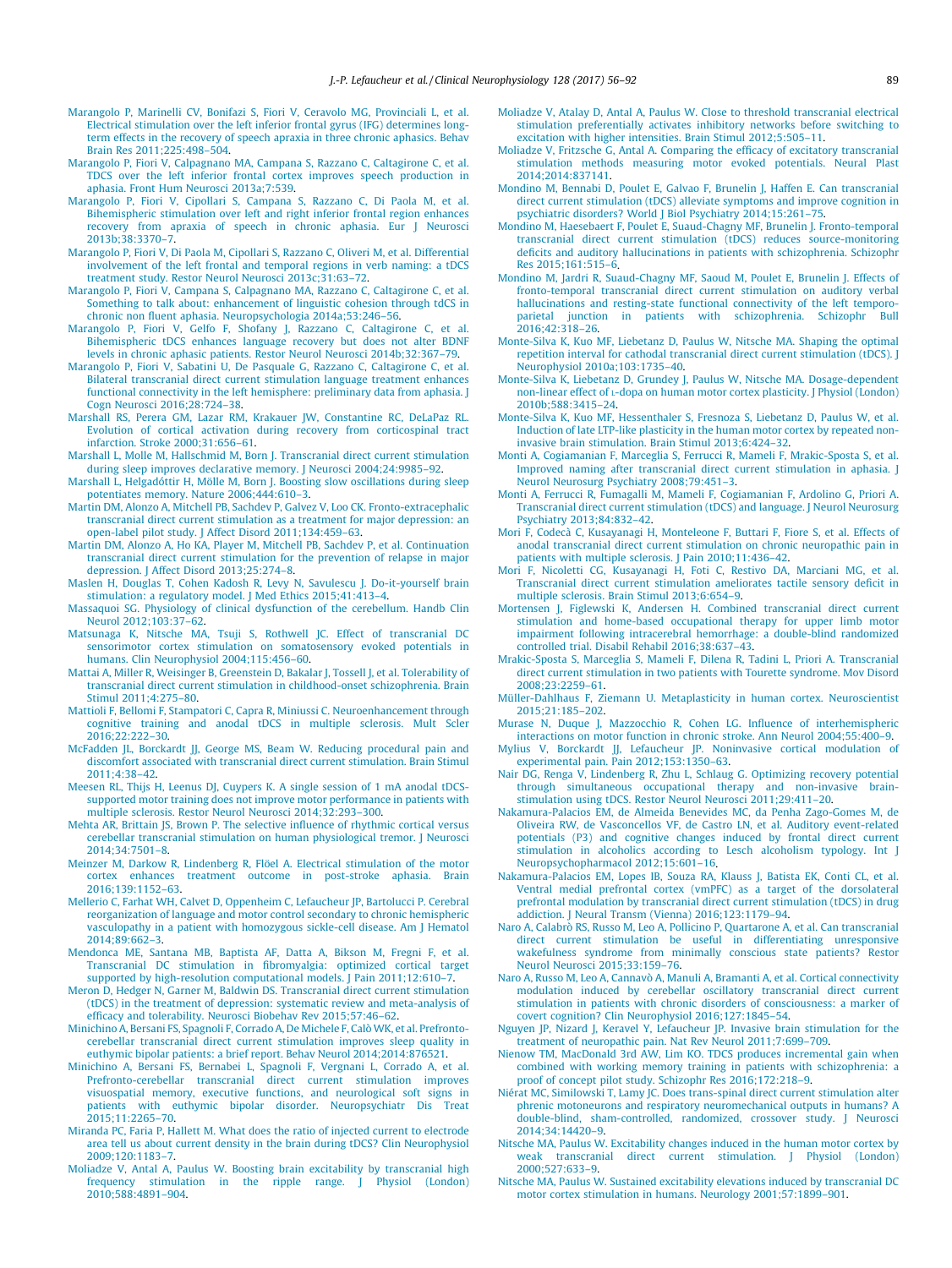Marangolo P, Marinelli CV, Bonifazi S, Fiori V, Ceravolo MG, Provinciali L, et al. Electrical stimulation over the left inferior frontal gyrus (IFG) determines long-term effects in the recovery of speech apraxia in three chronic aphasics. Behav Brain Res 2011;225:498–504.

Marangolo P, Fiori V, Calpagnano MA, Campana S, Razzano C, Caltagirone C, et al. TDCS over the left inferior frontal cortex improves speech production in aphasia. Front Hum Neurosci 2013a;7:539.

Marangolo P, Fiori V, Cipollari S, Campana S, Razzano C, Di Paola M, et al. Bihemispheric stimulation over left and right inferior frontal region enhances recovery from apraxia of speech in chronic aphasia. Eur J Neurosci 2013b;38:3370–7.

Marangolo P, Fiori V, Di Paola M, Cipollari S, Razzano C, Oliveri M, et al. Differential involvement of the left frontal and temporal regions in verb naming: a tDCS treatment study. Restor Neurol Neurosci 2013c;31:63–72.

Marangolo P, Fiori V, Campana S, Calpagnano MA, Razzano C, Caltagirone C, et al. Something to talk about: enhancement of linguistic cohesion through tdCS in chronic non fluent aphasia. Neuropsychologia 2014a;53:246–56.

Marangolo P, Fiori V, Gelfo F, Shofany J, Razzano C, Caltagirone C, et al. Bihemispheric tDCS enhances language recovery but does not alter BDNF levels in chronic aphasic patients. Restor Neurol Neurosci 2014b;32:367–79.

Marangolo P, Fiori V, Sabatini U, De Pasquale G, Razzano C, Caltagirone C, et al. Bilateral transcranial direct current stimulation language treatment enhances functional connectivity in the left hemisphere: preliminary data from aphasia. J Cogn Neurosci 2016;28:724–38.

Marshall RS, Perera GM, Lazar RM, Krakauer JW, Constantine RC, DeLaPaz RL. Evolution of cortical activation during recovery from corticospinal tract infarction. Stroke 2000;31:656–61.

Marshall L, Molle M, Hallschmid M, Born J. Transcranial direct current stimulation during sleep improves declarative memory. J Neurosci 2004;24:9985–92.

Marshall L, Helgadóttir H, Mölle M, Born J. Boosting slow oscillations during sleep potentiates memory. Nature 2006;444:610–3.

Martin DM, Alonzo A, Mitchell PB, Sachdev P, Galvez V, Loo CK. Fronto-extracephalic transcranial direct current stimulation as a treatment for major depression: an open-label pilot study. J Affect Disord 2011;134:459–63.

Martin DM, Alonzo A, Ho KA, Player M, Mitchell PB, Sachdev P, et al. Continuation transcranial direct current stimulation for the prevention of relapse in major depression. J Affect Disord 2013;25:274–8.

Maslen H, Douglas T, Cohen Kadosh R, Levy N, Savulescu J. Do-it-yourself brain stimulation: a regulatory model. J Med Ethics 2015;41:413–4.

Massaquoi SG. Physiology of clinical dysfunction of the cerebellum. Handb Clin Neurol 2012;103:37–62.

Matsunaga K, Nitsche MA, Tsuji S, Rothwell JC. Effect of transcranial DC sensorimotor cortex stimulation on somatosensory evoked potentials in humans. Clin Neurophysiol 2004;115:456–60.

Mattai A, Miller R, Weisinger B, Greenstein D, Bakalar J, Tossell J, et al. Tolerability of transcranial direct current stimulation in childhood-onset schizophrenia. Brain Stimul 2011;4:275–80.

Mattioli F, Bellomi F, Stampatori C, Capra R, Miniussi C. Neuroenhancement through cognitive training and anodal tDCS in multiple sclerosis. Mult Scler 2016;22:222–30.

McFadden JL, Borckardt JJ, George MS, Beam W. Reducing procedural pain and discomfort associated with transcranial direct current stimulation. Brain Stimul 2011;4:38–42.

Meesen RL, Thijs H, Leenus DJ, Cuypers K. A single session of 1 mA anodal tDCS-supported motor training does not improve motor performance in patients with multiple sclerosis. Restor Neurol Neurosci 2014;32:293–300.

Mehta AR, Brittain JS, Brown P. The selective influence of rhythmic cortical versus cerebellar transcranial stimulation on human physiological tremor. J Neurosci 2014;34:7501–8.

Meinzer M, Darkow R, Lindenberg R, Flöel A. Electrical stimulation of the motor cortex enhances treatment outcome in post-stroke aphasia. Brain 2016;139:1152–63.

Mellerio C, Farhat WH, Calvet D, Oppenheim C, Lefaucheur JP, Bartolucci P. Cerebral reorganization of language and motor control secondary to chronic hemispheric vasculopathy in a patient with homozygous sickle-cell disease. Am J Hematol 2014;89:662–3.

Mendonca ME, Santana MB, Baptista AF, Datta A, Bikson M, Fregni F, et al. Transcranial DC stimulation in fibromyalgia: optimized cortical target supported by high-resolution computational models. J Pain 2011;12:610–7.

Meron D, Hedger N, Garner M, Baldwin DS. Transcranial direct current stimulation (tDCS) in the treatment of depression: systematic review and meta-analysis of efficacy and tolerability. Neurosci Biobehav Rev 2015;57:46–62.

Minichino A, Bersani FS, Spagnoli F, Corrado A, De Michele F, Calò WK, et al. Prefronto-cerebellar transcranial direct current stimulation improves sleep quality in euthymic bipolar patients: a brief report. Behav Neurol 2014;2014:876521.

Minichino A, Bersani FS, Bernabei L, Spagnoli F, Vergnani L, Corrado A, et al. Prefronto-cerebellar transcranial direct current stimulation improves visuospatial memory, executive functions, and neurological soft signs in patients with euthymic bipolar disorder. Neuropsychiatr Dis Treat 2015;11:2265–70.

Miranda PC, Faria P, Hallett M. What does the ratio of injected current to electrode area tell us about current density in the brain during tDCS? Clin Neurophysiol 2009;120:1183–7.

Moliadze V, Antal A, Paulus W. Boosting brain excitability by transcranial high frequency stimulation in the ripple range. J Physiol (London) 2010;588:4891–904.

Moliadze V, Atalay D, Antal A, Paulus W. Close to threshold transcranial electrical stimulation preferentially activates inhibitory networks before switching to excitation with higher intensities. Brain Stimul 2012;5:505–11.

Moliadze V, Fritzsche G, Antal A. Comparing the efficacy of excitatory transcranial stimulation methods measuring motor evoked potentials. Neural Plast 2014;2014:837141.

Mondino M, Bennabi D, Poulet E, Galvao F, Brunelin J, Haffen E. Can transcranial direct current stimulation (tDCS) alleviate symptoms and improve cognition in psychiatric disorders? World J Biol Psychiatry 2014;15:261–75.

Mondino M, Haesebaert F, Poulet E, Suaud-Chagny MF, Brunelin J. Fronto-temporal transcranial direct current stimulation (tDCS) reduces source-monitoring deficits and auditory hallucinations in patients with schizophrenia. Schizophr Res 2015;161:515–6.

Mondino M, Jardri R, Suaud-Chagny MF, Saoud M, Poulet E, Brunelin J. Effects of fronto-temporal transcranial direct current stimulation on auditory verbal hallucinations and resting-state functional connectivity of the left temporo-parietal junction in patients with schizophrenia. Schizophr Bull 2016;42:318–26.

Monte-Silva K, Kuo MF, Liebetanz D, Paulus W, Nitsche MA. Shaping the optimal repetition interval for cathodal transcranial direct current stimulation (tDCS). J Neurophysiol 2010a;103:1735–40.

Monte-Silva K, Liebetanz D, Grundey J, Paulus W, Nitsche MA. Dosage-dependent non-linear effect of L-dopa on human motor cortex plasticity. J Physiol (London) 2010b;588:3415–24.

Monte-Silva K, Kuo MF, Hessenthaler S, Fresnoza S, Liebetanz D, Paulus W, et al. Induction of late LTP-like plasticity in the human motor cortex by repeated non-invasive brain stimulation. Brain Stimul 2013;6:424–32.

Monti A, Cogiamanian F, Marceglia S, Ferrucci R, Mameli F, Mrakic-Sposta S, et al. Improved naming after transcranial direct current stimulation in aphasia. J Neurol Neurosurg Psychiatry 2008;79:451–3.

Monti A, Ferrucci R, Fumagalli M, Mameli F, Cogiamanian F, Ardolino G, Priori A. Transcranial direct current stimulation (tDCS) and language. J Neurol Neurosurg Psychiatry 2013;84:832–42.

Mori F, Codecà C, Kusayanagi H, Monteleone F, Buttari F, Fiore S, et al. Effects of anodal transcranial direct current stimulation on chronic neuropathic pain in patients with multiple sclerosis. J Pain 2010;11:436–42.

Mori F, Nicoletti CG, Kusayanagi H, Foti C, Restivo DA, Marciani MG, et al. Transcranial direct current stimulation ameliorates tactile sensory deficit in multiple sclerosis. Brain Stimul 2013;6:654–9.

Mortensen J, Figlewski K, Andersen H. Combined transcranial direct current stimulation and home-based occupational therapy for upper limb motor impairment following intracerebral hemorrhage: a double-blind randomized controlled trial. Disabil Rehabil 2016;38:637–43.

Mrakic-Sposta S, Marceglia S, Mameli F, Dilena R, Tadini L, Priori A. Transcranial direct current stimulation in two patients with Tourette syndrome. Mov Disord 2008;23:2259–61.

Müller-Dahlhaus F, Ziemann U. Metaplasticity in human cortex. Neuroscientist 2015;21:185–202.

Murase N, Duque J, Mazzocchio R, Cohen LG. Influence of interhemispheric interactions on motor function in chronic stroke. Ann Neurol 2004;55:400–9.

Mylius V, Borckardt JJ, Lefaucheur JP. Noninvasive cortical modulation of experimental pain. Pain 2012;153:1350–63.

Nair DG, Renga V, Lindenberg R, Zhu L, Schlaug G. Optimizing recovery potential through simultaneous occupational therapy and non-invasive brain-stimulation using tDCS. Restor Neurol Neurosci 2011;29:411–20.

Nakamura-Palacios EM, de Almeida Benevides MC, da Penha Zago-Gomes M, de Oliveira RW, de Vasconcellos VF, de Castro LN, et al. Auditory event-related potentials (P3) and cognitive changes induced by frontal direct current stimulation in alcoholics according to Lesch alcoholism typology. Int J Neuropsychopharmacol 2012;15:601–16.

Nakamura-Palacios EM, Lopes IB, Souza RA, Klauss J, Batista EK, Conti CL, et al. Ventral medial prefrontal cortex (vmPFC) as a target of the dorsolateral prefrontal modulation by transcranial direct current stimulation (tDCS) in drug addiction. J Neural Transm (Vienna) 2016;123:1179–94.

Naro A, Calabrò RS, Russo M, Leo A, Pollicino P, Quartarone A, et al. Can transcranial direct current stimulation be useful in differentiating unresponsive wakefulness syndrome from minimally conscious state patients? Restor Neurol Neurosci 2015;33:159–76.

Naro A, Russo M, Leo A, Cannavò A, Manuli A, Bramanti A, et al. Cortical connectivity modulation induced by cerebellar oscillatory transcranial direct current stimulation in patients with chronic disorders of consciousness: a marker of covert cognition? Clin Neurophysiol 2016;127:1845–54.

Nguyen JP, Nizard J, Keravel Y, Lefaucheur JP. Invasive brain stimulation for the treatment of neuropathic pain. Nat Rev Neurol 2011;7:699–709.

Nienow TM, MacDonald 3rd AW, Lim KO. TDCS produces incremental gain when combined with working memory training in patients with schizophrenia: a proof of concept pilot study. Schizophr Res 2016;172:218–9.

Niérat MC, Similowski T, Lamy JC. Does trans-spinal direct current stimulation alter phrenic motoneurons and respiratory neuromechanical outputs in humans? A double-blind, sham-controlled, randomized, crossover study. J Neurosci 2014;34:14420–9.

Nitsche MA, Paulus W. Excitability changes induced in the human motor cortex by weak transcranial direct current stimulation. J Physiol (London) 2000;527:633–9.

Nitsche MA, Paulus W. Sustained excitability elevations induced by transcranial DC motor cortex stimulation in humans. Neurology 2001;57:1899–901.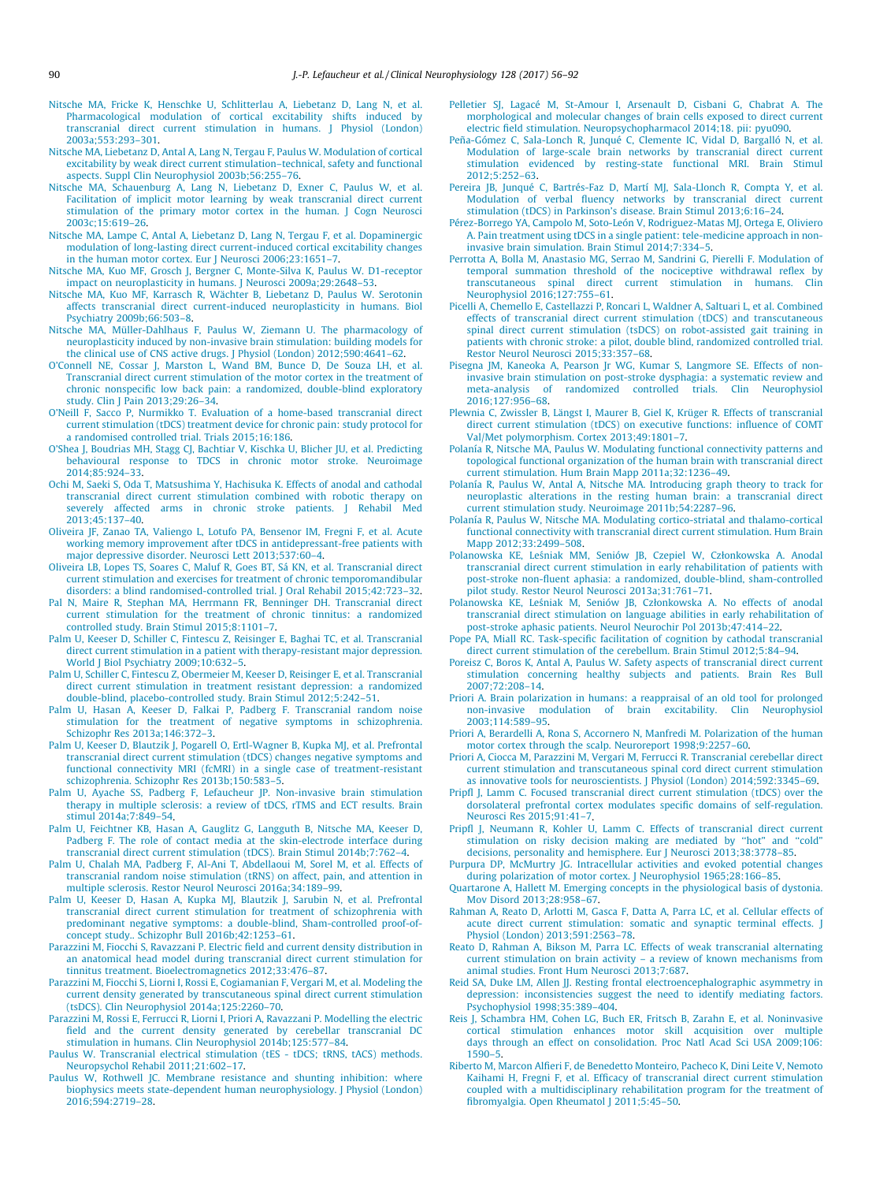Nitsche MA, Fricke K, Henschke U, Schlitterlau A, Liebetanz D, Lang N, et al. Pharmacological modulation of cortical excitability shifts induced by transcranial direct current stimulation in humans. J Physiol (London) 2003a;553:293–301.

Nitsche MA, Liebetanz D, Antal A, Lang N, Tergau F, Paulus W. Modulation of cortical excitability by weak direct current stimulation–technical, safety and functional aspects. Suppl Clin Neurophysiol 2003b;56:255–76.

Nitsche MA, Schauenburg A, Lang N, Liebetanz D, Exner C, Paulus W, et al. Facilitation of implicit motor learning by weak transcranial direct current stimulation of the primary motor cortex in the human. J Cogn Neurosci 2003c;15:619–26.

Nitsche MA, Lampe C, Antal A, Liebetanz D, Lang N, Tergau F, et al. Dopaminergic modulation of long-lasting direct current-induced cortical excitability changes in the human motor cortex. Eur J Neurosci 2006;23:1651–7.

Nitsche MA, Kuo MF, Grosch J, Bergner C, Monte-Silva K, Paulus W. D1-receptor impact on neuroplasticity in humans. J Neurosci 2009a;29:2648–53.

Nitsche MA, Kuo MF, Karrasch R, Wächter B, Liebetanz D, Paulus W. Serotonin affects transcranial direct current-induced neuroplasticity in humans. Biol Psychiatry 2009b;66:503–8.

Nitsche MA, Müller-Dahlhaus F, Paulus W, Ziemann U. The pharmacology of neuroplasticity induced by non-invasive brain stimulation: building models for the clinical use of CNS active drugs. J Physiol (London) 2012;590:4641–62.

O'Connell NE, Cossar J, Marston L, Wand BM, Bunce D, De Souza LH, et al. Transcranial direct current stimulation of the motor cortex in the treatment of chronic nonspecific low back pain: a randomized, double-blind exploratory study. Clin J Pain 2013;29:26–34.

O'Neill F, Sacco P, Nurmikko T. Evaluation of a home-based transcranial direct current stimulation (tDCS) treatment device for chronic pain: study protocol for a randomised controlled trial. Trials 2015;16:186.

O'Shea J, Boudrias MH, Stagg CJ, Bachtiar V, Kischka U, Blicher JU, et al. Predicting behavioural response to TDCS in chronic motor stroke. Neuroimage 2014;85:924–33.

Ochi M, Saeki S, Oda T, Matsushima Y, Hachisuka K. Effects of anodal and cathodal transcranial direct current stimulation combined with robotic therapy on severely affected arms in chronic stroke patients. J Rehabil Med 2013;45:137–40.

Oliveira JF, Zanao TA, Valiengo L, Lotufo PA, Bensenor IM, Fregni F, et al. Acute working memory improvement after tDCS in antidepressant-free patients with major depressive disorder. Neurosci Lett 2013;537:60–4.

Oliveira LB, Lopes TS, Soares C, Maluf R, Goes BT, Sá KN, et al. Transcranial direct current stimulation and exercises for treatment of chronic temporomandibular disorders: a blind randomised-controlled trial. J Oral Rehabil 2015;42:723–32.

Pal N, Maire R, Stephan MA, Herrmann FR, Benninger DH. Transcranial direct current stimulation for the treatment of chronic tinnitus: a randomized controlled study. Brain Stimul 2015;8:1101–7.

Palm U, Keeser D, Schiller C, Fintescu Z, Reisinger E, Baghai TC, et al. Transcranial direct current stimulation in a patient with therapy-resistant major depression. World J Biol Psychiatry 2009;10:632–5.

Palm U, Schiller C, Fintescu Z, Obermeier M, Keeser D, Reisinger E, et al. Transcranial direct current stimulation in treatment resistant depression: a randomized double-blind, placebo-controlled study. Brain Stimul 2012;5:242–51.

Palm U, Hasan A, Keeser D, Falkai P, Padberg F. Transcranial random noise stimulation for the treatment of negative symptoms in schizophrenia. Schizophr Res 2013a;146:372–3.

Palm U, Keeser D, Blautzik J, Pogarell O, Ertl-Wagner B, Kupka MJ, et al. Prefrontal transcranial direct current stimulation (tDCS) changes negative symptoms and functional connectivity MRI (fcMRI) in a single case of treatment-resistant schizophrenia. Schizophr Res 2013b;150:583–5.

Palm U, Ayache SS, Padberg F, Lefaucheur JP. Non-invasive brain stimulation therapy in multiple sclerosis: a review of tDCS, rTMS and ECT results. Brain stimul 2014a;7:849–54.

Palm U, Feichtner KB, Hasan A, Gauglitz G, Langguth B, Nitsche MA, Keeser D, Padberg F. The role of contact media at the skin-electrode interface during transcranial direct current stimulation (tDCS). Brain Stimul 2014b;7:762–4.

Palm U, Chalah MA, Padberg F, Al-Ani T, Abdellaoui M, Sorel M, et al. Effects of transcranial random noise stimulation (tRNS) on affect, pain, and attention in multiple sclerosis. Restor Neurol Neurosci 2016a;34:189–99.

Palm U, Keeser D, Hasan A, Kupka MJ, Blautzik J, Sarubin N, et al. Prefrontal transcranial direct current stimulation for treatment of schizophrenia with predominant negative symptoms: a double-blind, Sham-controlled proof-of-concept study.. Schizophr Bull 2016b;42:1253–61.

Parazzini M, Fiocchi S, Ravazzani P. Electric field and current density distribution in an anatomical head model during transcranial direct current stimulation for tinnitus treatment. Bioelectromagnetics 2012;33:476–87.

Parazzini M, Fiocchi S, Liorni I, Rossi E, Cogiamanian F, Vergari M, et al. Modeling the current density generated by transcutaneous spinal direct current stimulation (tsDCS). Clin Neurophysiol 2014a;125:2260–70.

Parazzini M, Rossi E, Ferrucci R, Liorni I, Priori A, Ravazzani P. Modelling the electric field and the current density generated by cerebellar transcranial DC stimulation in humans. Clin Neurophysiol 2014b;125:577–84.

Paulus W. Transcranial electrical stimulation (tES - tDCS; tRNS, tACS) methods. Neuropsychol Rehabil 2011;21:602–17.

Paulus W, Rothwell JC. Membrane resistance and shunting inhibition: where biophysics meets state-dependent human neurophysiology. J Physiol (London) 2016;594:2719–28.

Pelletier SJ, Lagacé M, St-Amour I, Arsenault D, Cisbani G, Chabrat A. The morphological and molecular changes of brain cells exposed to direct current electric field stimulation. Neuropsychopharmacol 2014;18. pii: pyu090.

Peña-Gómez C, Sala-Lonch R, Junqué C, Clemente IC, Vidal D, Bargalló N, et al. Modulation of large-scale brain networks by transcranial direct current stimulation evidenced by resting-state functional MRI. Brain Stimul 2012;5:252–63.

Pereira JB, Junqué C, Bartrés-Faz D, Martí MJ, Sala-Llonch R, Compta Y, et al. Modulation of verbal fluency networks by transcranial direct current stimulation (tDCS) in Parkinson's disease. Brain Stimul 2013;6:16–24.

Pérez-Borrego YA, Campolo M, Soto-León V, Rodriguez-Matas MJ, Ortega E, Oliviero A. Pain treatment using tDCS in a single patient: tele-medicine approach in non-invasive brain simulation. Brain Stimul 2014;7:334–5.

Perrotta A, Bolla M, Anastasio MG, Serrao M, Sandrini G, Pierelli F. Modulation of temporal summation threshold of the nociceptive withdrawal reflex by transcutaneous spinal direct current stimulation in humans. Clin Neurophysiol 2016;127:755–61.

Picelli A, Chemello E, Castellazzi P, Roncari L, Waldner A, Saltuari L, et al. Combined effects of transcranial direct current stimulation (tDCS) and transcutaneous spinal direct current stimulation (tsDCS) on robot-assisted gait training in patients with chronic stroke: a pilot, double blind, randomized controlled trial. Restor Neurol Neurosci 2015;33:357–68.

Pisegna JM, Kaneoka A, Pearson Jr WG, Kumar S, Langmore SE. Effects of non-invasive brain stimulation on post-stroke dysphagia: a systematic review and meta-analysis of randomized controlled trials. Clin Neurophysiol 2016;127:956–68.

Plewnia C, Zwissler B, Längst I, Maurer B, Giel K, Krüger R. Effects of transcranial direct current stimulation (tDCS) on executive functions: influence of COMT Val/Met polymorphism. Cortex 2013;49:1801–7.

Polanía R, Nitsche MA, Paulus W. Modulating functional connectivity patterns and topological functional organization of the human brain with transcranial direct current stimulation. Hum Brain Mapp 2011a;32:1236–49.

Polanía R, Paulus W, Antal A, Nitsche MA. Introducing graph theory to track for neuroplastic alterations in the resting human brain: a transcranial direct current stimulation study. Neuroimage 2011b;54:2287–96.

Polanía R, Paulus W, Nitsche MA. Modulating cortico-striatal and thalamo-cortical functional connectivity with transcranial direct current stimulation. Hum Brain Mapp 2012;33:2499–508.

Polanowska KE, Leśniak MM, Seniów JB, Czepiel W, Członkowska A. Anodal transcranial direct current stimulation in early rehabilitation of patients with post-stroke non-fluent aphasia: a randomized, double-blind, sham-controlled pilot study. Restor Neurol Neurosci 2013a;31:761–71.

Polanowska KE, Leśniak M, Seniów JB, Członkowska A. No effects of anodal transcranial direct stimulation on language abilities in early rehabilitation of post-stroke aphasic patients. Neurol Neurochir Pol 2013b;47:414–22.

Pope PA, Miall RC. Task-specific facilitation of cognition by cathodal transcranial direct current stimulation of the cerebellum. Brain Stimul 2012;5:84–94.

Poreisz C, Boros K, Antal A, Paulus W. Safety aspects of transcranial direct current stimulation concerning healthy subjects and patients. Brain Res Bull 2007;72:208–14.

Priori A. Brain polarization in humans: a reappraisal of an old tool for prolonged non-invasive modulation of brain excitability. Clin Neurophysiol 2003;114:589–95.

Priori A, Berardelli A, Rona S, Accornero N, Manfredi M. Polarization of the human motor cortex through the scalp. Neuroreport 1998;9:2257–60.

Priori A, Ciocca M, Parazzini M, Vergari M, Ferrucci R. Transcranial cerebellar direct current stimulation and transcutaneous spinal cord direct current stimulation as innovative tools for neuroscientists. J Physiol (London) 2014;592:3345–69.

Pripfl J, Lamm C. Focused transcranial direct current stimulation (tDCS) over the dorsolateral prefrontal cortex modulates specific domains of self-regulation. Neurosci Res 2015;91:41–7.

Pripfl J, Neumann R, Kohler U, Lamm C. Effects of transcranial direct current stimulation on risky decision making are mediated by "hot" and "cold" decisions, personality and hemisphere. Eur J Neurosci 2013;38:3778–85.

Purpura DP, McMurtry JG. Intracellular activities and evoked potential changes during polarization of motor cortex. J Neurophysiol 1965;28:166–85.

Quartarone A, Hallett M. Emerging concepts in the physiological basis of dystonia. Mov Disord 2013;28:958–67.

Rahman A, Reato D, Arlotti M, Gasca F, Datta A, Parra LC, et al. Cellular effects of acute direct current stimulation: somatic and synaptic terminal effects. J Physiol (London) 2013;591:2563–78.

Reato D, Rahman A, Bikson M, Parra LC. Effects of weak transcranial alternating current stimulation on brain activity – a review of known mechanisms from animal studies. Front Hum Neurosci 2013;7:687.

Reid SA, Duke LM, Allen JJ. Resting frontal electroencephalographic asymmetry in depression: inconsistencies suggest the need to identify mediating factors. Psychophysiol 1998;35:389–404.

Reis J, Schambra HM, Cohen LG, Buch ER, Fritsch B, Zarahn E, et al. Noninvasive cortical stimulation enhances motor skill acquisition over multiple days through an effect on consolidation. Proc Natl Acad Sci USA 2009;106:1590–5.

Riberto M, Marcon Alfieri F, de Benedetto Monteiro, Pacheco K, Dini Leite V, Nemoto Kaihami H, Fregni F, et al. Efficacy of transcranial direct current stimulation coupled with a multidisciplinary rehabilitation program for the treatment of fibromyalgia. Open Rheumatol J 2011;5:45–50.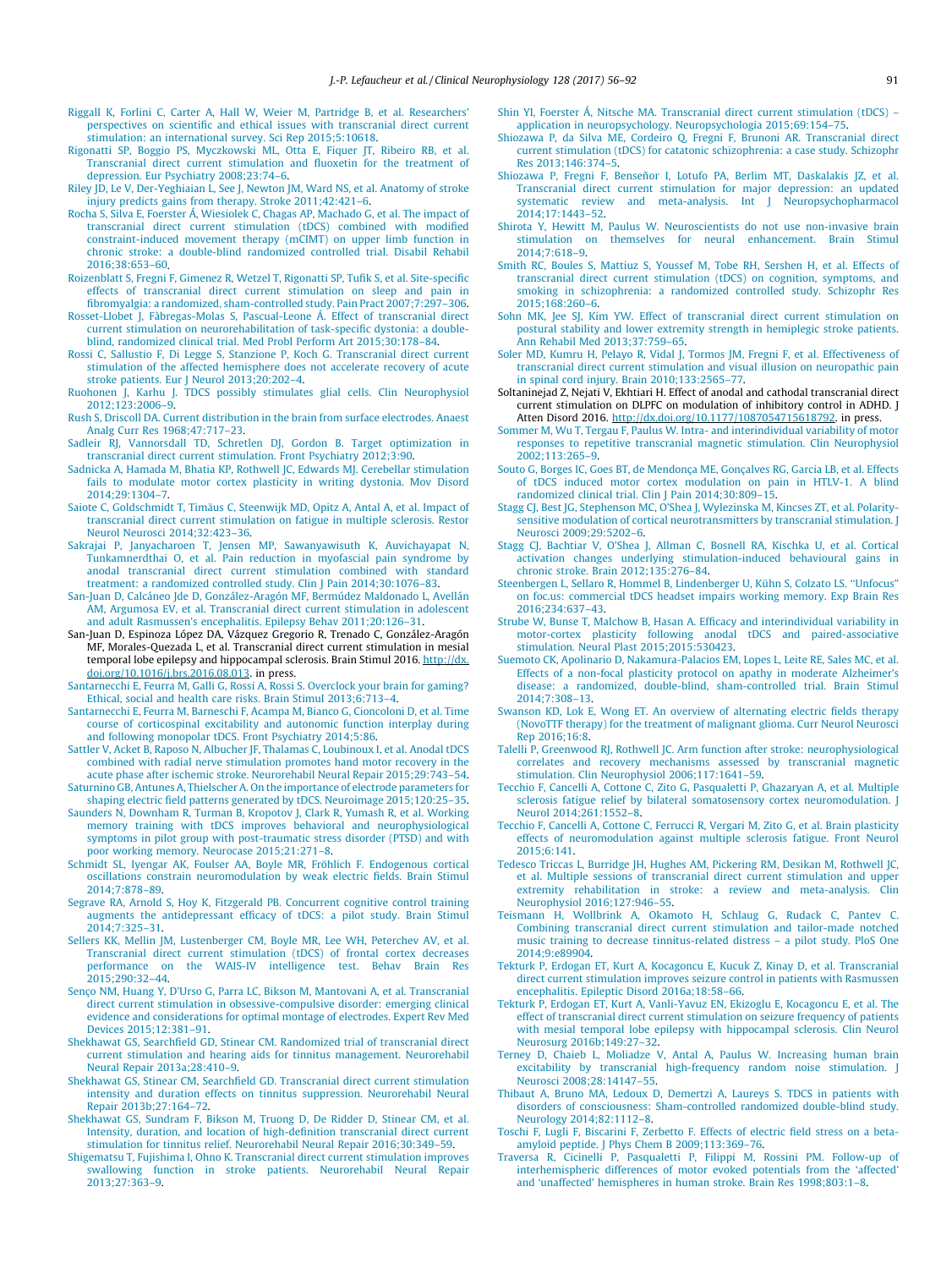Riggall K, Forlini C, Carter A, Hall W, Weier M, Partridge B, et al. Researchers' perspectives on scientific and ethical issues with transcranial direct current stimulation: an international survey. Sci Rep 2015;5:10618.

Rigonatti SP, Boggio PS, Myczkowski ML, Otta E, Fiquer JT, Ribeiro RB, et al. Transcranial direct current stimulation and fluoxetine for the treatment of depression. Eur Psychiatry 2008;23:74–6.

Riley JD, Le V, Der-Yeghiaian L, See J, Newton JM, Ward NS, et al. Anatomy of stroke injury predicts gains from therapy. Stroke 2011;42:421–6.

Rocha S, Silva E, Foerster Á, Wiesiolek C, Chagas AP, Machado G, et al. The impact of transcranial direct current stimulation (tDCS) combined with modified constraint-induced movement therapy (mCIMT) on upper limb function in chronic stroke: a double-blind randomized controlled trial. Disabil Rehabil 2016;38:653–60.

Roizenblatt S, Fregni F, Gimenez R, Wetzel T, Rigonatti SP, Tufik S, et al. Site-specific effects of transcranial direct current stimulation on sleep and pain in fibromyalgia: a randomized, sham-controlled study. Pain Pract 2007;7:297–306.

Rosset-Llobet J, Fàbregas-Molas S, Pascual-Leone Á. Effect of transcranial direct current stimulation on neurorehabilitation of task-specific dystonia: a double-blind, randomized clinical trial. Med Probl Perform Art 2015;30:178–84.

Rossi C, Sallustio F, Di Legge S, Stanzione P, Koch G. Transcranial direct current stimulation of the affected hemisphere does not accelerate recovery of acute stroke patients. Eur J Neurol 2013;20:202–4.

Ruohonen J, Karhu J. TDCS possibly stimulates glial cells. Clin Neurophysiol 2012;123:2006–9.

Rush S, Driscoll DA. Current distribution in the brain from surface electrodes. Anaest Analg Curr Res 1968;47:717–23.

Sadleir RJ, Vannorsdall TD, Schretlen DJ, Gordon B. Target optimization in transcranial direct current stimulation. Front Psychiatry 2012;3:90.

Sadnicka A, Hamada M, Bhatia KP, Rothwell JC, Edwards MJ. Cerebellar stimulation fails to modulate motor cortex plasticity in writing dystonia. Mov Disord 2014;29:1304–7.

Saiote C, Goldschmidt T, Timäus C, Steenwijk MD, Opitz A, Antal A, et al. Impact of transcranial direct current stimulation on fatigue in multiple sclerosis. Restor Neurol Neurosci 2014;32:423–36.

Sakrajai P, Janyacharoen T, Jensen MP, Sawanyawisuth K, Auvichayapat N, Tunkamnerdthai O, et al. Pain reduction in myofascial pain syndrome by anodal transcranial direct current stimulation combined with standard treatment: a randomized controlled study. Clin J Pain 2014;30:1076–83.

San-Juan D, Calcáneo Jde D, González-Aragón MF, Bermúdez Maldonado L, Avellán AM, Argumosa EV, et al. Transcranial direct current stimulation in adolescent and adult Rasmussen's encephalitis. Epilepsy Behav 2011;20:126–31.

San-Juan D, Espinoza López DA, Vázquez Gregorio R, Trenado C, González-Aragón MF, Morales-Quezada L, et al. Transcranial direct current stimulation in mesial temporal lobe epilepsy and hippocampal sclerosis. Brain Stimul 2016. http://dx.doi.org/10.1016/j.brs.2016.08.013. in press.

Santarnecchi E, Feurra M, Galli G, Rossi A, Rossi S. Overclock your brain for gaming? Ethical, social and health care risks. Brain Stimul 2013;6:713–4.

Santarnecchi E, Feurra M, Barneschi F, Acampa M, Bianco G, Cioncoloni D, et al. Time course of corticospinal excitability and autonomic function interplay during and following monopolar tDCS. Front Psychiatry 2014;5:86.

Sattler V, Acket B, Raposo N, Albucher JF, Thalamas C, Loubinoux I, et al. Anodal tDCS combined with radial nerve stimulation promotes hand motor recovery in the acute phase after ischemic stroke. Neurorehabil Neural Repair 2015;29:743–54.

Saturnino GB, Antunes A, Thielscher A. On the importance of electrode parameters for shaping electric field patterns generated by tDCS. Neuroimage 2015;120:25–35.

Saunders N, Downham R, Turman B, Kropotov J, Clark R, Yumash R, et al. Working memory training with tDCS improves behavioral and neurophysiological symptoms in pilot group with post-traumatic stress disorder (PTSD) and with poor working memory. Neurocase 2015;21:271–8.

Schmidt SL, Iyengar AK, Foulser AA, Boyle MR, Fröhlich F. Endogenous cortical oscillations constrain neuromodulation by weak electric fields. Brain Stimul 2014;7:878–89.

Segrave RA, Arnold S, Hoy K, Fitzgerald PB. Concurrent cognitive control training augments the antidepressant efficacy of tDCS: a pilot study. Brain Stimul 2014;7:325–31.

Sellers KK, Mellin JM, Lustenberger CM, Boyle MR, Lee WH, Peterchev AV, et al. Transcranial direct current stimulation (tDCS) of frontal cortex decreases performance on the WAIS-IV intelligence test. Behav Brain Res 2015;290:32–44.

Senço NM, Huang Y, D'Urso G, Parra LC, Bikson M, Mantovani A, et al. Transcranial direct current stimulation in obsessive-compulsive disorder: emerging clinical evidence and considerations for optimal montage of electrodes. Expert Rev Med Devices 2015;12:381–91.

Shekhawat GS, Searchfield GD, Stinear CM. Randomized trial of transcranial direct current stimulation and hearing aids for tinnitus management. Neurorehabil Neural Repair 2013a;28:410–9.

Shekhawat GS, Stinear CM, Searchfield GD. Transcranial direct current stimulation intensity and duration effects on tinnitus suppression. Neurorehabil Neural Repair 2013b;27:164–72.

Shekhawat GS, Sundram F, Bikson M, Truong D, De Ridder D, Stinear CM, et al. Intensity, duration, and location of high-definition transcranial direct current stimulation for tinnitus relief. Neurorehabil Neural Repair 2016;30:349–59.

Shigematsu T, Fujishima I, Ohno K. Transcranial direct current stimulation improves swallowing function in stroke patients. Neurorehabil Neural Repair 2013;27:363–9.

Shin YI, Foerster Á, Nitsche MA. Transcranial direct current stimulation (tDCS) – application in neuropsychology. Neuropsychologia 2015;69:154–75.

Shiozawa P, da Silva ME, Cordeiro Q, Fregni F, Brunoni AR. Transcranial direct current stimulation (tDCS) for catatonic schizophrenia: a case study. Schizophr Res 2013;146:374–5.

Shiozawa P, Fregni F, Benseñor I, Lotufo PA, Berlim MT, Daskalakis JZ, et al. Transcranial direct current stimulation for major depression: an updated systematic review and meta-analysis. Int J Neuropsychopharmacol 2014;17:1443–52.

Shirota Y, Hewitt M, Paulus W. Neuroscientists do not use non-invasive brain stimulation on themselves for neural enhancement. Brain Stimul 2014;7:618–9.

Smith RC, Boules S, Mattiuz S, Youssef M, Tobe RH, Sershen H, et al. Effects of transcranial direct current stimulation (tDCS) on cognition, symptoms, and smoking in schizophrenia: a randomized controlled study. Schizophr Res 2015;168:260–6.

Sohn MK, Jee SJ, Kim YW. Effect of transcranial direct current stimulation on postural stability and lower extremity strength in hemiplegic stroke patients. Ann Rehabil Med 2013;37:759–65.

Soler MD, Kumru H, Pelayo R, Vidal J, Tormos JM, Fregni F, et al. Effectiveness of transcranial direct current stimulation and visual illusion on neuropathic pain in spinal cord injury. Brain 2010;133:2565–77.

Soltaninejad Z, Nejati V, Ekhtiari H. Effect of anodal and cathodal transcranial direct current stimulation on DLPFC on modulation of inhibitory control in ADHD. J Atten Disord 2016. http://dx.doi.org/10.1177/1087054715618792. in press.

Sommer M, Wu T, Tergau F, Paulus W. Intra- and interindividual variability of motor responses to repetitive transcranial magnetic stimulation. Clin Neurophysiol 2002;113:265–9.

Souto G, Borges IC, Goes BT, de Mendonça ME, Gonçalves RG, Garcia LB, et al. Effects of tDCS induced motor cortex modulation on pain in HTLV-1. A blind randomized clinical trial. Clin J Pain 2014;30:809–15.

Stagg CJ, Best JG, Stephenson MC, O'Shea J, Wylezinska M, Kincses ZT, et al. Polarity-sensitive modulation of cortical neurotransmitters by transcranial stimulation. J Neurosci 2009;29:5202–6.

Stagg CJ, Bachtiar V, O'Shea J, Allman C, Bosnell RA, Kischka U, et al. Cortical activation changes underlying stimulation-induced behavioural gains in chronic stroke. Brain 2012;135:276–84.

Steenbergen L, Sellaro R, Hommel B, Lindenberger U, Kühn S, Colzato LS. "Unfocus" on foc.us: commercial tDCS headset impairs working memory. Exp Brain Res 2016;234:637–43.

Strube W, Bunse T, Malchow B, Hasan A. Efficacy and interindividual variability in motor-cortex plasticity following anodal tDCS and paired-associative stimulation. Neural Plast 2015;2015:530423.

Suemoto CK, Apolinario D, Nakamura-Palacios EM, Lopes L, Leite RE, Sales MC, et al. Effects of a non-focal plasticity protocol on apathy in moderate Alzheimer's disease: a randomized, double-blind, sham-controlled trial. Brain Stimul 2014;7:308–13.

Swanson KD, Lok E, Wong ET. An overview of alternating electric fields therapy (NovoTTF therapy) for the treatment of malignant glioma. Curr Neurol Neurosci Rep 2016;16:8.

Talelli P, Greenwood RJ, Rothwell JC. Arm function after stroke: neurophysiological correlates and recovery mechanisms assessed by transcranial magnetic stimulation. Clin Neurophysiol 2006;117:1641–59.

Tecchio F, Cancelli A, Cottone C, Zito G, Pasqualetti P, Ghazaryan A, et al. Multiple sclerosis fatigue relief by bilateral somatosensory cortex neuromodulation. J Neurol 2014;261:1552–8.

Tecchio F, Cancelli A, Cottone C, Ferrucci R, Vergari M, Zito G, et al. Brain plasticity effects of neuromodulation against multiple sclerosis fatigue. Front Neurol 2015;6:141.

Tedesco Triccas L, Burridge JH, Hughes AM, Pickering RM, Desikan M, Rothwell JC, et al. Multiple sessions of transcranial direct current stimulation and upper extremity rehabilitation in stroke: a review and meta-analysis. Clin Neurophysiol 2016;127:946–55.

Teismann H, Wollbrink A, Okamoto H, Schlaug G, Rudack C, Pantev C. Combining transcranial direct current stimulation and tailor-made notched music training to decrease tinnitus-related distress – a pilot study. PloS One 2014;9:e89904.

Tekturk P, Erdogan ET, Kurt A, Kocagoncu E, Kucuk Z, Kinay D, et al. Transcranial direct current stimulation improves seizure control in patients with Rasmussen encephalitis. Epileptic Disord 2016a;18:58–66.

Tekturk P, Erdogan ET, Kurt A, Vanli-Yavuz EN, Ekizoglu E, Kocagoncu E, et al. The effect of transcranial direct current stimulation on seizure frequency of patients with mesial temporal lobe epilepsy with hippocampal sclerosis. Clin Neurol Neurosurg 2016b;149:27–32.

Terney D, Chaieb L, Moliadze V, Antal A, Paulus W. Increasing human brain excitability by transcranial high-frequency random noise stimulation. J Neurosci 2008;28:14147–55.

Thibaut A, Bruno MA, Ledoux D, Demertzi A, Laureys S. TDCS in patients with disorders of consciousness: Sham-controlled randomized double-blind study. Neurology 2014;82:1112–8.

Toschi F, Lugli F, Biscarini F, Zerbetto F. Effects of electric field stress on a beta-amyloid peptide. J Phys Chem B 2009;113:369–76.

Traversa R, Cicinelli P, Pasqualetti P, Filippi M, Rossini PM. Follow-up of interhemispheric differences of motor evoked potentials from the 'affected' and 'unaffected' hemispheres in human stroke. Brain Res 1998;803:1–8.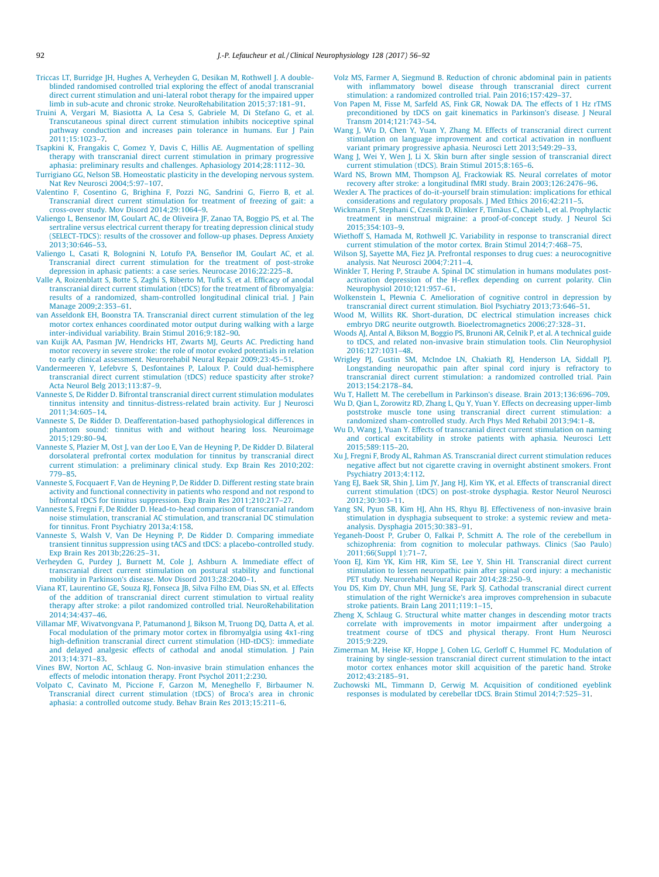Triccas LT, Burridge JH, Hughes A, Verheyden G, Desikan M, Rothwell J. A double-blinded randomised controlled trial exploring the effect of anodal transcranial direct current stimulation and uni-lateral robot therapy for the impaired upper limb in sub-acute and chronic stroke. NeuroRehabilitation 2015;37:181–91.

Truini A, Vergari M, Biasiotta A, La Cesa S, Gabriele M, Di Stefano G, et al. Transcutaneous spinal direct current stimulation inhibits nociceptive spinal pathway conduction and increases pain tolerance in humans. Eur J Pain 2011;15:1023–7.

Tsapkini K, Frangakis C, Gomez Y, Davis C, Hillis AE. Augmentation of spelling therapy with transcranial direct current stimulation in primary progressive aphasia: preliminary results and challenges. Aphasiology 2014;28:1112–30.

Turrigiano GG, Nelson SB. Homeostatic plasticity in the developing nervous system. Nat Rev Neurosci 2004;5:97–107.

Valentino F, Cosentino G, Brighina F, Pozzi NG, Sandrini G, Fierro B, et al. Transcranial direct current stimulation for treatment of freezing of gait: a cross-over study. Mov Disord 2014;29:1064–9.

Valiengo L, Bensenor IM, Goulart AC, de Oliveira JF, Zanao TA, Boggio PS, et al. The sertraline versus electrical current therapy for treating depression clinical study (SELECT-TDCS): results of the crossover and follow-up phases. Depress Anxiety 2013;30:646–53.

Valiengo L, Casati R, Bolognini N, Lotufo PA, Benseñor IM, Goulart AC, et al. Transcranial direct current stimulation for the treatment of post-stroke depression in aphasic patients: a case series. Neurocase 2016;22:225–8.

Valle A, Roizenblatt S, Botte S, Zaghi S, Riberto M, Tufik S, et al. Efficacy of anodal transcranial direct current stimulation (tDCS) for the treatment of fibromyalgia: results of a randomized, sham-controlled longitudinal clinical trial. J Pain Manage 2009;2:353–61.

van Asseldonk EH, Boonstra TA. Transcranial direct current stimulation of the leg motor cortex enhances coordinated motor output during walking with a large inter-individual variability. Brain Stimul 2016;9:182–90.

van Kuijk AA, Pasman JW, Hendricks HT, Zwarts MJ, Geurts AC. Predicting hand motor recovery in severe stroke: the role of motor evoked potentials in relation to early clinical assessment. Neurorehabil Neural Repair 2009;23:45–51.

Vandermeeren Y, Lefebvre S, Desfontaines P, Laloux P. Could dual-hemisphere transcranial direct current stimulation (tDCS) reduce spasticity after stroke? Acta Neurol Belg 2013;113:87–9.

Vanneste S, De Ridder D. Bifrontal transcranial direct current stimulation modulates tinnitus intensity and tinnitus-distress-related brain activity. Eur J Neurosci 2011;34:605–14.

Vanneste S, De Ridder D. Deafferentation-based pathophysiological differences in phantom sound: tinnitus with and without hearing loss. Neuroimage 2015;129:80–94.

Vanneste S, Plazier M, Ost J, van der Loo E, Van de Heyning P, De Ridder D. Bilateral dorsolateral prefrontal cortex modulation for tinnitus by transcranial direct current stimulation: a preliminary clinical study. Exp Brain Res 2010;202:779–85.

Vanneste S, Focquaert F, Van de Heyning P, De Ridder D. Different resting state brain activity and functional connectivity in patients who respond and not respond to bifrontal tDCS for tinnitus suppression. Exp Brain Res 2011;210:217–27.

Vanneste S, Fregni F, De Ridder D. Head-to-head comparison of transcranial random noise stimulation, transcranial AC stimulation, and transcranial DC stimulation for tinnitus. Front Psychiatry 2013a;4:158.

Vanneste S, Walsh V, Van De Heyning P, De Ridder D. Comparing immediate transient tinnitus suppression using tACS and tDCS: a placebo-controlled study. Exp Brain Res 2013b;226:25–31.

Verheyden G, Purdey J, Burnett M, Cole J, Ashburn A. Immediate effect of transcranial direct current stimulation on postural stability and functional mobility in Parkinson's disease. Mov Disord 2013;28:2040–1.

Viana RT, Laurentino GE, Souza RJ, Fonseca JB, Silva Filho EM, Dias SN, et al. Effects of the addition of transcranial direct current stimulation to virtual reality therapy after stroke: a pilot randomized controlled trial. NeuroRehabilitation 2014;34:437–46.

Villamar MF, Wivatvongvana P, Patumanond J, Bikson M, Truong DQ, Datta A, et al. Focal modulation of the primary motor cortex in fibromyalgia using 4x1-ring high-definition transcranial direct current stimulation (HD-tDCS): immediate and delayed analgesic effects of cathodal and anodal stimulation. J Pain 2013;14:371–83.

Vines BW, Norton AC, Schlaug G. Non-invasive brain stimulation enhances the effects of melodic intonation therapy. Front Psychol 2011;2:230.

Volpato C, Cavinato M, Piccione F, Garzon M, Meneghello F, Birbaumer N. Transcranial direct current stimulation (tDCS) of Broca's area in chronic aphasia: a controlled outcome study. Behav Brain Res 2013;15:211–6.

Volz MS, Farmer A, Siegmund B. Reduction of chronic abdominal pain in patients with inflammatory bowel disease through transcranial direct current stimulation: a randomized controlled trial. Pain 2016;157:429–37.

Von Papen M, Fisse M, Sarfeld AS, Fink GR, Nowak DA. The effects of 1 Hz rTMS preconditioned by tDCS on gait kinematics in Parkinson's disease. J Neural Transm 2014;121:743–54.

Wang J, Wu D, Chen Y, Yuan Y, Zhang M. Effects of transcranial direct current stimulation on language improvement and cortical activation in nonfluent variant primary progressive aphasia. Neurosci Lett 2013;549:29–33.

Wang J, Wei Y, Wen J, Li X. Skin burn after single session of transcranial direct current stimulation (tDCS). Brain Stimul 2015;8:165–6.

Ward NS, Brown MM, Thompson AJ, Frackowiak RS. Neural correlates of motor recovery after stroke: a longitudinal fMRI study. Brain 2003;126:2476–96.

Wexler A. The practices of do-it-yourself brain stimulation: implications for ethical considerations and regulatory proposals. J Med Ethics 2016;42:211–5.

Wickmann F, Stephani C, Czesnik D, Klinker F, Timäus C, Chaieb L, et al. Prophylactic treatment in menstrual migraine: a proof-of-concept study. J Neurol Sci 2015;354:103–9.

Wiethoff S, Hamada M, Rothwell JC. Variability in response to transcranial direct current stimulation of the motor cortex. Brain Stimul 2014;7:468–75.

Wilson SJ, Sayette MA, Fiez JA. Prefrontal responses to drug cues: a neurocognitive analysis. Nat Neurosci 2004;7:211–4.

Winkler T, Hering P, Straube A. Spinal DC stimulation in humans modulates post-activation depression of the H-reflex depending on current polarity. Clin Neurophysiol 2010;121:957–61.

Wolkenstein L, Plewnia C. Amelioration of cognitive control in depression by transcranial direct current stimulation. Biol Psychiatry 2013;73:646–51.

Wood M, Willits RK. Short-duration, DC electrical stimulation increases chick embryo DRG neurite outgrowth. Bioelectromagnetics 2006;27:328–31.

Woods AJ, Antal A, Bikson M, Boggio PS, Brunoni AR, Celnik P, et al. A technical guide to tDCS, and related non-invasive brain stimulation tools. Clin Neurophysiol 2016;127:1031–48.

Wrigley PJ, Gustin SM, McIndoe LN, Chakiath RJ, Henderson LA, Siddall PJ. Longstanding neuropathic pain after spinal cord injury is refractory to transcranial direct current stimulation: a randomized controlled trial. Pain 2013;154:2178–84.

Wu T, Hallett M. The cerebellum in Parkinson's disease. Brain 2013;136:696–709.

Wu D, Qian L, Zorowitz RD, Zhang L, Qu Y, Yuan Y. Effects on decreasing upper-limb poststroke muscle tone using transcranial direct current stimulation: a randomized sham-controlled study. Arch Phys Med Rehabil 2013;94:1–8.

Wu D, Wang J, Yuan Y. Effects of transcranial direct current stimulation on naming and cortical excitability in stroke patients with aphasia. Neurosci Lett 2015;589:115–20.

Xu J, Fregni F, Brody AL, Rahman AS. Transcranial direct current stimulation reduces negative affect but not cigarette craving in overnight abstinent smokers. Front Psychiatry 2013;4:112.

Yang EJ, Baek SR, Shin J, Lim JY, Jang HJ, Kim YK, et al. Effects of transcranial direct current stimulation (tDCS) on post-stroke dysphagia. Restor Neurol Neurosci 2012;30:303–11.

Yang SN, Pyun SB, Kim HJ, Ahn HS, Rhyu BJ. Effectiveness of non-invasive brain stimulation in dysphagia subsequent to stroke: a systemic review and meta-analysis. Dysphagia 2015;30:383–91.

Yeganeh-Doost P, Gruber O, Falkai P, Schmitt A. The role of the cerebellum in schizophrenia: from cognition to molecular pathways. Clinics (Sao Paulo) 2011;66(Suppl 1):71–7.

Yoon EJ, Kim YK, Kim HR, Kim SE, Lee Y, Shin HI. Transcranial direct current stimulation to lessen neuropathic pain after spinal cord injury: a mechanistic PET study. Neurorehabil Neural Repair 2014;28:250–9.

You DS, Kim DY, Chun MH, Jung SE, Park SJ. Cathodal transcranial direct current stimulation of the right Wernicke's area improves comprehension in subacute stroke patients. Brain Lang 2011;119:1–15.

Zheng X, Schlaug G. Structural white matter changes in descending motor tracts correlate with improvements in motor impairment after undergoing a treatment course of tDCS and physical therapy. Front Hum Neurosci 2015;9:229.

Zimerman M, Heise KF, Hoppe J, Cohen LG, Gerloff C, Hummel FC. Modulation of training by single-session transcranial direct current stimulation to the intact motor cortex enhances motor skill acquisition of the paretic hand. Stroke 2012;43:2185–91.

Zuchowski ML, Timmann D, Gerwig M. Acquisition of conditioned eyeblink responses is modulated by cerebellar tDCS. Brain Stimul 2014;7:525–31.